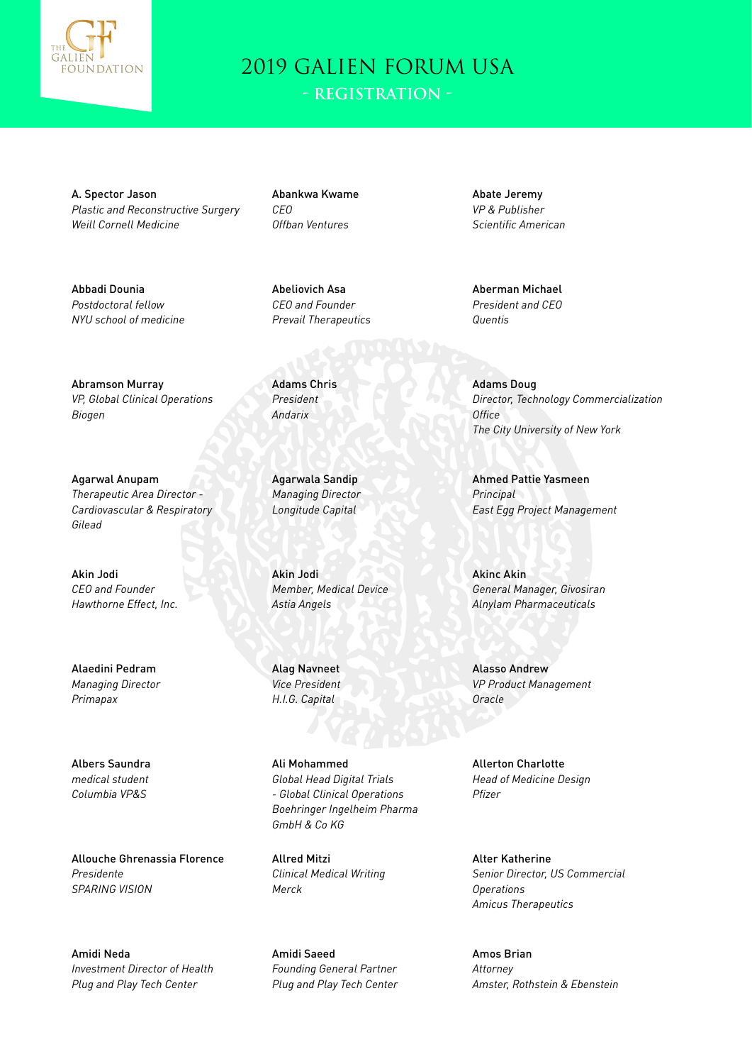# 2019 GALIEN FORUM USA

## - REGISTRATION -

A. Spector Jason
*Plastic and Reconstructive Surgery*
*Weill Cornell Medicine*

Abankwa Kwame
*CEO*
*Offban Ventures*

Abate Jeremy
*VP & Publisher*
*Scientific American*

Abbadi Dounia
*Postdoctoral fellow*
*NYU school of medicine*

Abeliovich Asa
*CEO and Founder*
*Prevail Therapeutics*

Aberman Michael
*President and CEO*
*Quentis*

Abramson Murray
*VP, Global Clinical Operations*
*Biogen*

Adams Chris
*President*
*Andarix*

Adams Doug
*Director, Technology Commercialization Office*
*The City University of New York*

Agarwal Anupam
*Therapeutic Area Director - Cardiovascular & Respiratory*
*Gilead*

Agarwala Sandip
*Managing Director*
*Longitude Capital*

Ahmed Pattie Yasmeen
*Principal*
*East Egg Project Management*

Akin Jodi
*CEO and Founder*
*Hawthorne Effect, Inc.*

Akin Jodi
*Member, Medical Device*
*Astia Angels*

Akinc Akin
*General Manager, Givosiran*
*Alnylam Pharmaceuticals*

Alaedini Pedram
*Managing Director*
*Primapax*

Alag Navneet
*Vice President*
*H.I.G. Capital*

Alasso Andrew
*VP Product Management*
*Oracle*

Albers Saundra
*medical student*
*Columbia VP&S*

Ali Mohammed
*Global Head Digital Trials - Global Clinical Operations*
*Boehringer Ingelheim Pharma GmbH & Co KG*

Allerton Charlotte
*Head of Medicine Design*
*Pfizer*

Allouche Ghrenassia Florence
*Presidente*
*SPARING VISION*

Allred Mitzi
*Clinical Medical Writing*
*Merck*

Alter Katherine
*Senior Director, US Commercial Operations*
*Amicus Therapeutics*

Amidi Neda
*Investment Director of Health*
*Plug and Play Tech Center*

Amidi Saeed
*Founding General Partner*
*Plug and Play Tech Center*

Amos Brian
*Attorney*
*Amster, Rothstein & Ebenstein*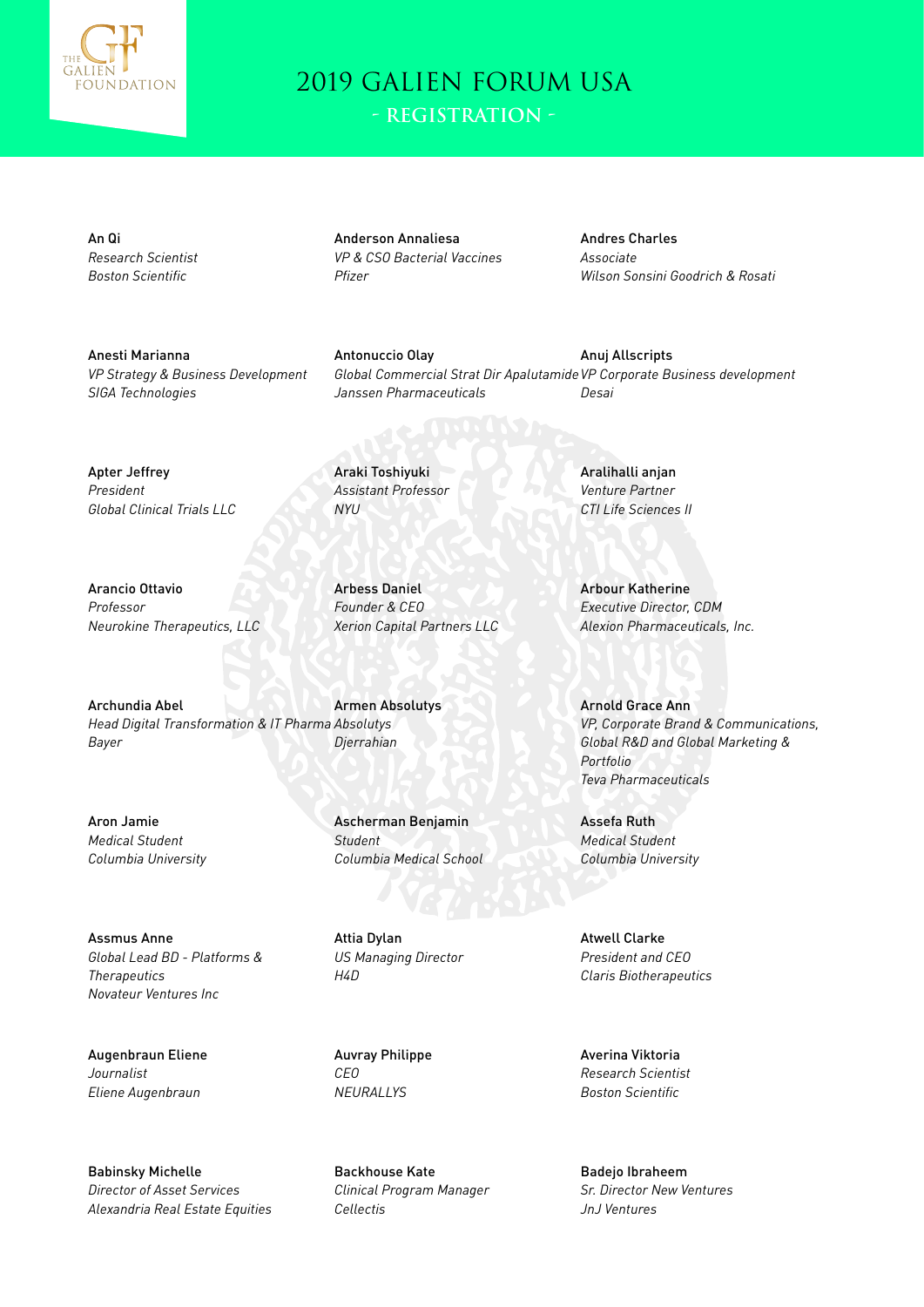# 2019 GALIEN FORUM USA

## - REGISTRATION -

An Qi
*Research Scientist*
*Boston Scientific*

Anderson Annaliesa
*VP & CSO Bacterial Vaccines*
*Pfizer*

Andres Charles
*Associate*
*Wilson Sonsini Goodrich & Rosati*

Anesti Marianna
*VP Strategy & Business Development*
*SIGA Technologies*

Antonuccio Olay
*Global Commercial Strat Dir Apalutamide*
*Janssen Pharmaceuticals*

Anuj Allscripts
*VP Corporate Business development*
*Desai*

Apter Jeffrey
*President*
*Global Clinical Trials LLC*

Araki Toshiyuki
*Assistant Professor*
*NYU*

Aralihalli anjan
*Venture Partner*
*CTI Life Sciences II*

Arancio Ottavio
*Professor*
*Neurokine Therapeutics, LLC*

Arbess Daniel
*Founder & CEO*
*Xerion Capital Partners LLC*

Arbour Katherine
*Executive Director, CDM*
*Alexion Pharmaceuticals, Inc.*

Archundia Abel
*Head Digital Transformation & IT Pharma*
*Bayer*

Armen Absolutys
*Absolutys*
*Djerrahian*

Arnold Grace Ann
*VP, Corporate Brand & Communications, Global R&D and Global Marketing & Portfolio*
*Teva Pharmaceuticals*

Aron Jamie
*Medical Student*
*Columbia University*

Ascherman Benjamin
*Student*
*Columbia Medical School*

Assefa Ruth
*Medical Student*
*Columbia University*

Assmus Anne
*Global Lead BD - Platforms & Therapeutics*
*Novateur Ventures Inc*

Attia Dylan
*US Managing Director*
*H4D*

Atwell Clarke
*President and CEO*
*Claris Biotherapeutics*

Augenbraun Eliene
*Journalist*
*Eliene Augenbraun*

Auvray Philippe
*CEO*
*NEURALLYS*

Averina Viktoria
*Research Scientist*
*Boston Scientific*

Babinsky Michelle
*Director of Asset Services*
*Alexandria Real Estate Equities*

Backhouse Kate
*Clinical Program Manager*
*Cellectis*

Badejo Ibraheem
*Sr. Director New Ventures*
*JnJ Ventures*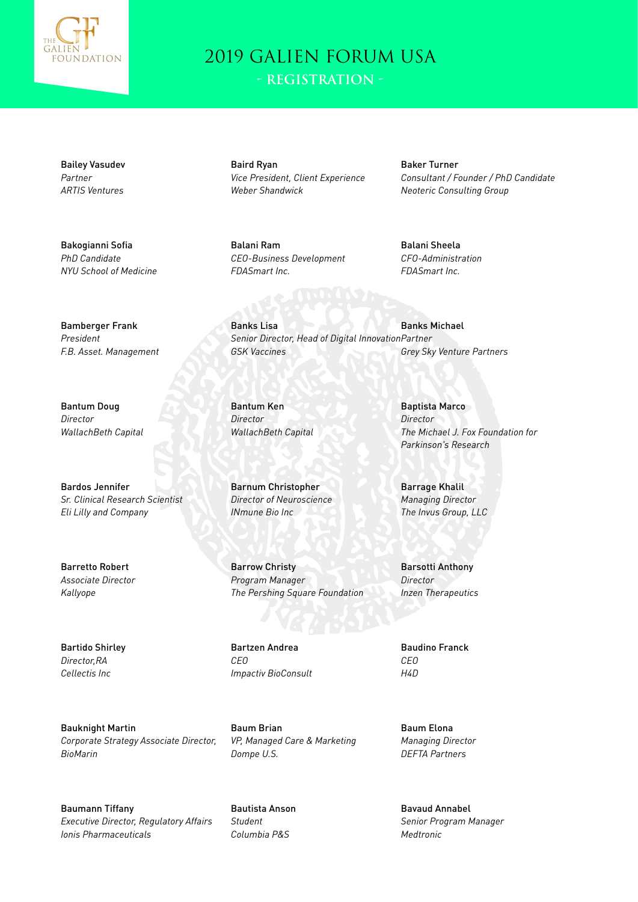# 2019 GALIEN FORUM USA

## - REGISTRATION -

Bailey Vasudev
*Partner*
*ARTIS Ventures*

Baird Ryan
*Vice President, Client Experience*
*Weber Shandwick*

Baker Turner
*Consultant / Founder / PhD Candidate*
*Neoteric Consulting Group*

Bakogianni Sofia
*PhD Candidate*
*NYU School of Medicine*

Balani Ram
*CEO-Business Development*
*FDASmart Inc.*

Balani Sheela
*CFO-Administration*
*FDASmart Inc.*

Bamberger Frank
*President*
*F.B. Asset. Management*

Banks Lisa
*Senior Director, Head of Digital Innovation*
*GSK Vaccines*

Banks Michael
*Partner*
*Grey Sky Venture Partners*

Bantum Doug
*Director*
*WallachBeth Capital*

Bantum Ken
*Director*
*WallachBeth Capital*

Baptista Marco
*Director*
*The Michael J. Fox Foundation for Parkinson's Research*

Bardos Jennifer
*Sr. Clinical Research Scientist*
*Eli Lilly and Company*

Barnum Christopher
*Director of Neuroscience*
*INmune Bio Inc*

Barrage Khalil
*Managing Director*
*The Invus Group, LLC*

Barretto Robert
*Associate Director*
*Kallyope*

Barrow Christy
*Program Manager*
*The Pershing Square Foundation*

Barsotti Anthony
*Director*
*Inzen Therapeutics*

Bartido Shirley
*Director,RA*
*Cellectis Inc*

Bartzen Andrea
*CEO*
*Impactiv BioConsult*

Baudino Franck
*CEO*
*H4D*

Bauknight Martin
*Corporate Strategy Associate Director,*
*BioMarin*

Baum Brian
*VP, Managed Care & Marketing*
*Dompe U.S.*

Baum Elona
*Managing Director*
*DEFTA Partners*

Baumann Tiffany
*Executive Director, Regulatory Affairs*
*Ionis Pharmaceuticals*

Bautista Anson
*Student*
*Columbia P&S*

Bavaud Annabel
*Senior Program Manager*
*Medtronic*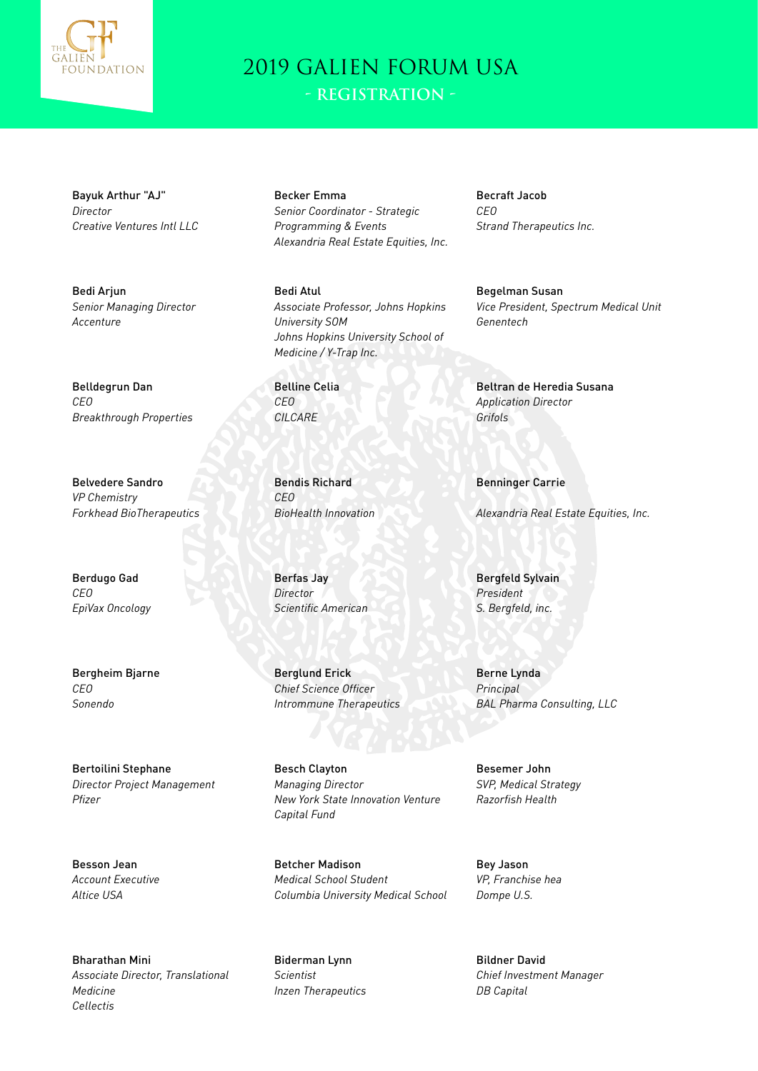# 2019 GALIEN FORUM USA

## - REGISTRATION -

Bayuk Arthur "AJ"
*Director*
*Creative Ventures Intl LLC*

Becker Emma
*Senior Coordinator - Strategic Programming & Events*
*Alexandria Real Estate Equities, Inc.*

Becraft Jacob
*CEO*
*Strand Therapeutics Inc.*

Bedi Arjun
*Senior Managing Director*
*Accenture*

Bedi Atul
*Associate Professor, Johns Hopkins University SOM*
*Johns Hopkins University School of Medicine / Y-Trap Inc.*

Begelman Susan
*Vice President, Spectrum Medical Unit*
*Genentech*

Belldegrun Dan
*CEO*
*Breakthrough Properties*

Belline Celia
*CEO*
*CILCARE*

Beltran de Heredia Susana
*Application Director*
*Grifols*

Belvedere Sandro
*VP Chemistry*
*Forkhead BioTherapeutics*

Bendis Richard
*CEO*
*BioHealth Innovation*

Benninger Carrie
*Alexandria Real Estate Equities, Inc.*

Berdugo Gad
*CEO*
*EpiVax Oncology*

Berfas Jay
*Director*
*Scientific American*

Bergfeld Sylvain
*President*
*S. Bergfeld, inc.*

Bergheim Bjarne
*CEO*
*Sonendo*

Berglund Erick
*Chief Science Officer*
*Intrommune Therapeutics*

Berne Lynda
*Principal*
*BAL Pharma Consulting, LLC*

Bertoilini Stephane
*Director Project Management*
*Pfizer*

Besch Clayton
*Managing Director*
*New York State Innovation Venture Capital Fund*

Besemer John
*SVP, Medical Strategy*
*Razorfish Health*

Besson Jean
*Account Executive*
*Altice USA*

Betcher Madison
*Medical School Student*
*Columbia University Medical School*

Bey Jason
*VP, Franchise hea*
*Dompe U.S.*

Bharathan Mini
*Associate Director, Translational Medicine*
*Cellectis*

Biderman Lynn
*Scientist*
*Inzen Therapeutics*

Bildner David
*Chief Investment Manager*
*DB Capital*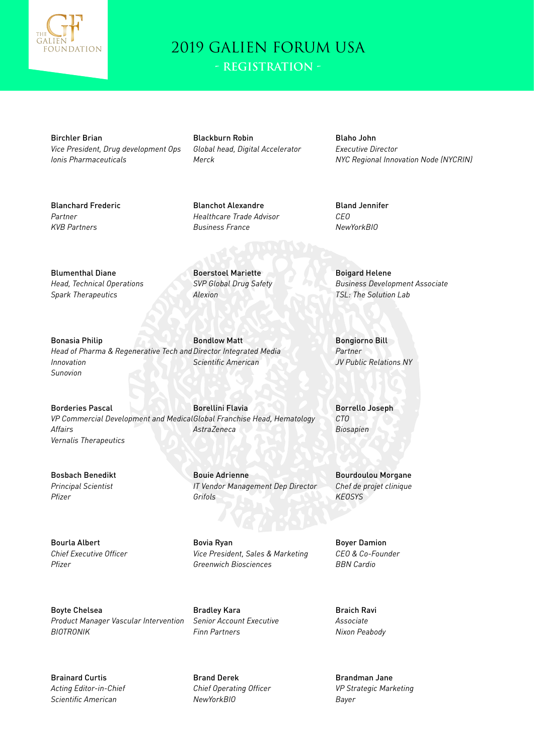# 2019 GALIEN FORUM USA

## - REGISTRATION -

Birchler Brian
*Vice President, Drug development Ops*
*Ionis Pharmaceuticals*

Blackburn Robin
*Global head, Digital Accelerator*
*Merck*

Blaho John
*Executive Director*
*NYC Regional Innovation Node (NYCRIN)*

Blanchard Frederic
*Partner*
*KVB Partners*

Blanchot Alexandre
*Healthcare Trade Advisor*
*Business France*

Bland Jennifer
*CEO*
*NewYorkBIO*

Blumenthal Diane
*Head, Technical Operations*
*Spark Therapeutics*

Boerstoel Mariette
*SVP Global Drug Safety*
*Alexion*

Boigard Helene
*Business Development Associate*
*TSL: The Solution Lab*

Bonasia Philip
*Head of Pharma & Regenerative Tech and Innovation*
*Sunovion*

Bondlow Matt
*Director Integrated Media*
*Scientific American*

Bongiorno Bill
*Partner*
*JV Public Relations NY*

Borderies Pascal
*VP Commercial Development and Medical Affairs*
*Vernalis Therapeutics*

Borellini Flavia
*Global Franchise Head, Hematology*
*AstraZeneca*

Borrello Joseph
*CTO*
*Biosapien*

Bosbach Benedikt
*Principal Scientist*
*Pfizer*

Bouie Adrienne
*IT Vendor Management Dep Director*
*Grifols*

Bourdoulou Morgane
*Chef de projet clinique*
*KEOSYS*

Bourla Albert
*Chief Executive Officer*
*Pfizer*

Bovia Ryan
*Vice President, Sales & Marketing*
*Greenwich Biosciences*

Boyer Damion
*CEO & Co-Founder*
*BBN Cardio*

Boyte Chelsea
*Product Manager Vascular Intervention*
*BIOTRONIK*

Bradley Kara
*Senior Account Executive*
*Finn Partners*

Braich Ravi
*Associate*
*Nixon Peabody*

Brainard Curtis
*Acting Editor-in-Chief*
*Scientific American*

Brand Derek
*Chief Operating Officer*
*NewYorkBIO*

Brandman Jane
*VP Strategic Marketing*
*Bayer*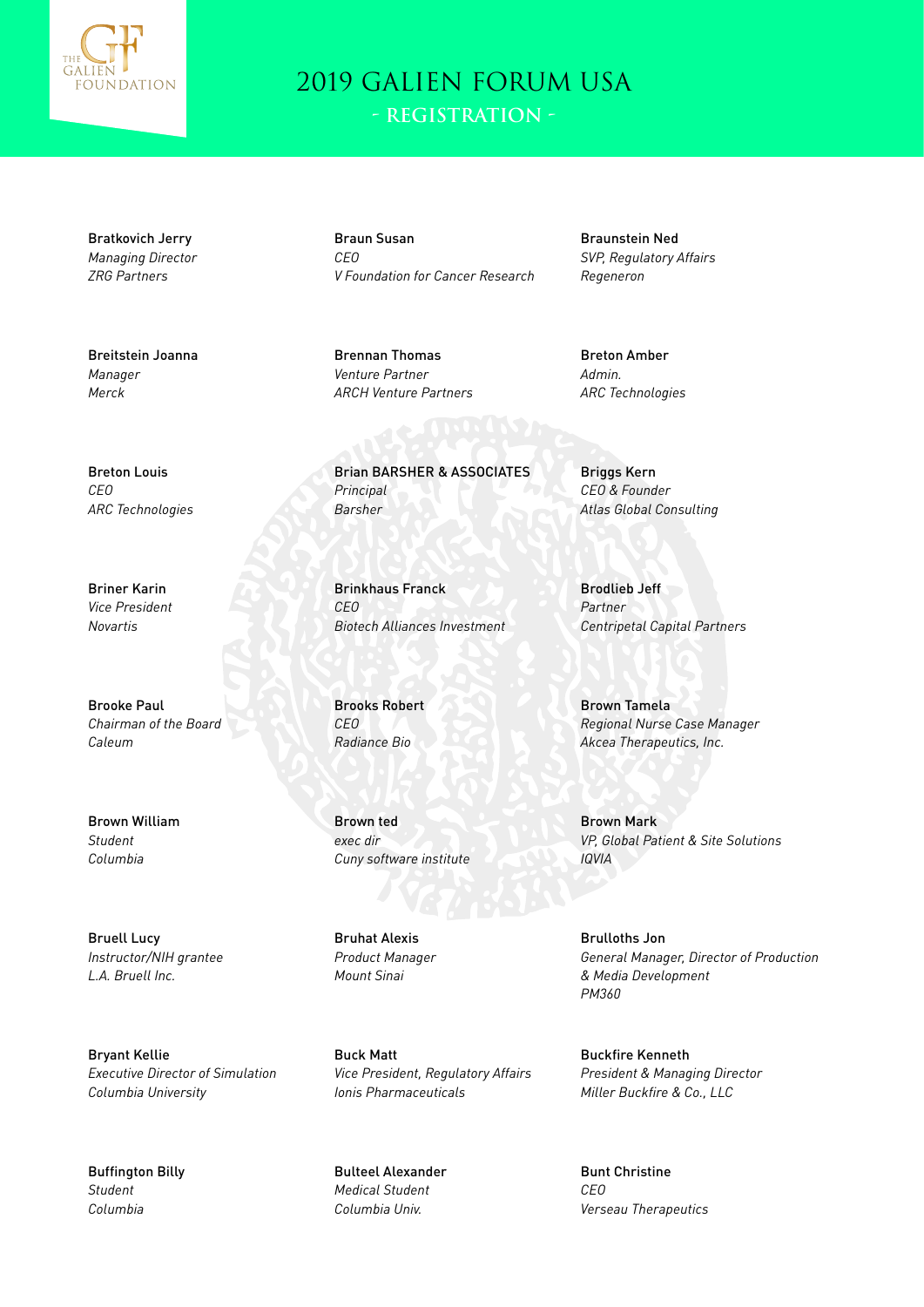# 2019 GALIEN FORUM USA

## - REGISTRATION -

Bratkovich Jerry
*Managing Director*
*ZRG Partners*

Braun Susan
*CEO*
*V Foundation for Cancer Research*

Braunstein Ned
*SVP, Regulatory Affairs*
*Regeneron*

Breitstein Joanna
*Manager*
*Merck*

Brennan Thomas
*Venture Partner*
*ARCH Venture Partners*

Breton Amber
*Admin.*
*ARC Technologies*

Breton Louis
*CEO*
*ARC Technologies*

Brian BARSHER & ASSOCIATES
*Principal*
*Barsher*

Briggs Kern
*CEO & Founder*
*Atlas Global Consulting*

Briner Karin
*Vice President*
*Novartis*

Brinkhaus Franck
*CEO*
*Biotech Alliances Investment*

Brodlieb Jeff
*Partner*
*Centripetal Capital Partners*

Brooke Paul
*Chairman of the Board*
*Caleum*

Brooks Robert
*CEO*
*Radiance Bio*

Brown Tamela
*Regional Nurse Case Manager*
*Akcea Therapeutics, Inc.*

Brown William
*Student*
*Columbia*

Brown ted
*exec dir*
*Cuny software institute*

Brown Mark
*VP, Global Patient & Site Solutions*
*IQVIA*

Bruell Lucy
*Instructor/NIH grantee*
*L.A. Bruell Inc.*

Bruhat Alexis
*Product Manager*
*Mount Sinai*

Brulloths Jon
*General Manager, Director of Production & Media Development*
*PM360*

Bryant Kellie
*Executive Director of Simulation*
*Columbia University*

Buck Matt
*Vice President, Regulatory Affairs*
*Ionis Pharmaceuticals*

Buckfire Kenneth
*President & Managing Director*
*Miller Buckfire & Co., LLC*

Buffington Billy
*Student*
*Columbia*

Bulteel Alexander
*Medical Student*
*Columbia Univ.*

Bunt Christine
*CEO*
*Verseau Therapeutics*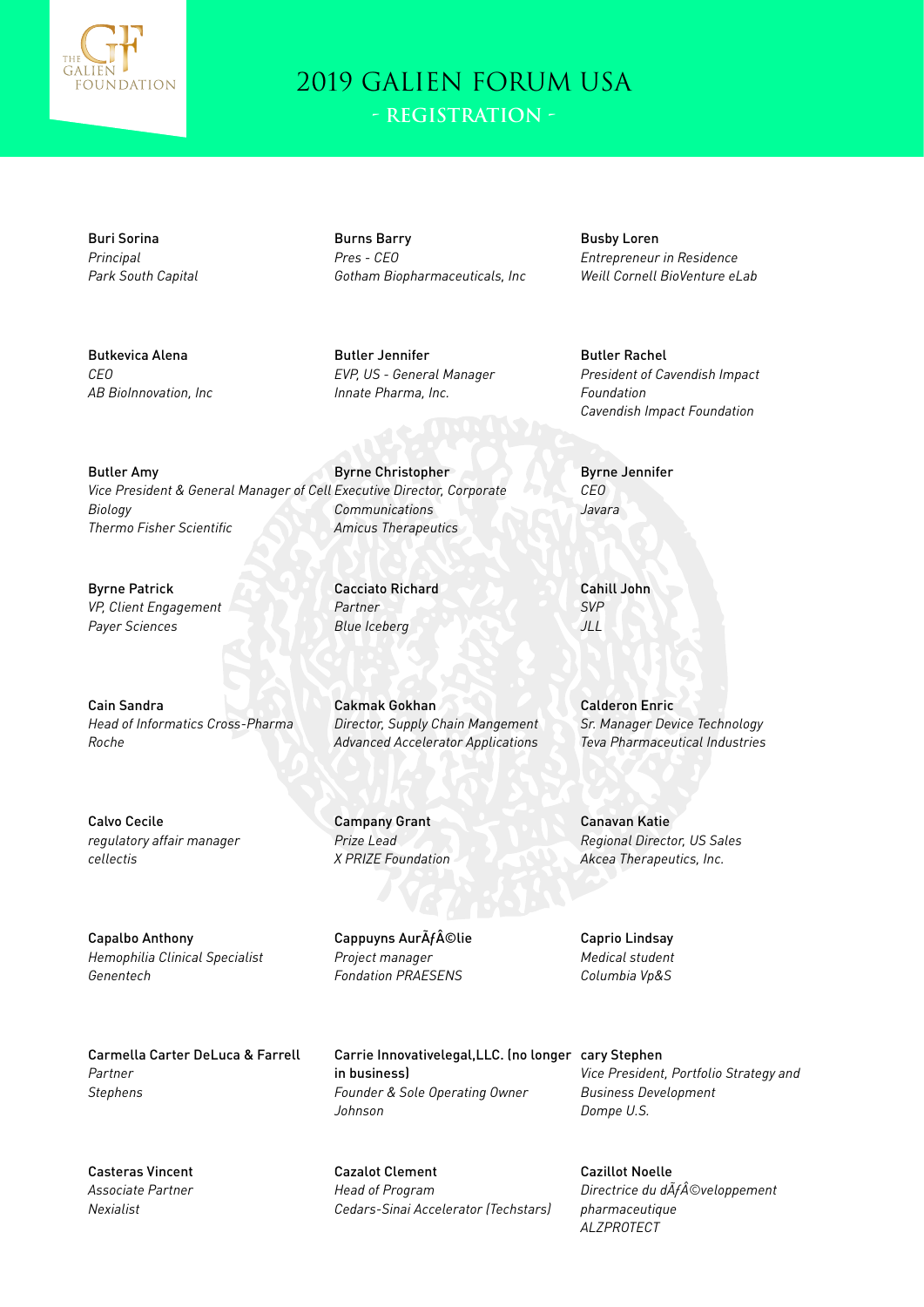# 2019 GALIEN FORUM USA

## - REGISTRATION -

Buri Sorina
*Principal*
*Park South Capital*

Burns Barry
*Pres - CEO*
*Gotham Biopharmaceuticals, Inc*

Busby Loren
*Entrepreneur in Residence*
*Weill Cornell BioVenture eLab*

Butkevica Alena
*CEO*
*AB BioInnovation, Inc*

Butler Jennifer
*EVP, US - General Manager*
*Innate Pharma, Inc.*

Butler Rachel
*President of Cavendish Impact Foundation*
*Cavendish Impact Foundation*

Butler Amy
*Vice President & General Manager of Cell Biology*
*Thermo Fisher Scientific*

Byrne Christopher
*Executive Director, Corporate Communications*
*Amicus Therapeutics*

Byrne Jennifer
*CEO*
*Javara*

Byrne Patrick
*VP, Client Engagement*
*Payer Sciences*

Cacciato Richard
*Partner*
*Blue Iceberg*

Cahill John
*SVP*
*JLL*

Cain Sandra
*Head of Informatics Cross-Pharma*
*Roche*

Cakmak Gokhan
*Director, Supply Chain Mangement*
*Advanced Accelerator Applications*

Calderon Enric
*Sr. Manager Device Technology*
*Teva Pharmaceutical Industries*

Calvo Cecile
*regulatory affair manager*
*cellectis*

Campany Grant
*Prize Lead*
*X PRIZE Foundation*

Canavan Katie
*Regional Director, US Sales*
*Akcea Therapeutics, Inc.*

Capalbo Anthony
*Hemophilia Clinical Specialist*
*Genentech*

Cappuyns AurÃƒÂ©lie
*Project manager*
*Fondation PRAESENS*

Caprio Lindsay
*Medical student*
*Columbia Vp&S*

Carmella Carter DeLuca & Farrell
*Partner*
*Stephens*

Carrie Innovativelegal,LLC. (no longer in business)
*Founder & Sole Operating Owner*
*Johnson*

cary Stephen
*Vice President, Portfolio Strategy and Business Development*
*Dompe U.S.*

Casteras Vincent
*Associate Partner*
*Nexialist*

Cazalot Clement
*Head of Program*
*Cedars-Sinai Accelerator (Techstars)*

Cazillot Noelle
*Directrice du dÃƒÂ©veloppement pharmaceutique*
*ALZPROTECT*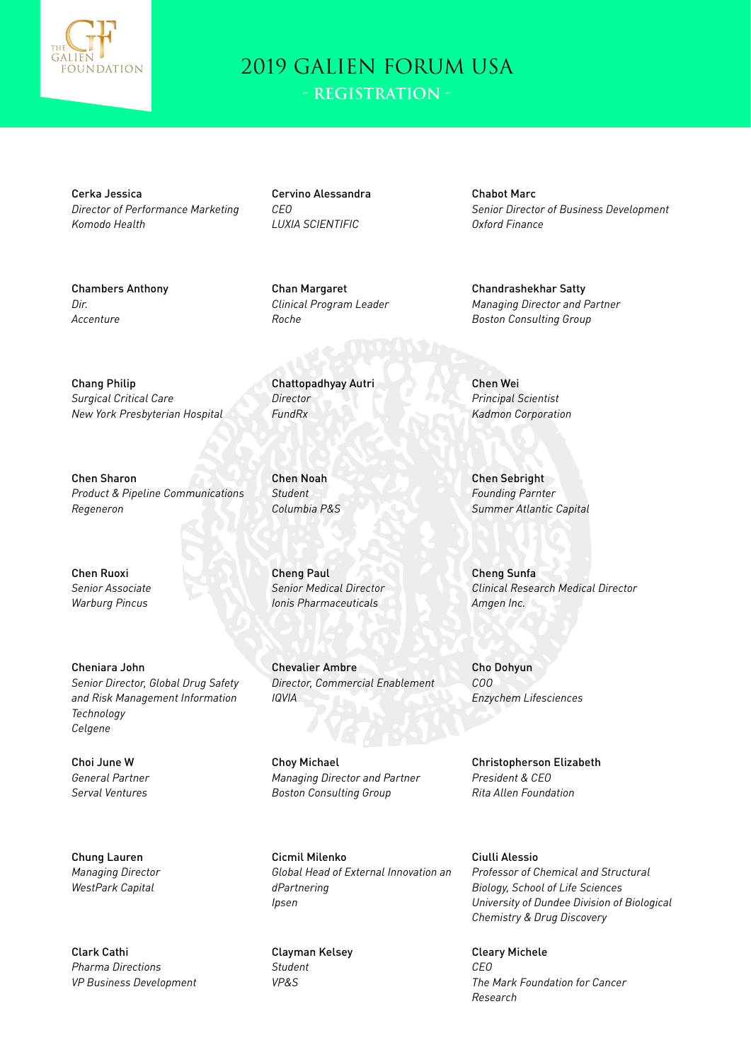# 2019 GALIEN FORUM USA

## - REGISTRATION -

Cerka Jessica
*Director of Performance Marketing*
*Komodo Health*

Cervino Alessandra
*CEO*
*LUXIA SCIENTIFIC*

Chabot Marc
*Senior Director of Business Development*
*Oxford Finance*

Chambers Anthony
*Dir.*
*Accenture*

Chan Margaret
*Clinical Program Leader*
*Roche*

Chandrashekhar Satty
*Managing Director and Partner*
*Boston Consulting Group*

Chang Philip
*Surgical Critical Care*
*New York Presbyterian Hospital*

Chattopadhyay Autri
*Director*
*FundRx*

Chen Wei
*Principal Scientist*
*Kadmon Corporation*

Chen Sharon
*Product & Pipeline Communications*
*Regeneron*

Chen Noah
*Student*
*Columbia P&S*

Chen Sebright
*Founding Parnter*
*Summer Atlantic Capital*

Chen Ruoxi
*Senior Associate*
*Warburg Pincus*

Cheng Paul
*Senior Medical Director*
*Ionis Pharmaceuticals*

Cheng Sunfa
*Clinical Research Medical Director*
*Amgen Inc.*

Cheniara John
*Senior Director, Global Drug Safety and Risk Management Information Technology*
*Celgene*

Chevalier Ambre
*Director, Commercial Enablement*
*IQVIA*

Cho Dohyun
*COO*
*Enzychem Lifesciences*

Choi June W
*General Partner*
*Serval Ventures*

Choy Michael
*Managing Director and Partner*
*Boston Consulting Group*

Christopherson Elizabeth
*President & CEO*
*Rita Allen Foundation*

Chung Lauren
*Managing Director*
*WestPark Capital*

Cicmil Milenko
*Global Head of External Innovation an dPartnering*
*Ipsen*

Ciulli Alessio
*Professor of Chemical and Structural Biology, School of Life Sciences*
*University of Dundee Division of Biological Chemistry & Drug Discovery*

Clark Cathi
*Pharma Directions*
*VP Business Development*

Clayman Kelsey
*Student*
*VP&S*

Cleary Michele
*CEO*
*The Mark Foundation for Cancer Research*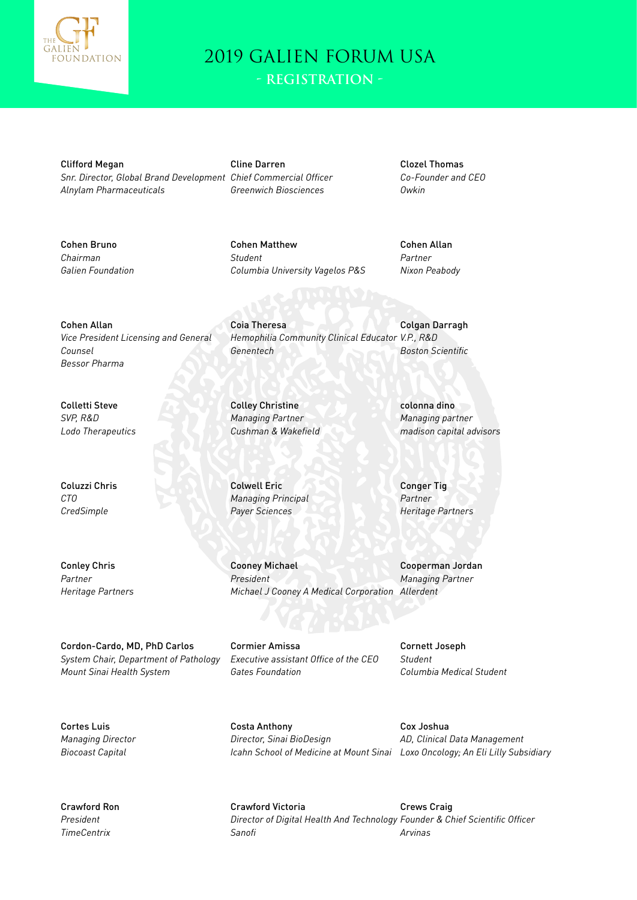# 2019 GALIEN FORUM USA

## - REGISTRATION -

Clifford Megan
*Snr. Director, Global Brand Development*
*Alnylam Pharmaceuticals*

Cline Darren
*Chief Commercial Officer*
*Greenwich Biosciences*

Clozel Thomas
*Co-Founder and CEO*
*Owkin*

Cohen Bruno
*Chairman*
*Galien Foundation*

Cohen Matthew
*Student*
*Columbia University Vagelos P&S*

Cohen Allan
*Partner*
*Nixon Peabody*

Cohen Allan
*Vice President Licensing and General Counsel*
*Bessor Pharma*

Coia Theresa
*Hemophilia Community Clinical Educator*
*Genentech*

Colgan Darragh
*V.P., R&D*
*Boston Scientific*

Colletti Steve
*SVP, R&D*
*Lodo Therapeutics*

Colley Christine
*Managing Partner*
*Cushman & Wakefield*

colonna dino
*Managing partner*
*madison capital advisors*

Coluzzi Chris
*CTO*
*CredSimple*

Colwell Eric
*Managing Principal*
*Payer Sciences*

Conger Tig
*Partner*
*Heritage Partners*

Conley Chris
*Partner*
*Heritage Partners*

Cooney Michael
*President*
*Michael J Cooney A Medical Corporation*

Cooperman Jordan
*Managing Partner*
*Allerdent*

Cordon-Cardo, MD, PhD Carlos
*System Chair, Department of Pathology*
*Mount Sinai Health System*

Cormier Amissa
*Executive assistant Office of the CEO*
*Gates Foundation*

Cornett Joseph
*Student*
*Columbia Medical Student*

Cortes Luis
*Managing Director*
*Biocoast Capital*

Costa Anthony
*Director, Sinai BioDesign*
*Icahn School of Medicine at Mount Sinai*

Cox Joshua
*AD, Clinical Data Management*
*Loxo Oncology; An Eli Lilly Subsidiary*

Crawford Ron
*President*
*TimeCentrix*

Crawford Victoria
*Director of Digital Health And Technology*
*Sanofi*

Crews Craig
*Founder & Chief Scientific Officer*
*Arvinas*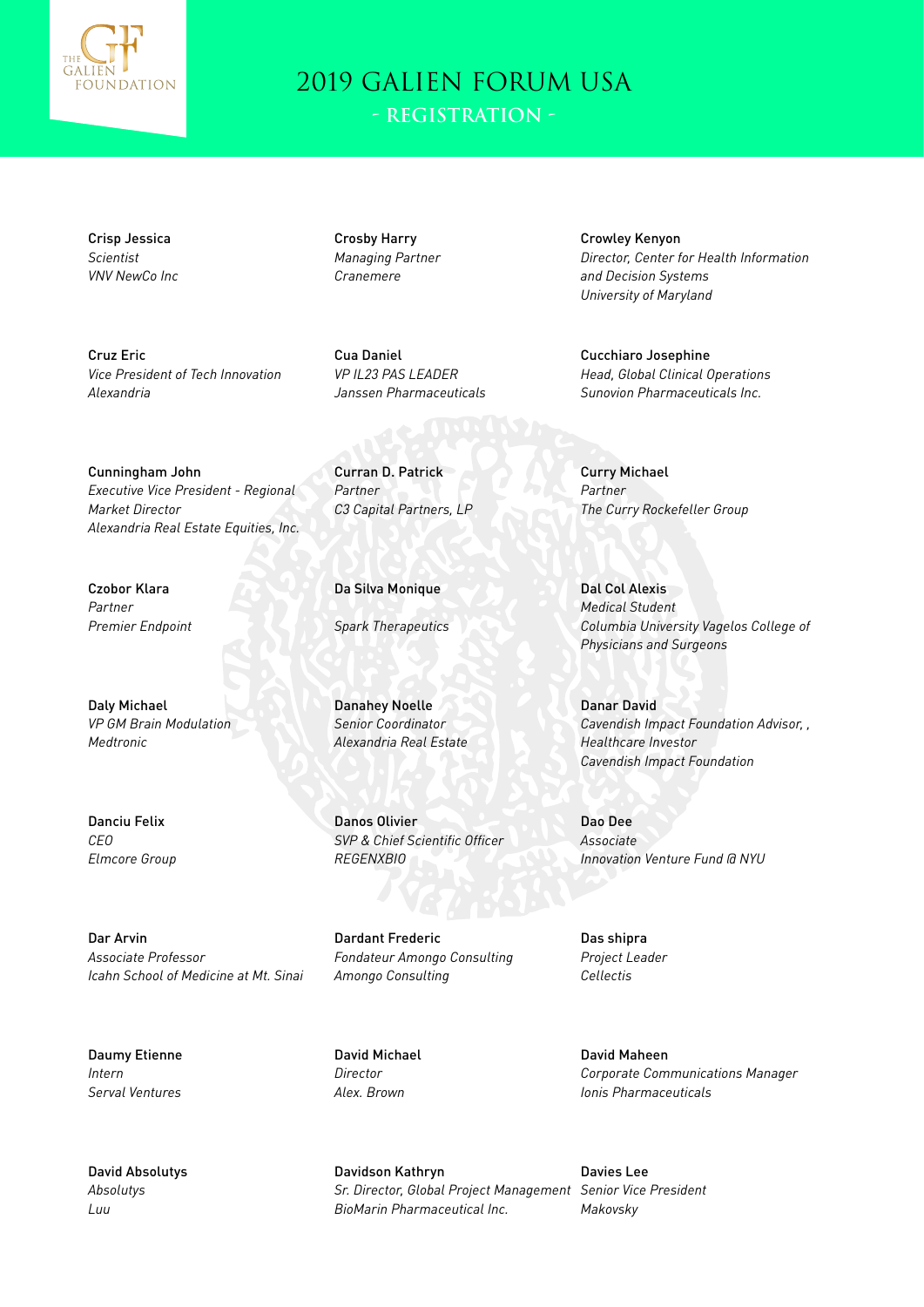# 2019 GALIEN FORUM USA

## - REGISTRATION -

Crisp Jessica
*Scientist*
*VNV NewCo Inc*

Crosby Harry
*Managing Partner*
*Cranemere*

Crowley Kenyon
*Director, Center for Health Information and Decision Systems*
*University of Maryland*

Cruz Eric
*Vice President of Tech Innovation*
*Alexandria*

Cua Daniel
*VP IL23 PAS LEADER*
*Janssen Pharmaceuticals*

Cucchiaro Josephine
*Head, Global Clinical Operations*
*Sunovion Pharmaceuticals Inc.*

Cunningham John
*Executive Vice President - Regional Market Director*
*Alexandria Real Estate Equities, Inc.*

Curran D. Patrick
*Partner*
*C3 Capital Partners, LP*

Curry Michael
*Partner*
*The Curry Rockefeller Group*

Czobor Klara
*Partner*
*Premier Endpoint*

Da Silva Monique
*Spark Therapeutics*

Dal Col Alexis
*Medical Student*
*Columbia University Vagelos College of Physicians and Surgeons*

Daly Michael
*VP GM Brain Modulation*
*Medtronic*

Danahey Noelle
*Senior Coordinator*
*Alexandria Real Estate*

Danar David
*Cavendish Impact Foundation Advisor, , Healthcare Investor*
*Cavendish Impact Foundation*

Danciu Felix
*CEO*
*Elmcore Group*

Danos Olivier
*SVP & Chief Scientific Officer*
*REGENXBIO*

Dao Dee
*Associate*
*Innovation Venture Fund @ NYU*

Dar Arvin
*Associate Professor*
*Icahn School of Medicine at Mt. Sinai*

Dardant Frederic
*Fondateur Amongo Consulting*
*Amongo Consulting*

Das shipra
*Project Leader*
*Cellectis*

Daumy Etienne
*Intern*
*Serval Ventures*

David Michael
*Director*
*Alex. Brown*

David Maheen
*Corporate Communications Manager*
*Ionis Pharmaceuticals*

David Absolutys
*Absolutys*
*Luu*

Davidson Kathryn
*Sr. Director, Global Project Management*
*BioMarin Pharmaceutical Inc.*

Davies Lee
*Senior Vice President*
*Makovsky*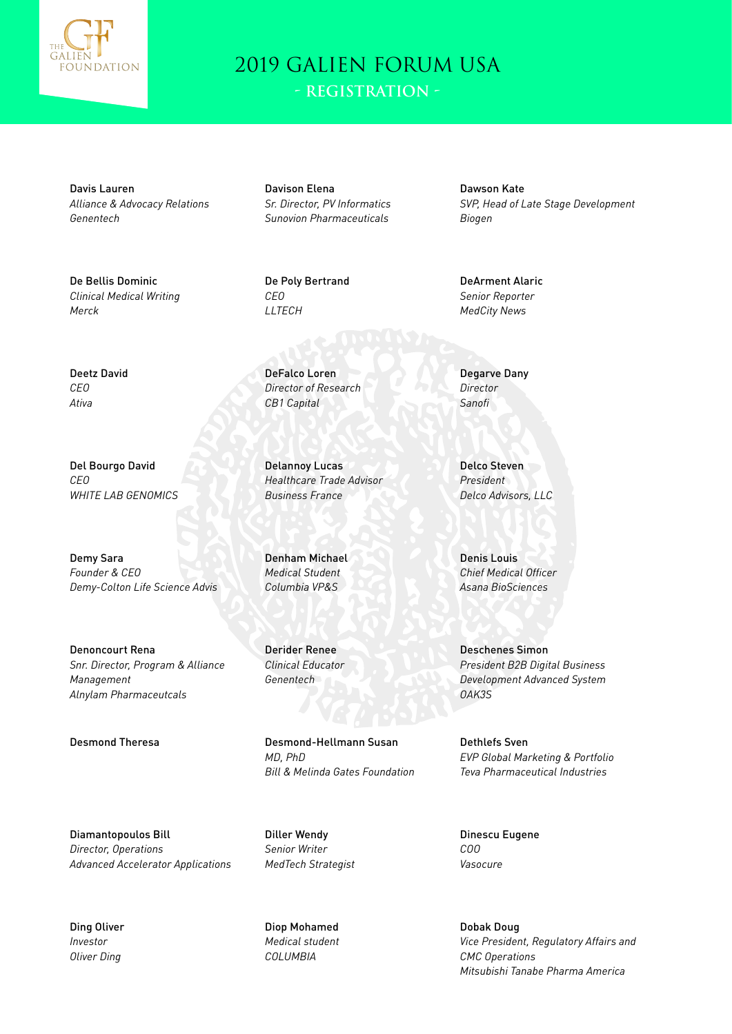# 2019 GALIEN FORUM USA

## - REGISTRATION -

Davis Lauren
*Alliance & Advocacy Relations*
*Genentech*

Davison Elena
*Sr. Director, PV Informatics*
*Sunovion Pharmaceuticals*

Dawson Kate
*SVP, Head of Late Stage Development*
*Biogen*

De Bellis Dominic
*Clinical Medical Writing*
*Merck*

De Poly Bertrand
*CEO*
*LLTECH*

DeArment Alaric
*Senior Reporter*
*MedCity News*

Deetz David
*CEO*
*Ativa*

DeFalco Loren
*Director of Research*
*CB1 Capital*

Degarve Dany
*Director*
*Sanofi*

Del Bourgo David
*CEO*
*WHITE LAB GENOMICS*

Delannoy Lucas
*Healthcare Trade Advisor*
*Business France*

Delco Steven
*President*
*Delco Advisors, LLC*

Demy Sara
*Founder & CEO*
*Demy-Colton Life Science Advis*

Denham Michael
*Medical Student*
*Columbia VP&S*

Denis Louis
*Chief Medical Officer*
*Asana BioSciences*

Denoncourt Rena
*Snr. Director, Program & Alliance Management*
*Alnylam Pharmaceutcals*

Derider Renee
*Clinical Educator*
*Genentech*

Deschenes Simon
*President B2B Digital Business Development Advanced System*
*OAK3S*

Desmond Theresa

Desmond-Hellmann Susan
*MD, PhD*
*Bill & Melinda Gates Foundation*

Dethlefs Sven
*EVP Global Marketing & Portfolio*
*Teva Pharmaceutical Industries*

Diamantopoulos Bill
*Director, Operations*
*Advanced Accelerator Applications*

Diller Wendy
*Senior Writer*
*MedTech Strategist*

Dinescu Eugene
*COO*
*Vasocure*

Ding Oliver
*Investor*
*Oliver Ding*

Diop Mohamed
*Medical student*
*COLUMBIA*

Dobak Doug
*Vice President, Regulatory Affairs and CMC Operations*
*Mitsubishi Tanabe Pharma America*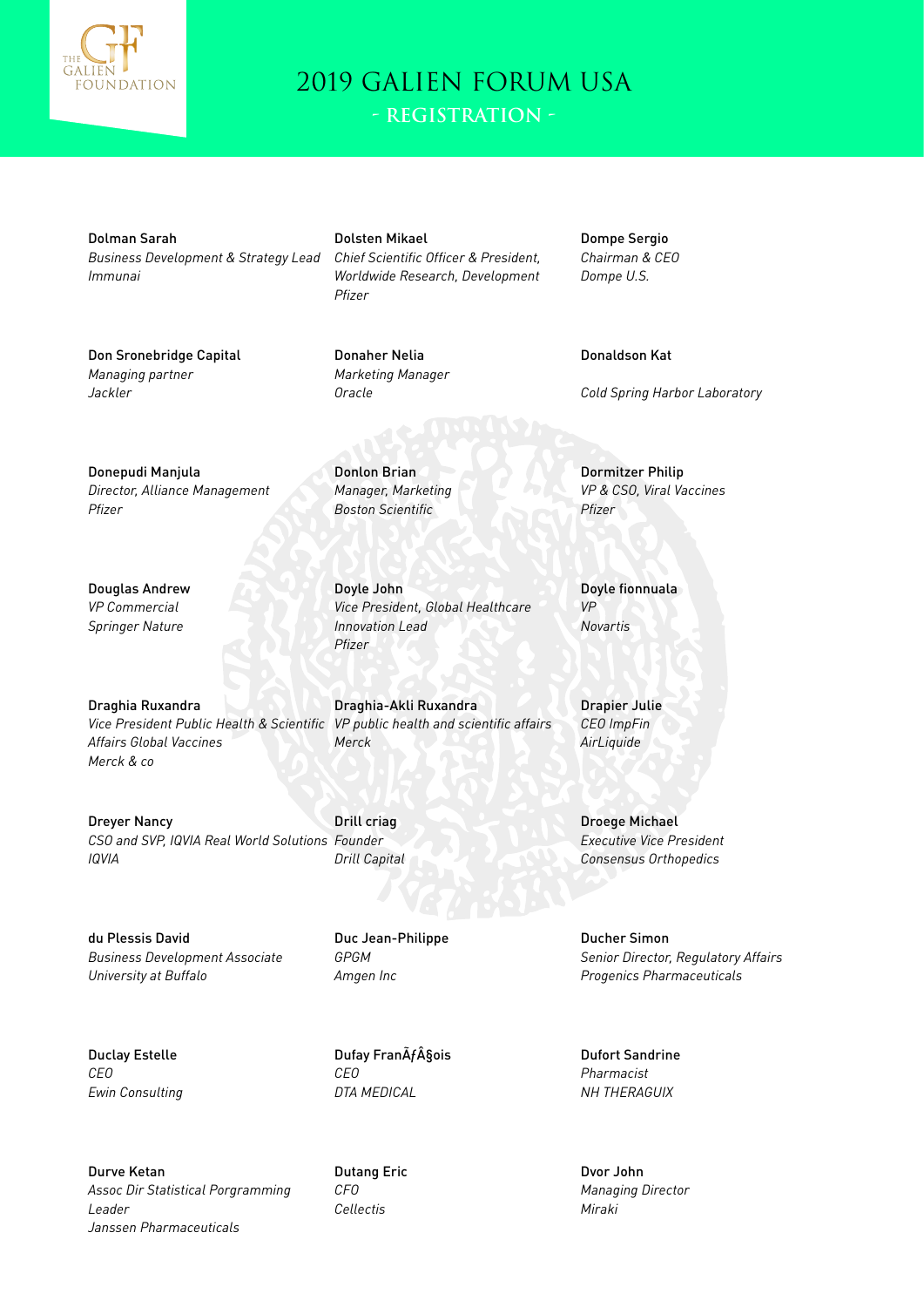# 2019 GALIEN FORUM USA

## - REGISTRATION -

Dolman Sarah
*Business Development & Strategy Lead*
*Immunai*

Dolsten Mikael
*Chief Scientific Officer & President, Worldwide Research, Development*
*Pfizer*

Dompe Sergio
*Chairman & CEO*
*Dompe U.S.*

Don Sronebridge Capital
*Managing partner*
*Jackler*

Donaher Nelia
*Marketing Manager*
*Oracle*

Donaldson Kat

*Cold Spring Harbor Laboratory*

Donepudi Manjula
*Director, Alliance Management*
*Pfizer*

Donlon Brian
*Manager, Marketing*
*Boston Scientific*

Dormitzer Philip
*VP & CSO, Viral Vaccines*
*Pfizer*

Douglas Andrew
*VP Commercial*
*Springer Nature*

Doyle John
*Vice President, Global Healthcare Innovation Lead*
*Pfizer*

Doyle fionnuala
*VP*
*Novartis*

Draghia Ruxandra
*Vice President Public Health & Scientific Affairs Global Vaccines*
*Merck & co*

Draghia-Akli Ruxandra
*VP public health and scientific affairs*
*Merck*

Drapier Julie
*CEO ImpFin*
*AirLiquide*

Dreyer Nancy
*CSO and SVP, IQVIA Real World Solutions*
*IQVIA*

Drill criag
*Founder*
*Drill Capital*

Droege Michael
*Executive Vice President*
*Consensus Orthopedics*

du Plessis David
*Business Development Associate*
*University at Buffalo*

Duc Jean-Philippe
*GPGM*
*Amgen Inc*

Ducher Simon
*Senior Director, Regulatory Affairs*
*Progenics Pharmaceuticals*

Duclay Estelle
*CEO*
*Ewin Consulting*

Dufay FranÃƒÂ§ois
*CEO*
*DTA MEDICAL*

Dufort Sandrine
*Pharmacist*
*NH THERAGUIX*

Durve Ketan
*Assoc Dir Statistical Porgramming Leader*
*Janssen Pharmaceuticals*

Dutang Eric
*CFO*
*Cellectis*

Dvor John
*Managing Director*
*Miraki*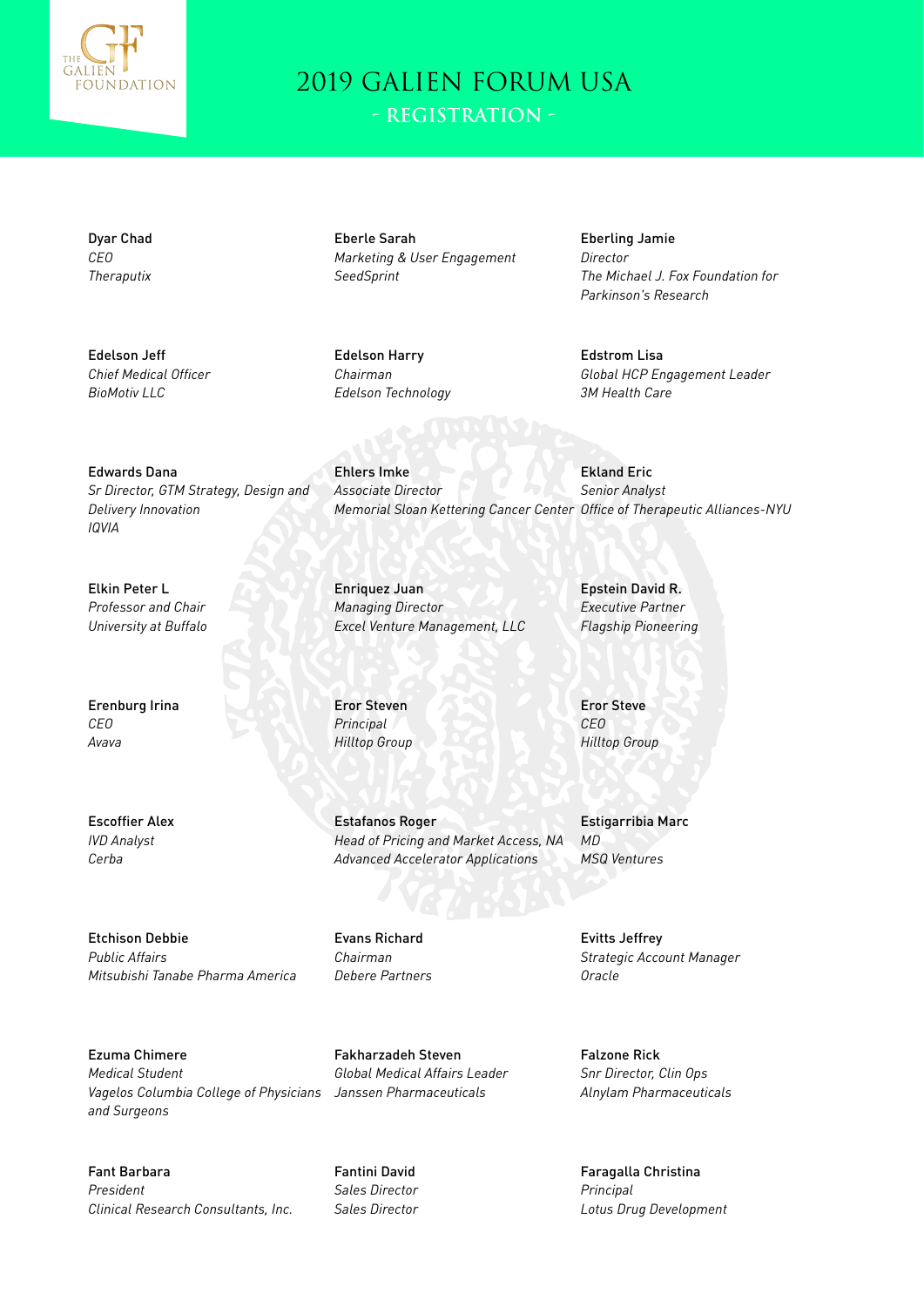# 2019 GALIEN FORUM USA

## - REGISTRATION -

Dyar Chad
*CEO*
*Theraputix*

Eberle Sarah
*Marketing & User Engagement*
*SeedSprint*

Eberling Jamie
*Director*
*The Michael J. Fox Foundation for Parkinson's Research*

Edelson Jeff
*Chief Medical Officer*
*BioMotiv LLC*

Edelson Harry
*Chairman*
*Edelson Technology*

Edstrom Lisa
*Global HCP Engagement Leader*
*3M Health Care*

Edwards Dana
*Sr Director, GTM Strategy, Design and Delivery Innovation*
*IQVIA*

Ehlers Imke
*Associate Director*
*Memorial Sloan Kettering Cancer Center*

Ekland Eric
*Senior Analyst*
*Office of Therapeutic Alliances-NYU*

Elkin Peter L
*Professor and Chair*
*University at Buffalo*

Enriquez Juan
*Managing Director*
*Excel Venture Management, LLC*

Epstein David R.
*Executive Partner*
*Flagship Pioneering*

Erenburg Irina
*CEO*
*Avava*

Eror Steven
*Principal*
*Hilltop Group*

Eror Steve
*CEO*
*Hilltop Group*

Escoffier Alex
*IVD Analyst*
*Cerba*

Estafanos Roger
*Head of Pricing and Market Access, NA*
*Advanced Accelerator Applications*

Estigarribia Marc
*MD*
*MSQ Ventures*

Etchison Debbie
*Public Affairs*
*Mitsubishi Tanabe Pharma America*

Evans Richard
*Chairman*
*Debere Partners*

Evitts Jeffrey
*Strategic Account Manager*
*Oracle*

Ezuma Chimere
*Medical Student*
*Vagelos Columbia College of Physicians and Surgeons*

Fakharzadeh Steven
*Global Medical Affairs Leader*
*Janssen Pharmaceuticals*

Falzone Rick
*Snr Director, Clin Ops*
*Alnylam Pharmaceuticals*

Fant Barbara
*President*
*Clinical Research Consultants, Inc.*

Fantini David
*Sales Director*
*Sales Director*

Faragalla Christina
*Principal*
*Lotus Drug Development*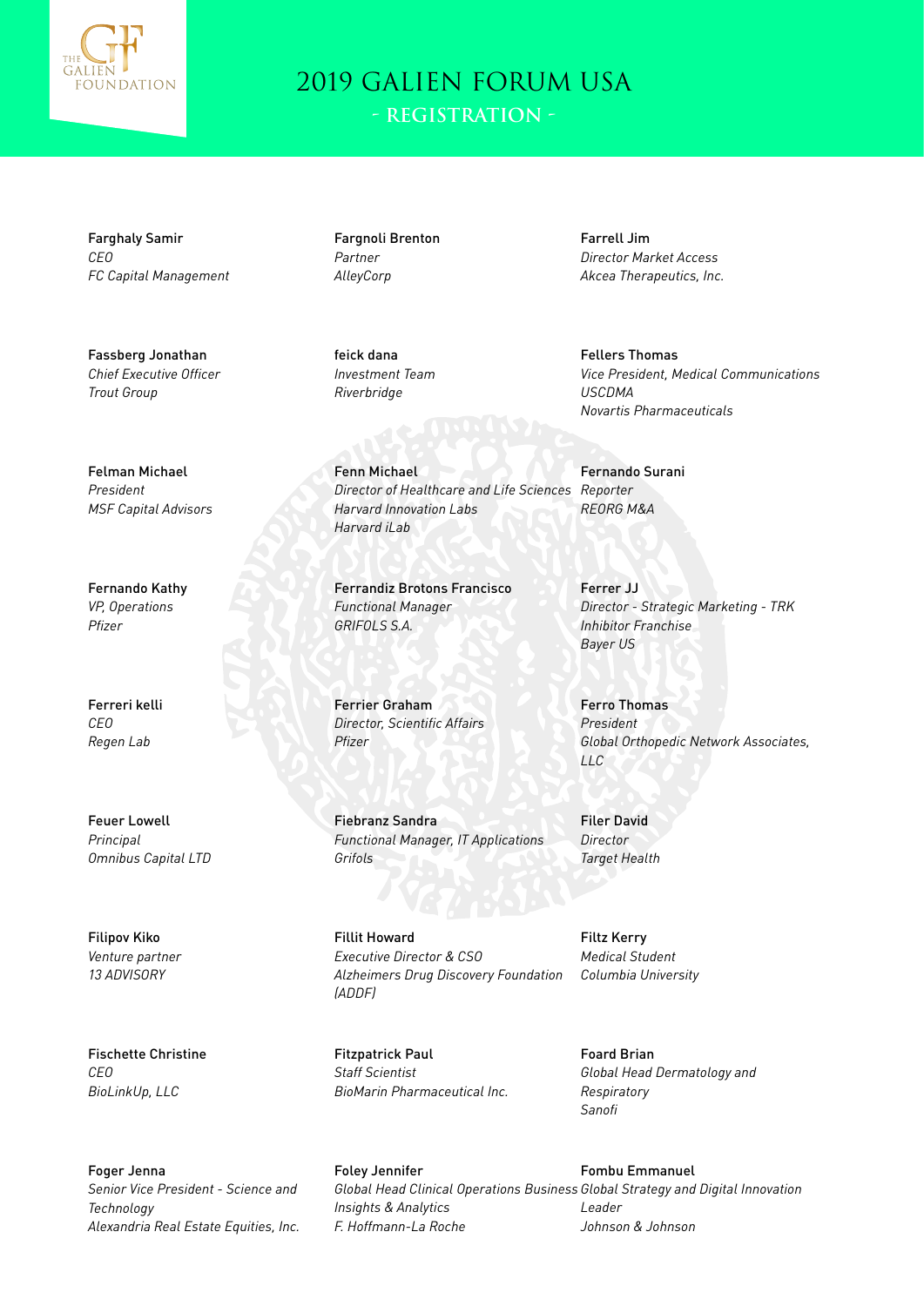# 2019 GALIEN FORUM USA

## - REGISTRATION -

Farghaly Samir
*CEO*
*FC Capital Management*

Fargnoli Brenton
*Partner*
*AlleyCorp*

Farrell Jim
*Director Market Access*
*Akcea Therapeutics, Inc.*

Fassberg Jonathan
*Chief Executive Officer*
*Trout Group*

feick dana
*Investment Team*
*Riverbridge*

Fellers Thomas
*Vice President, Medical Communications USCDMA*
*Novartis Pharmaceuticals*

Felman Michael
*President*
*MSF Capital Advisors*

Fenn Michael
*Director of Healthcare and Life Sciences*
*Harvard Innovation Labs*
*Harvard iLab*

Fernando Surani
*Reporter*
*REORG M&A*

Fernando Kathy
*VP, Operations*
*Pfizer*

Ferrandiz Brotons Francisco
*Functional Manager*
*GRIFOLS S.A.*

Ferrer JJ
*Director - Strategic Marketing - TRK Inhibitor Franchise*
*Bayer US*

Ferreri kelli
*CEO*
*Regen Lab*

Ferrier Graham
*Director, Scientific Affairs*
*Pfizer*

Ferro Thomas
*President*
*Global Orthopedic Network Associates, LLC*

Feuer Lowell
*Principal*
*Omnibus Capital LTD*

Fiebranz Sandra
*Functional Manager, IT Applications*
*Grifols*

Filer David
*Director*
*Target Health*

Filipov Kiko
*Venture partner*
*13 ADVISORY*

Fillit Howard
*Executive Director & CSO*
*Alzheimers Drug Discovery Foundation (ADDF)*

Filtz Kerry
*Medical Student*
*Columbia University*

Fischette Christine
*CEO*
*BioLinkUp, LLC*

Fitzpatrick Paul
*Staff Scientist*
*BioMarin Pharmaceutical Inc.*

Foard Brian
*Global Head Dermatology and Respiratory*
*Sanofi*

Foger Jenna
*Senior Vice President - Science and Technology*
*Alexandria Real Estate Equities, Inc.*

Foley Jennifer
*Global Head Clinical Operations Business Insights & Analytics*
*F. Hoffmann-La Roche*

Fombu Emmanuel
*Global Strategy and Digital Innovation Leader*
*Johnson & Johnson*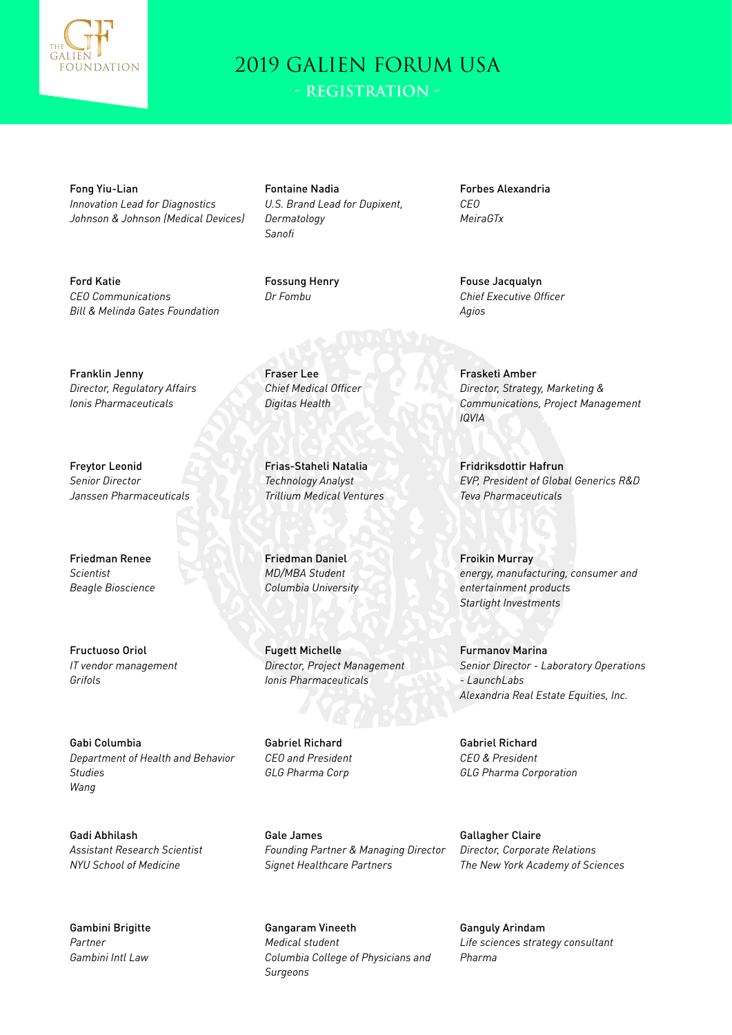# 2019 GALIEN FORUM USA

## - REGISTRATION -

Fong Yiu-Lian
*Innovation Lead for Diagnostics*
*Johnson & Johnson (Medical Devices)*

Fontaine Nadia
*U.S. Brand Lead for Dupixent, Dermatology*
*Sanofi*

Forbes Alexandria
*CEO*
*MeiraGTx*

Ford Katie
*CEO Communications*
*Bill & Melinda Gates Foundation*

Fossung Henry
*Dr Fombu*

Fouse Jacqualyn
*Chief Executive Officer*
*Agios*

Franklin Jenny
*Director, Regulatory Affairs*
*Ionis Pharmaceuticals*

Fraser Lee
*Chief Medical Officer*
*Digitas Health*

Frasketi Amber
*Director, Strategy, Marketing & Communications, Project Management*
*IQVIA*

Freytor Leonid
*Senior Director*
*Janssen Pharmaceuticals*

Frias-Staheli Natalia
*Technology Analyst*
*Trillium Medical Ventures*

Fridriksdottir Hafrun
*EVP, President of Global Generics R&D*
*Teva Pharmaceuticals*

Friedman Renee
*Scientist*
*Beagle Bioscience*

Friedman Daniel
*MD/MBA Student*
*Columbia University*

Froikin Murray
*energy, manufacturing, consumer and entertainment products*
*Starlight Investments*

Fructuoso Oriol
*IT vendor management*
*Grifols*

Fugett Michelle
*Director, Project Management*
*Ionis Pharmaceuticals*

Furmanov Marina
*Senior Director - Laboratory Operations - LaunchLabs*
*Alexandria Real Estate Equities, Inc.*

Gabi Columbia
*Department of Health and Behavior Studies*
*Wang*

Gabriel Richard
*CEO and President*
*GLG Pharma Corp*

Gabriel Richard
*CEO & President*
*GLG Pharma Corporation*

Gadi Abhilash
*Assistant Research Scientist*
*NYU School of Medicine*

Gale James
*Founding Partner & Managing Director*
*Signet Healthcare Partners*

Gallagher Claire
*Director, Corporate Relations*
*The New York Academy of Sciences*

Gambini Brigitte
*Partner*
*Gambini Intl Law*

Gangaram Vineeth
*Medical student*
*Columbia College of Physicians and Surgeons*

Ganguly Arindam
*Life sciences strategy consultant*
*Pharma*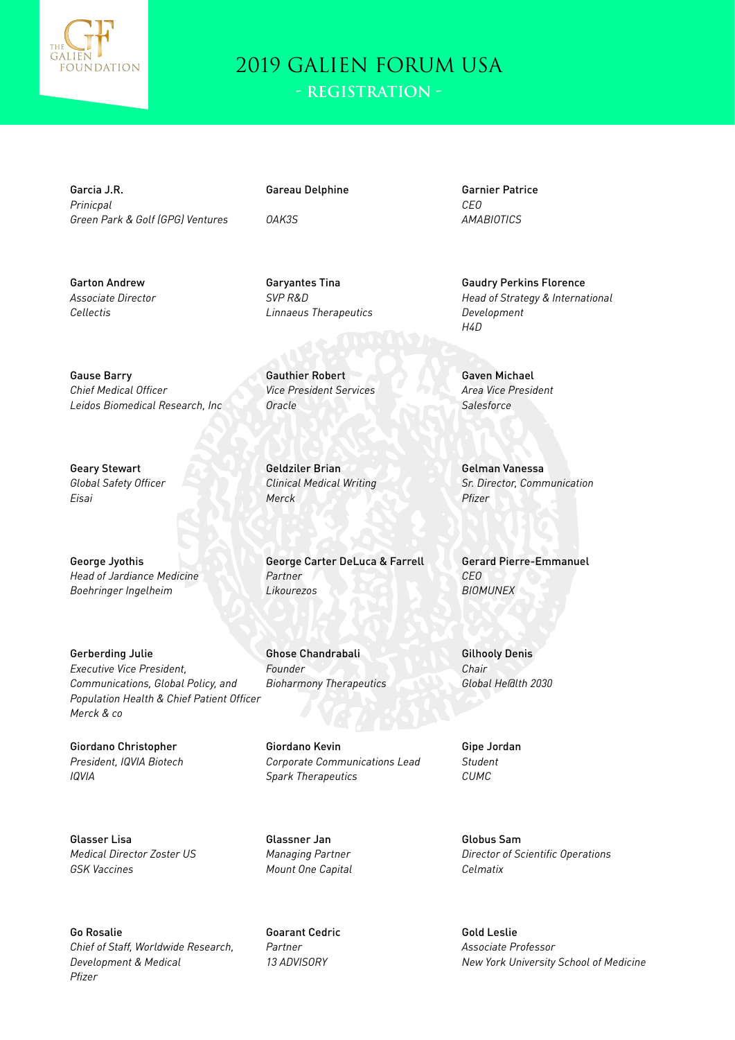# 2019 GALIEN FORUM USA

## - REGISTRATION -

Garcia J.R.
*Prinicpal*
*Green Park & Golf (GPG) Ventures*

Gareau Delphine

*OAK3S*

Garnier Patrice
*CEO*
*AMABIOTICS*

Garton Andrew
*Associate Director*
*Cellectis*

Garyantes Tina
*SVP R&D*
*Linnaeus Therapeutics*

Gaudry Perkins Florence
*Head of Strategy & International Development*
*H4D*

Gause Barry
*Chief Medical Officer*
*Leidos Biomedical Research, Inc*

Gauthier Robert
*Vice President Services*
*Oracle*

Gaven Michael
*Area Vice President*
*Salesforce*

Geary Stewart
*Global Safety Officer*
*Eisai*

Geldziler Brian
*Clinical Medical Writing*
*Merck*

Gelman Vanessa
*Sr. Director, Communication*
*Pfizer*

George Jyothis
*Head of Jardiance Medicine*
*Boehringer Ingelheim*

George Carter DeLuca & Farrell
*Partner*
*Likourezos*

Gerard Pierre-Emmanuel
*CEO*
*BIOMUNEX*

Gerberding Julie
*Executive Vice President, Communications, Global Policy, and Population Health & Chief Patient Officer*
*Merck & co*

Ghose Chandrabali
*Founder*
*Bioharmony Therapeutics*

Gilhooly Denis
*Chair*
*Global He@lth 2030*

Giordano Christopher
*President, IQVIA Biotech*
*IQVIA*

Giordano Kevin
*Corporate Communications Lead*
*Spark Therapeutics*

Gipe Jordan
*Student*
*CUMC*

Glasser Lisa
*Medical Director Zoster US*
*GSK Vaccines*

Glassner Jan
*Managing Partner*
*Mount One Capital*

Globus Sam
*Director of Scientific Operations*
*Celmatix*

Go Rosalie
*Chief of Staff, Worldwide Research, Development & Medical*
*Pfizer*

Goarant Cedric
*Partner*
*13 ADVISORY*

Gold Leslie
*Associate Professor*
*New York University School of Medicine*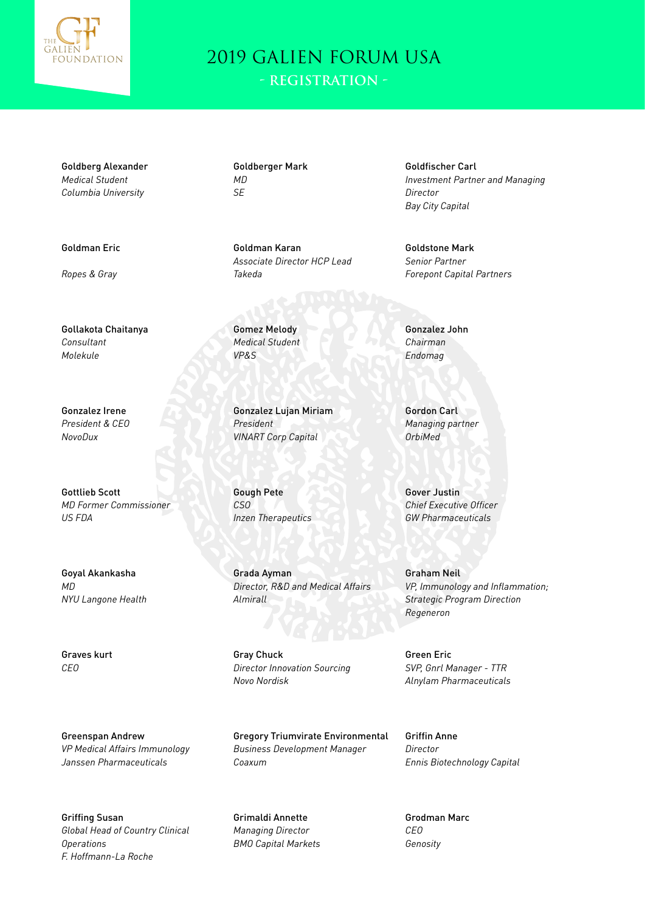# 2019 GALIEN FORUM USA

## - REGISTRATION -

**Goldberg Alexander**
*Medical Student*
*Columbia University*

**Goldberger Mark**
*MD*
*SE*

**Goldfischer Carl**
*Investment Partner and Managing Director*
*Bay City Capital*

**Goldman Eric**

*Ropes & Gray*

**Goldman Karan**
*Associate Director HCP Lead*
*Takeda*

**Goldstone Mark**
*Senior Partner*
*Forepont Capital Partners*

**Gollakota Chaitanya**
*Consultant*
*Molekule*

**Gomez Melody**
*Medical Student*
*VP&S*

**Gonzalez John**
*Chairman*
*Endomag*

**Gonzalez Irene**
*President & CEO*
*NovoDux*

**Gonzalez Lujan Miriam**
*President*
*VINART Corp Capital*

**Gordon Carl**
*Managing partner*
*OrbiMed*

**Gottlieb Scott**
*MD Former Commissioner*
*US FDA*

**Gough Pete**
*CSO*
*Inzen Therapeutics*

**Gover Justin**
*Chief Executive Officer*
*GW Pharmaceuticals*

**Goyal Akankasha**
*MD*
*NYU Langone Health*

**Grada Ayman**
*Director, R&D and Medical Affairs*
*Almirall*

**Graham Neil**
*VP, Immunology and Inflammation; Strategic Program Direction*
*Regeneron*

**Graves kurt**
*CEO*

**Gray Chuck**
*Director Innovation Sourcing*
*Novo Nordisk*

**Green Eric**
*SVP, Gnrl Manager - TTR*
*Alnylam Pharmaceuticals*

**Greenspan Andrew**
*VP Medical Affairs Immunology*
*Janssen Pharmaceuticals*

**Gregory Triumvirate Environmental**
*Business Development Manager*
*Coaxum*

**Griffin Anne**
*Director*
*Ennis Biotechnology Capital*

**Griffing Susan**
*Global Head of Country Clinical Operations*
*F. Hoffmann-La Roche*

**Grimaldi Annette**
*Managing Director*
*BMO Capital Markets*

**Grodman Marc**
*CEO*
*Genosity*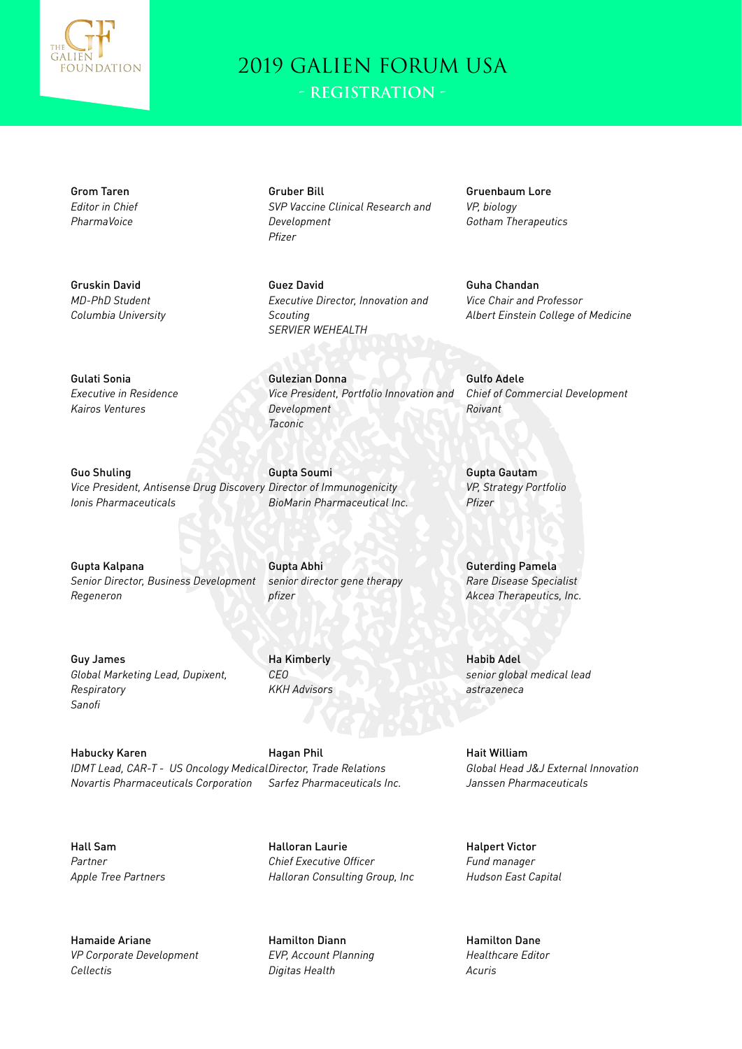# 2019 GALIEN FORUM USA

## - REGISTRATION -

Grom Taren
*Editor in Chief*
*PharmaVoice*

Gruber Bill
*SVP Vaccine Clinical Research and Development*
*Pfizer*

Gruenbaum Lore
*VP, biology*
*Gotham Therapeutics*

Gruskin David
*MD-PhD Student*
*Columbia University*

Guez David
*Executive Director, Innovation and Scouting*
*SERVIER WEHEALTH*

Guha Chandan
*Vice Chair and Professor*
*Albert Einstein College of Medicine*

Gulati Sonia
*Executive in Residence*
*Kairos Ventures*

Gulezian Donna
*Vice President, Portfolio Innovation and Development*
*Taconic*

Gulfo Adele
*Chief of Commercial Development*
*Roivant*

Guo Shuling
*Vice President, Antisense Drug Discovery*
*Ionis Pharmaceuticals*

Gupta Soumi
*Director of Immunogenicity*
*BioMarin Pharmaceutical Inc.*

Gupta Gautam
*VP, Strategy Portfolio*
*Pfizer*

Gupta Kalpana
*Senior Director, Business Development*
*Regeneron*

Gupta Abhi
*senior director gene therapy*
*pfizer*

Guterding Pamela
*Rare Disease Specialist*
*Akcea Therapeutics, Inc.*

Guy James
*Global Marketing Lead, Dupixent, Respiratory*
*Sanofi*

Ha Kimberly
*CEO*
*KKH Advisors*

Habib Adel
*senior global medical lead*
*astrazeneca*

Habucky Karen
*IDMT Lead, CAR-T - US Oncology Medical*
*Novartis Pharmaceuticals Corporation*

Hagan Phil
*Director, Trade Relations*
*Sarfez Pharmaceuticals Inc.*

Hait William
*Global Head J&J External Innovation*
*Janssen Pharmaceuticals*

Hall Sam
*Partner*
*Apple Tree Partners*

Halloran Laurie
*Chief Executive Officer*
*Halloran Consulting Group, Inc*

Halpert Victor
*Fund manager*
*Hudson East Capital*

Hamaide Ariane
*VP Corporate Development*
*Cellectis*

Hamilton Diann
*EVP, Account Planning*
*Digitas Health*

Hamilton Dane
*Healthcare Editor*
*Acuris*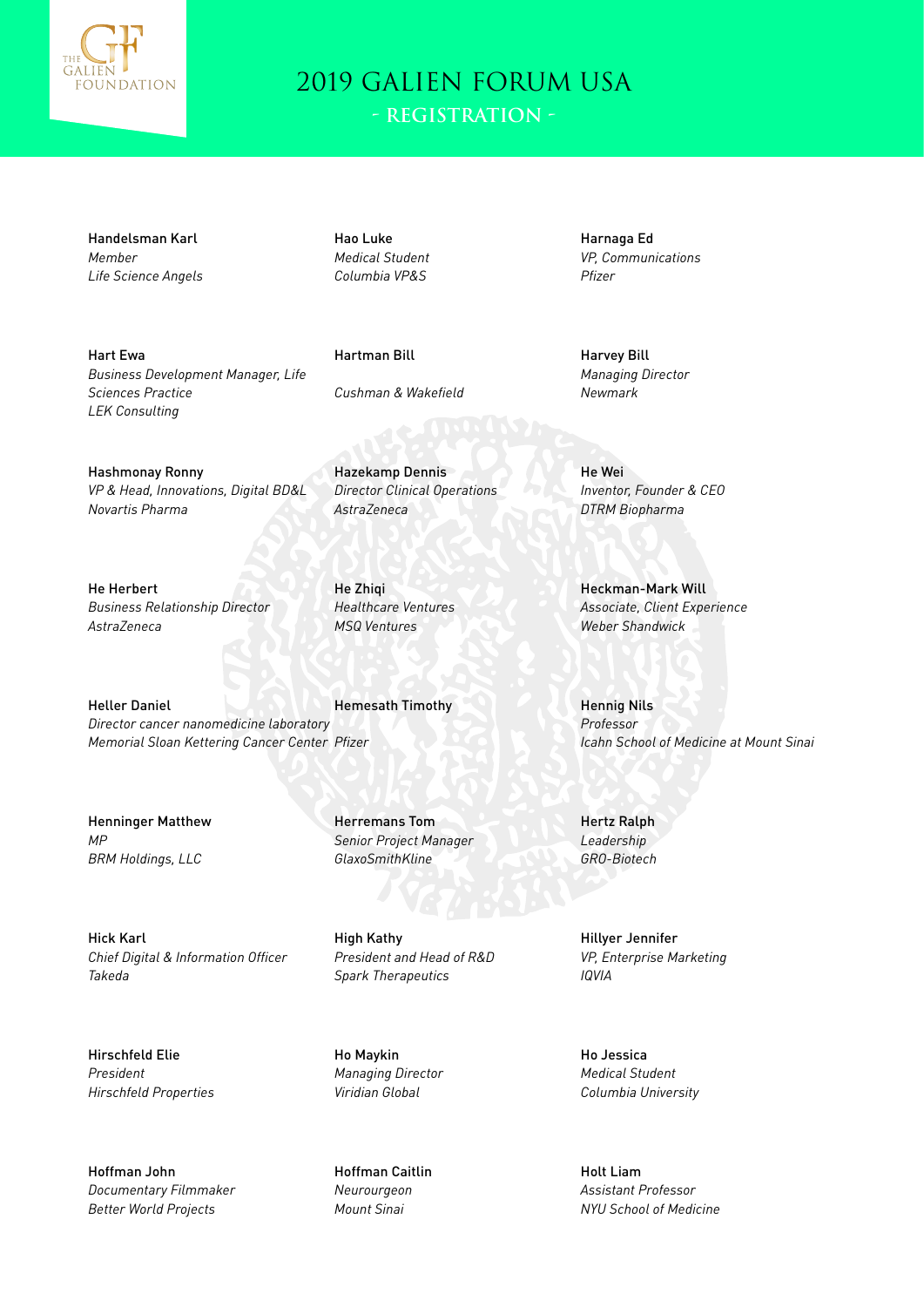# 2019 GALIEN FORUM USA

## - REGISTRATION -

Handelsman Karl
*Member*
*Life Science Angels*

Hao Luke
*Medical Student*
*Columbia VP&S*

Harnaga Ed
*VP, Communications*
*Pfizer*

Hart Ewa
*Business Development Manager, Life Sciences Practice*
*LEK Consulting*

Hartman Bill

*Cushman & Wakefield*

Harvey Bill
*Managing Director*
*Newmark*

Hashmonay Ronny
*VP & Head, Innovations, Digital BD&L*
*Novartis Pharma*

Hazekamp Dennis
*Director Clinical Operations*
*AstraZeneca*

He Wei
*Inventor, Founder & CEO*
*DTRM Biopharma*

He Herbert
*Business Relationship Director*
*AstraZeneca*

He Zhiqi
*Healthcare Ventures*
*MSQ Ventures*

Heckman-Mark Will
*Associate, Client Experience*
*Weber Shandwick*

Heller Daniel
*Director cancer nanomedicine laboratory*
*Memorial Sloan Kettering Cancer Center*

Hemesath Timothy

*Pfizer*

Hennig Nils
*Professor*
*Icahn School of Medicine at Mount Sinai*

Henninger Matthew
*MP*
*BRM Holdings, LLC*

Herremans Tom
*Senior Project Manager*
*GlaxoSmithKline*

Hertz Ralph
*Leadership*
*GRO-Biotech*

Hick Karl
*Chief Digital & Information Officer*
*Takeda*

High Kathy
*President and Head of R&D*
*Spark Therapeutics*

Hillyer Jennifer
*VP, Enterprise Marketing*
*IQVIA*

Hirschfeld Elie
*President*
*Hirschfeld Properties*

Ho Maykin
*Managing Director*
*Viridian Global*

Ho Jessica
*Medical Student*
*Columbia University*

Hoffman John
*Documentary Filmmaker*
*Better World Projects*

Hoffman Caitlin
*Neurourgeon*
*Mount Sinai*

Holt Liam
*Assistant Professor*
*NYU School of Medicine*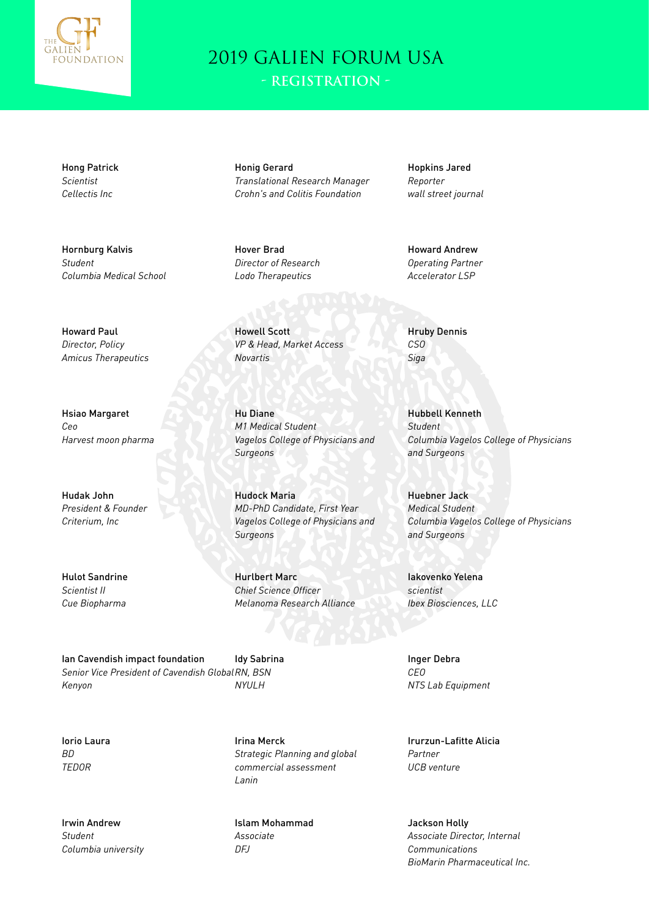# 2019 GALIEN FORUM USA

## - REGISTRATION -

Hong Patrick
*Scientist*
*Cellectis Inc*

Honig Gerard
*Translational Research Manager*
*Crohn's and Colitis Foundation*

Hopkins Jared
*Reporter*
*wall street journal*

Hornburg Kalvis
*Student*
*Columbia Medical School*

Hover Brad
*Director of Research*
*Lodo Therapeutics*

Howard Andrew
*Operating Partner*
*Accelerator LSP*

Howard Paul
*Director, Policy*
*Amicus Therapeutics*

Howell Scott
*VP & Head, Market Access*
*Novartis*

Hruby Dennis
*CSO*
*Siga*

Hsiao Margaret
*Ceo*
*Harvest moon pharma*

Hu Diane
*M1 Medical Student*
*Vagelos College of Physicians and Surgeons*

Hubbell Kenneth
*Student*
*Columbia Vagelos College of Physicians and Surgeons*

Hudak John
*President & Founder*
*Criterium, Inc*

Hudock Maria
*MD-PhD Candidate, First Year*
*Vagelos College of Physicians and Surgeons*

Huebner Jack
*Medical Student*
*Columbia Vagelos College of Physicians and Surgeons*

Hulot Sandrine
*Scientist II*
*Cue Biopharma*

Hurlbert Marc
*Chief Science Officer*
*Melanoma Research Alliance*

Iakovenko Yelena
*scientist*
*Ibex Biosciences, LLC*

Ian Cavendish impact foundation
*Senior Vice President of Cavendish Global*
*Kenyon*

Idy Sabrina
*RN, BSN*
*NYULH*

Inger Debra
*CEO*
*NTS Lab Equipment*

Iorio Laura
*BD*
*TEDOR*

Irina Merck
*Strategic Planning and global commercial assessment*
*Lanin*

Irurzun-Lafitte Alicia
*Partner*
*UCB venture*

Irwin Andrew
*Student*
*Columbia university*

Islam Mohammad
*Associate*
*DFJ*

Jackson Holly
*Associate Director, Internal Communications*
*BioMarin Pharmaceutical Inc.*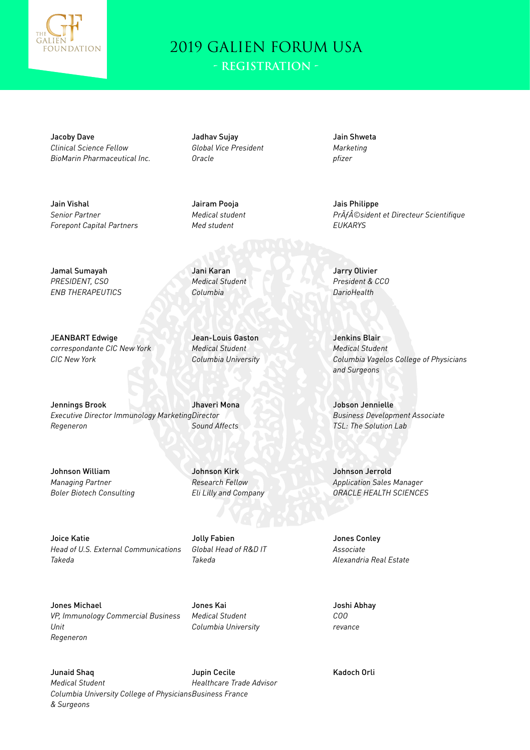# 2019 GALIEN FORUM USA

## - REGISTRATION -

Jacoby Dave
*Clinical Science Fellow*
*BioMarin Pharmaceutical Inc.*

Jadhav Sujay
*Global Vice President*
*Oracle*

Jain Shweta
*Marketing*
*pfizer*

Jain Vishal
*Senior Partner*
*Forepont Capital Partners*

Jairam Pooja
*Medical student*
*Med student*

Jais Philippe
*PrÃƒÂ©sident et Directeur Scientifique*
*EUKARYS*

Jamal Sumayah
*PRESIDENT, CSO*
*ENB THERAPEUTICS*

Jani Karan
*Medical Student*
*Columbia*

Jarry Olivier
*President & CCO*
*DarioHealth*

JEANBART Edwige
*correspondante CIC New York*
*CIC New York*

Jean-Louis Gaston
*Medical Student*
*Columbia University*

Jenkins Blair
*Medical Student*
*Columbia Vagelos College of Physicians and Surgeons*

Jennings Brook
*Executive Director Immunology Marketing*
*Regeneron*

Jhaveri Mona
*Director*
*Sound Affects*

Jobson Jennielle
*Business Development Associate*
*TSL: The Solution Lab*

Johnson William
*Managing Partner*
*Boler Biotech Consulting*

Johnson Kirk
*Research Fellow*
*Eli Lilly and Company*

Johnson Jerrold
*Application Sales Manager*
*ORACLE HEALTH SCIENCES*

Joice Katie
*Head of U.S. External Communications*
*Takeda*

Jolly Fabien
*Global Head of R&D IT*
*Takeda*

Jones Conley
*Associate*
*Alexandria Real Estate*

Jones Michael
*VP, Immunology Commercial Business Unit*
*Regeneron*

Jones Kai
*Medical Student*
*Columbia University*

Joshi Abhay
*COO*
*revance*

Junaid Shaq
*Medical Student*
*Columbia University College of Physicians & Surgeons*

Jupin Cecile
*Healthcare Trade Advisor*
*Business France*

Kadoch Orli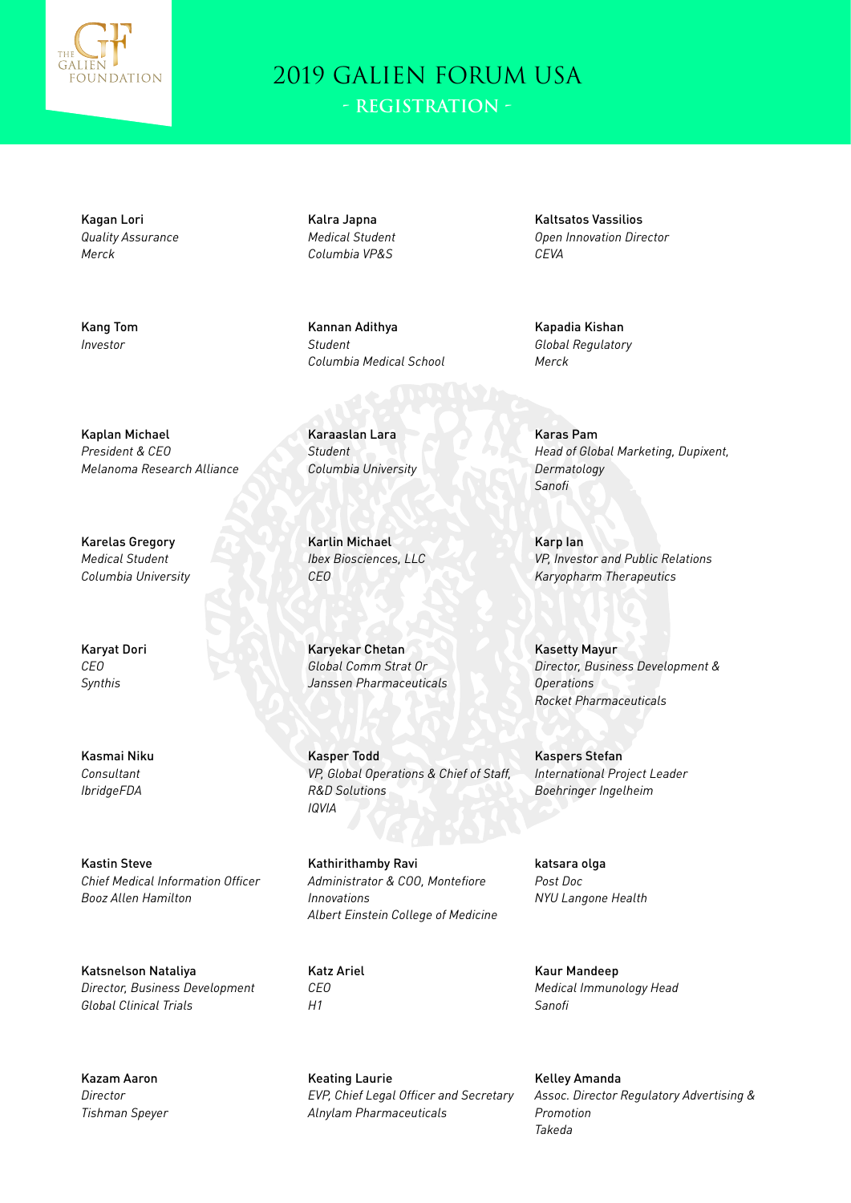# 2019 GALIEN FORUM USA

## - REGISTRATION -

Kagan Lori
*Quality Assurance*
*Merck*

Kalra Japna
*Medical Student*
*Columbia VP&S*

Kaltsatos Vassilios
*Open Innovation Director*
*CEVA*

Kang Tom
*Investor*

Kannan Adithya
*Student*
*Columbia Medical School*

Kapadia Kishan
*Global Regulatory*
*Merck*

Kaplan Michael
*President & CEO*
*Melanoma Research Alliance*

Karaaslan Lara
*Student*
*Columbia University*

Karas Pam
*Head of Global Marketing, Dupixent, Dermatology*
*Sanofi*

Karelas Gregory
*Medical Student*
*Columbia University*

Karlin Michael
*Ibex Biosciences, LLC*
*CEO*

Karp Ian
*VP, Investor and Public Relations*
*Karyopharm Therapeutics*

Karyat Dori
*CEO*
*Synthis*

Karyekar Chetan
*Global Comm Strat Or*
*Janssen Pharmaceuticals*

Kasetty Mayur
*Director, Business Development & Operations*
*Rocket Pharmaceuticals*

Kasmai Niku
*Consultant*
*IbridgeFDA*

Kasper Todd
*VP, Global Operations & Chief of Staff, R&D Solutions*
*IQVIA*

Kaspers Stefan
*International Project Leader*
*Boehringer Ingelheim*

Kastin Steve
*Chief Medical Information Officer*
*Booz Allen Hamilton*

Kathirithamby Ravi
*Administrator & COO, Montefiore Innovations*
*Albert Einstein College of Medicine*

katsara olga
*Post Doc*
*NYU Langone Health*

Katsnelson Nataliya
*Director, Business Development*
*Global Clinical Trials*

Katz Ariel
*CEO*
*H1*

Kaur Mandeep
*Medical Immunology Head*
*Sanofi*

Kazam Aaron
*Director*
*Tishman Speyer*

Keating Laurie
*EVP, Chief Legal Officer and Secretary*
*Alnylam Pharmaceuticals*

Kelley Amanda
*Assoc. Director Regulatory Advertising & Promotion*
*Takeda*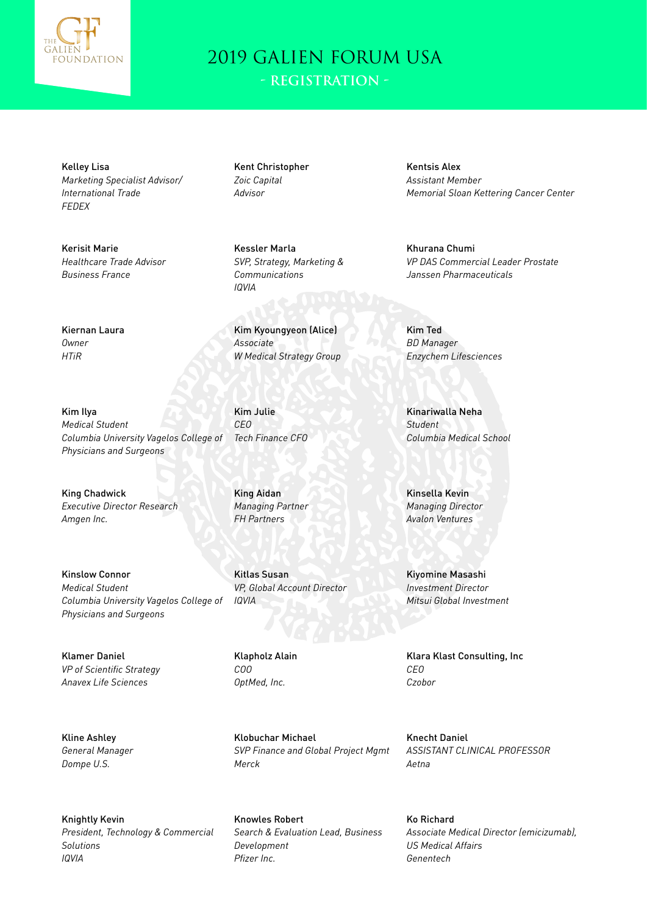# 2019 GALIEN FORUM USA

## - REGISTRATION -

**Kelley Lisa**
*Marketing Specialist Advisor/ International Trade*
*FEDEX*

**Kent Christopher**
*Zoic Capital*
*Advisor*

**Kentsis Alex**
*Assistant Member*
*Memorial Sloan Kettering Cancer Center*

**Kerisit Marie**
*Healthcare Trade Advisor*
*Business France*

**Kessler Marla**
*SVP, Strategy, Marketing & Communications*
*IQVIA*

**Khurana Chumi**
*VP DAS Commercial Leader Prostate*
*Janssen Pharmaceuticals*

**Kiernan Laura**
*Owner*
*HTiR*

**Kim Kyoungyeon (Alice)**
*Associate*
*W Medical Strategy Group*

**Kim Ted**
*BD Manager*
*Enzychem Lifesciences*

**Kim Ilya**
*Medical Student*
*Columbia University Vagelos College of Physicians and Surgeons*

**Kim Julie**
*CEO*
*Tech Finance CFO*

**Kinariwalla Neha**
*Student*
*Columbia Medical School*

**King Chadwick**
*Executive Director Research*
*Amgen Inc.*

**King Aidan**
*Managing Partner*
*FH Partners*

**Kinsella Kevin**
*Managing Director*
*Avalon Ventures*

**Kinslow Connor**
*Medical Student*
*Columbia University Vagelos College of Physicians and Surgeons*

**Kitlas Susan**
*VP, Global Account Director*
*IQVIA*

**Kiyomine Masashi**
*Investment Director*
*Mitsui Global Investment*

**Klamer Daniel**
*VP of Scientific Strategy*
*Anavex Life Sciences*

**Klapholz Alain**
*COO*
*OptMed, Inc.*

**Klara Klast Consulting, Inc**
*CEO*
*Czobor*

**Kline Ashley**
*General Manager*
*Dompe U.S.*

**Klobuchar Michael**
*SVP Finance and Global Project Mgmt*
*Merck*

**Knecht Daniel**
*ASSISTANT CLINICAL PROFESSOR*
*Aetna*

**Knightly Kevin**
*President, Technology & Commercial Solutions*
*IQVIA*

**Knowles Robert**
*Search & Evaluation Lead, Business Development*
*Pfizer Inc.*

**Ko Richard**
*Associate Medical Director (emicizumab), US Medical Affairs*
*Genentech*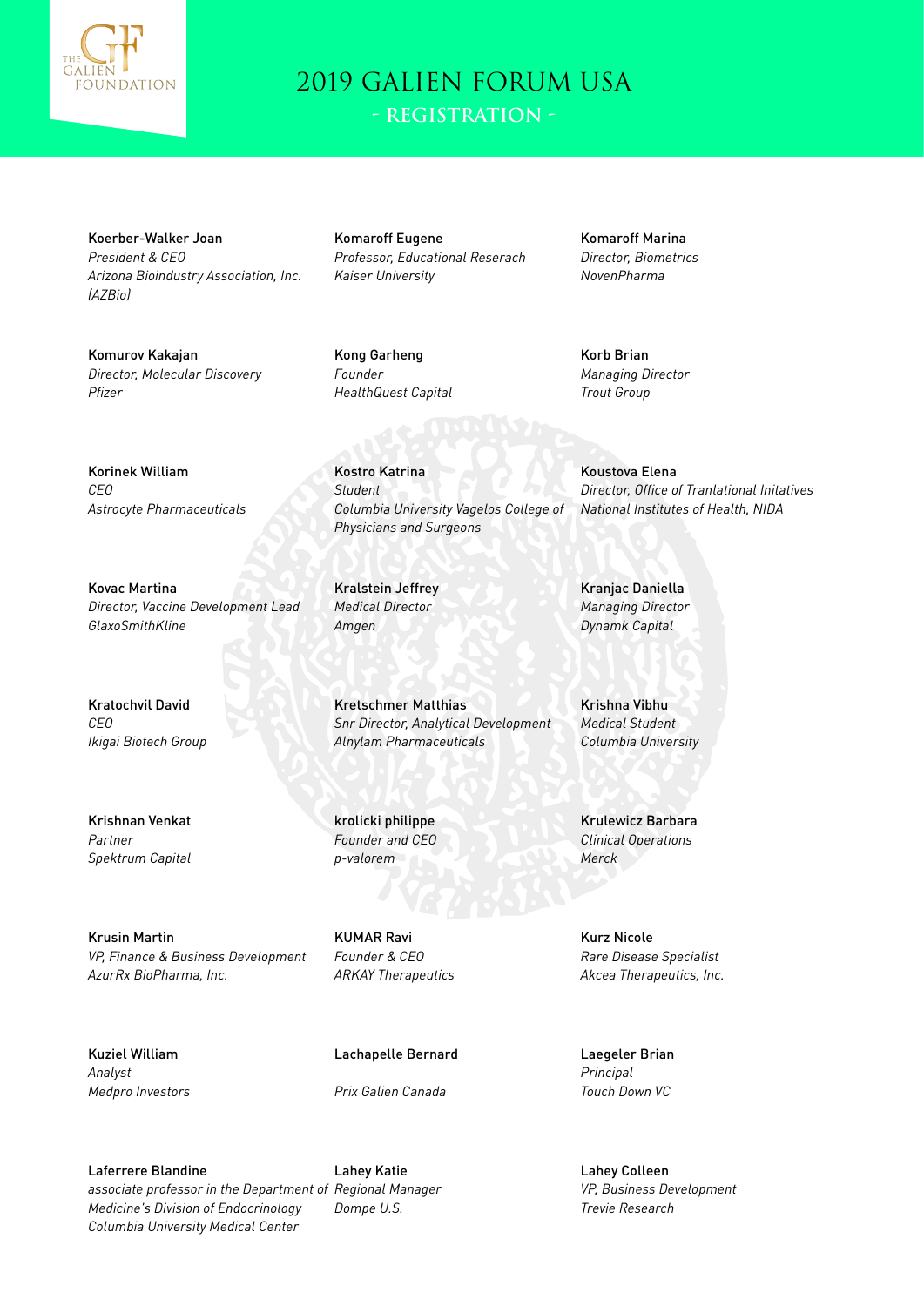# 2019 GALIEN FORUM USA

## - REGISTRATION -

Koerber-Walker Joan
*President & CEO*
*Arizona Bioindustry Association, Inc. (AZBio)*

Komaroff Eugene
*Professor, Educational Reserach*
*Kaiser University*

Komaroff Marina
*Director, Biometrics*
*NovenPharma*

Komurov Kakajan
*Director, Molecular Discovery*
*Pfizer*

Kong Garheng
*Founder*
*HealthQuest Capital*

Korb Brian
*Managing Director*
*Trout Group*

Korinek William
*CEO*
*Astrocyte Pharmaceuticals*

Kostro Katrina
*Student*
*Columbia University Vagelos College of Physicians and Surgeons*

Koustova Elena
*Director, Office of Tranlational Initatives*
*National Institutes of Health, NIDA*

Kovac Martina
*Director, Vaccine Development Lead*
*GlaxoSmithKline*

Kralstein Jeffrey
*Medical Director*
*Amgen*

Kranjac Daniella
*Managing Director*
*Dynamk Capital*

Kratochvil David
*CEO*
*Ikigai Biotech Group*

Kretschmer Matthias
*Snr Director, Analytical Development*
*Alnylam Pharmaceuticals*

Krishna Vibhu
*Medical Student*
*Columbia University*

Krishnan Venkat
*Partner*
*Spektrum Capital*

krolicki philippe
*Founder and CEO*
*p-valorem*

Krulewicz Barbara
*Clinical Operations*
*Merck*

Krusin Martin
*VP, Finance & Business Development*
*AzurRx BioPharma, Inc.*

KUMAR Ravi
*Founder & CEO*
*ARKAY Therapeutics*

Kurz Nicole
*Rare Disease Specialist*
*Akcea Therapeutics, Inc.*

Kuziel William
*Analyst*
*Medpro Investors*

Lachapelle Bernard

*Prix Galien Canada*

Laegeler Brian
*Principal*
*Touch Down VC*

Laferrere Blandine
*associate professor in the Department of Medicine's Division of Endocrinology*
*Columbia University Medical Center*

Lahey Katie
*Regional Manager*
*Dompe U.S.*

Lahey Colleen
*VP, Business Development*
*Trevie Research*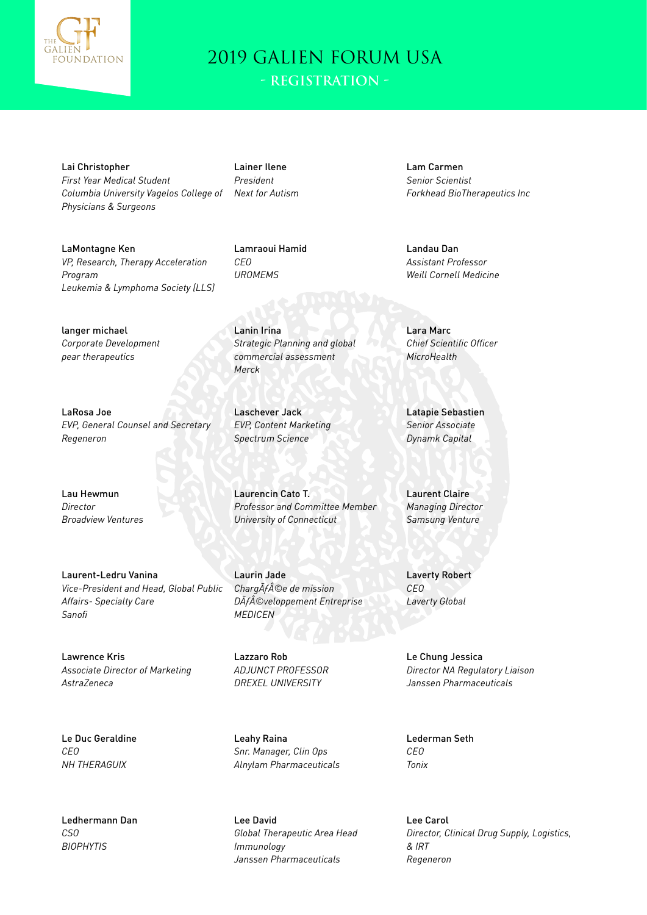# 2019 GALIEN FORUM USA

## - REGISTRATION -

Lai Christopher
*First Year Medical Student*
*Columbia University Vagelos College of Physicians & Surgeons*

Lainer Ilene
*President*
*Next for Autism*

Lam Carmen
*Senior Scientist*
*Forkhead BioTherapeutics Inc*

LaMontagne Ken
*VP, Research, Therapy Acceleration Program*
*Leukemia & Lymphoma Society (LLS)*

Lamraoui Hamid
*CEO*
*UROMEMS*

Landau Dan
*Assistant Professor*
*Weill Cornell Medicine*

langer michael
*Corporate Development*
*pear therapeutics*

Lanin Irina
*Strategic Planning and global commercial assessment*
*Merck*

Lara Marc
*Chief Scientific Officer*
*MicroHealth*

LaRosa Joe
*EVP, General Counsel and Secretary*
*Regeneron*

Laschever Jack
*EVP, Content Marketing*
*Spectrum Science*

Latapie Sebastien
*Senior Associate*
*Dynamk Capital*

Lau Hewmun
*Director*
*Broadview Ventures*

Laurencin Cato T.
*Professor and Committee Member*
*University of Connecticut*

Laurent Claire
*Managing Director*
*Samsung Venture*

Laurent-Ledru Vanina
*Vice-President and Head, Global Public Affairs- Specialty Care*
*Sanofi*

Laurin Jade
*ChargÃƒÂ©e de mission*
*DÃƒÂ©veloppement Entreprise*
*MEDICEN*

Laverty Robert
*CEO*
*Laverty Global*

Lawrence Kris
*Associate Director of Marketing*
*AstraZeneca*

Lazzaro Rob
*ADJUNCT PROFESSOR*
*DREXEL UNIVERSITY*

Le Chung Jessica
*Director NA Regulatory Liaison*
*Janssen Pharmaceuticals*

Le Duc Geraldine
*CEO*
*NH THERAGUIX*

Leahy Raina
*Snr. Manager, Clin Ops*
*Alnylam Pharmaceuticals*

Lederman Seth
*CEO*
*Tonix*

Ledhermann Dan
*CSO*
*BIOPHYTIS*

Lee David
*Global Therapeutic Area Head Immunology*
*Janssen Pharmaceuticals*

Lee Carol
*Director, Clinical Drug Supply, Logistics, & IRT*
*Regeneron*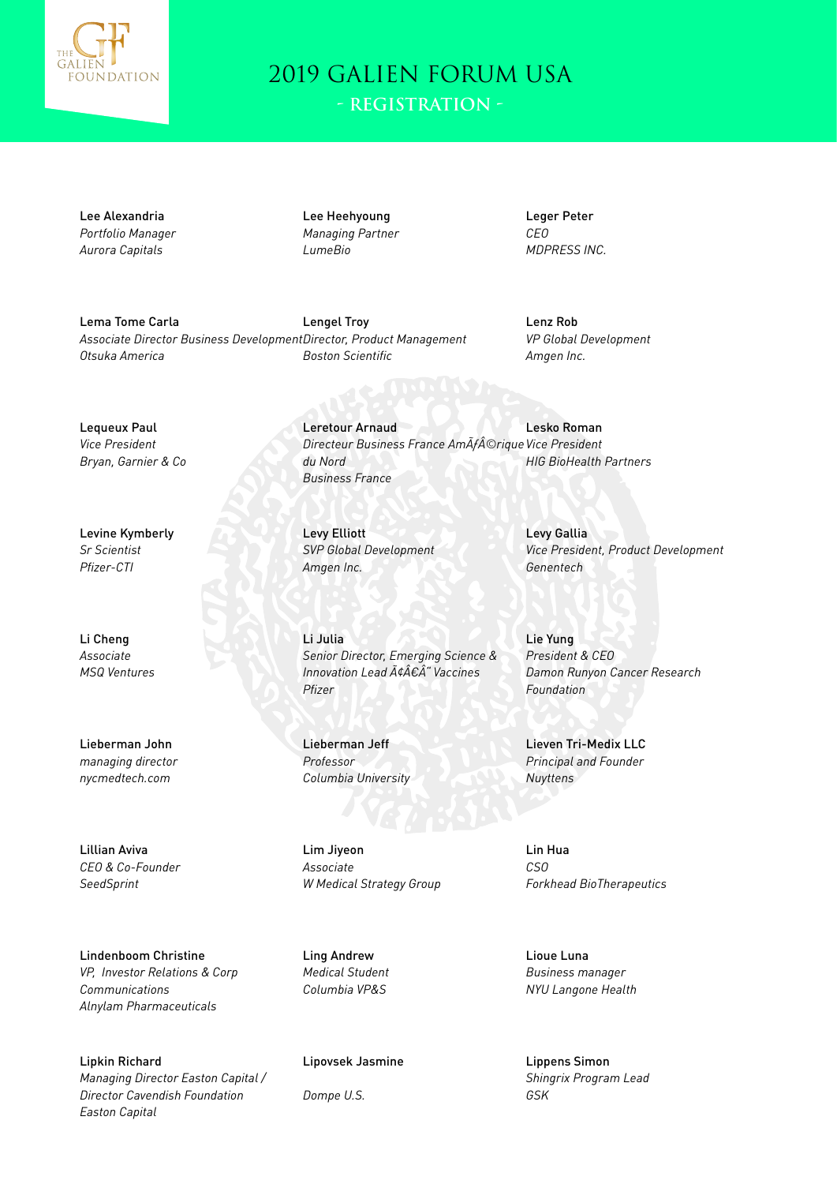# 2019 GALIEN FORUM USA

## - REGISTRATION -

Lee Alexandria
*Portfolio Manager*
*Aurora Capitals*

Lee Heehyoung
*Managing Partner*
*LumeBio*

Leger Peter
*CEO*
*MDPRESS INC.*

Lema Tome Carla
*Associate Director Business Development*
*Otsuka America*

Lengel Troy
*Director, Product Management*
*Boston Scientific*

Lenz Rob
*VP Global Development*
*Amgen Inc.*

Lequeux Paul
*Vice President*
*Bryan, Garnier & Co*

Leretour Arnaud
*Directeur Business France AmÃƒÂ©rique du Nord*
*Business France*

Lesko Roman
*Vice President*
*HIG BioHealth Partners*

Levine Kymberly
*Sr Scientist*
*Pfizer-CTI*

Levy Elliott
*SVP Global Development*
*Amgen Inc.*

Levy Gallia
*Vice President, Product Development*
*Genentech*

Li Cheng
*Associate*
*MSQ Ventures*

Li Julia
*Senior Director, Emerging Science & Innovation Lead Ã¢Â€Â" Vaccines*
*Pfizer*

Lie Yung
*President & CEO*
*Damon Runyon Cancer Research Foundation*

Lieberman John
*managing director*
*nycmedtech.com*

Lieberman Jeff
*Professor*
*Columbia University*

Lieven Tri-Medix LLC
*Principal and Founder*
*Nuyttens*

Lillian Aviva
*CEO & Co-Founder*
*SeedSprint*

Lim Jiyeon
*Associate*
*W Medical Strategy Group*

Lin Hua
*CSO*
*Forkhead BioTherapeutics*

Lindenboom Christine
*VP, Investor Relations & Corp Communications*
*Alnylam Pharmaceuticals*

Ling Andrew
*Medical Student*
*Columbia VP&S*

Lioue Luna
*Business manager*
*NYU Langone Health*

Lipkin Richard
*Managing Director Easton Capital / Director Cavendish Foundation*
*Easton Capital*

Lipovsek Jasmine

*Dompe U.S.*

Lippens Simon
*Shingrix Program Lead*
*GSK*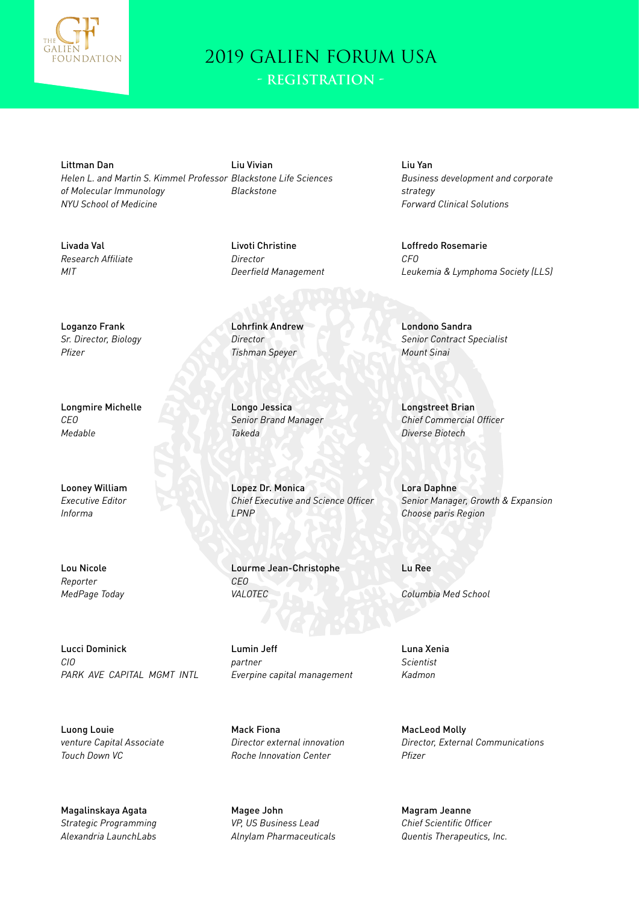# 2019 GALIEN FORUM USA

## - REGISTRATION -

Littman Dan
*Helen L. and Martin S. Kimmel Professor of Molecular Immunology*
*NYU School of Medicine*

Liu Vivian
*Blackstone Life Sciences*
*Blackstone*

Liu Yan
*Business development and corporate strategy*
*Forward Clinical Solutions*

Livada Val
*Research Affiliate*
*MIT*

Livoti Christine
*Director*
*Deerfield Management*

Loffredo Rosemarie
*CFO*
*Leukemia & Lymphoma Society (LLS)*

Loganzo Frank
*Sr. Director, Biology*
*Pfizer*

Lohrfink Andrew
*Director*
*Tishman Speyer*

Londono Sandra
*Senior Contract Specialist*
*Mount Sinai*

Longmire Michelle
*CEO*
*Medable*

Longo Jessica
*Senior Brand Manager*
*Takeda*

Longstreet Brian
*Chief Commercial Officer*
*Diverse Biotech*

Looney William
*Executive Editor*
*Informa*

Lopez Dr. Monica
*Chief Executive and Science Officer*
*LPNP*

Lora Daphne
*Senior Manager, Growth & Expansion*
*Choose paris Region*

Lou Nicole
*Reporter*
*MedPage Today*

Lourme Jean-Christophe
*CEO*
*VALOTEC*

Lu Ree
*Columbia Med School*

Lucci Dominick
*CIO*
*PARK AVE CAPITAL MGMT INTL*

Lumin Jeff
*partner*
*Everpine capital management*

Luna Xenia
*Scientist*
*Kadmon*

Luong Louie
*venture Capital Associate*
*Touch Down VC*

Mack Fiona
*Director external innovation*
*Roche Innovation Center*

MacLeod Molly
*Director, External Communications*
*Pfizer*

Magalinskaya Agata
*Strategic Programming*
*Alexandria LaunchLabs*

Magee John
*VP, US Business Lead*
*Alnylam Pharmaceuticals*

Magram Jeanne
*Chief Scientific Officer*
*Quentis Therapeutics, Inc.*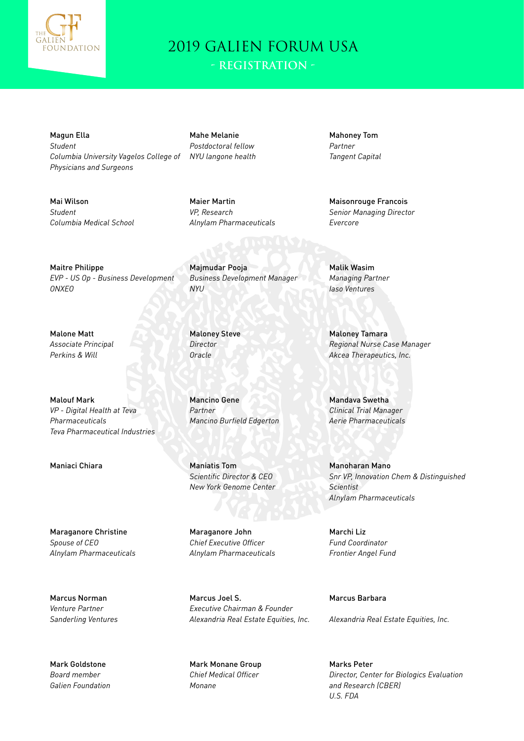# 2019 GALIEN FORUM USA

## - REGISTRATION -

**Magun Ella**
*Student*
*Columbia University Vagelos College of Physicians and Surgeons*

**Mahe Melanie**
*Postdoctoral fellow*
*NYU langone health*

**Mahoney Tom**
*Partner*
*Tangent Capital*

**Mai Wilson**
*Student*
*Columbia Medical School*

**Maier Martin**
*VP, Research*
*Alnylam Pharmaceuticals*

**Maisonrouge Francois**
*Senior Managing Director*
*Evercore*

**Maitre Philippe**
*EVP - US Op - Business Development*
*ONXEO*

**Majmudar Pooja**
*Business Development Manager*
*NYU*

**Malik Wasim**
*Managing Partner*
*Iaso Ventures*

**Malone Matt**
*Associate Principal*
*Perkins & Will*

**Maloney Steve**
*Director*
*Oracle*

**Maloney Tamara**
*Regional Nurse Case Manager*
*Akcea Therapeutics, Inc.*

**Malouf Mark**
*VP - Digital Health at Teva Pharmaceuticals*
*Teva Pharmaceutical Industries*

**Mancino Gene**
*Partner*
*Mancino Burfield Edgerton*

**Mandava Swetha**
*Clinical Trial Manager*
*Aerie Pharmaceuticals*

**Maniaci Chiara**

**Maniatis Tom**
*Scientific Director & CEO*
*New York Genome Center*

**Manoharan Mano**
*Snr VP, Innovation Chem & Distinguished Scientist*
*Alnylam Pharmaceuticals*

**Maraganore Christine**
*Spouse of CEO*
*Alnylam Pharmaceuticals*

**Maraganore John**
*Chief Executive Officer*
*Alnylam Pharmaceuticals*

**Marchi Liz**
*Fund Coordinator*
*Frontier Angel Fund*

**Marcus Norman**
*Venture Partner*
*Sanderling Ventures*

**Marcus Joel S.**
*Executive Chairman & Founder*
*Alexandria Real Estate Equities, Inc.*

**Marcus Barbara**
*Alexandria Real Estate Equities, Inc.*

**Mark Goldstone**
*Board member*
*Galien Foundation*

**Mark Monane Group**
*Chief Medical Officer*
*Monane*

**Marks Peter**
*Director, Center for Biologics Evaluation and Research (CBER)*
*U.S. FDA*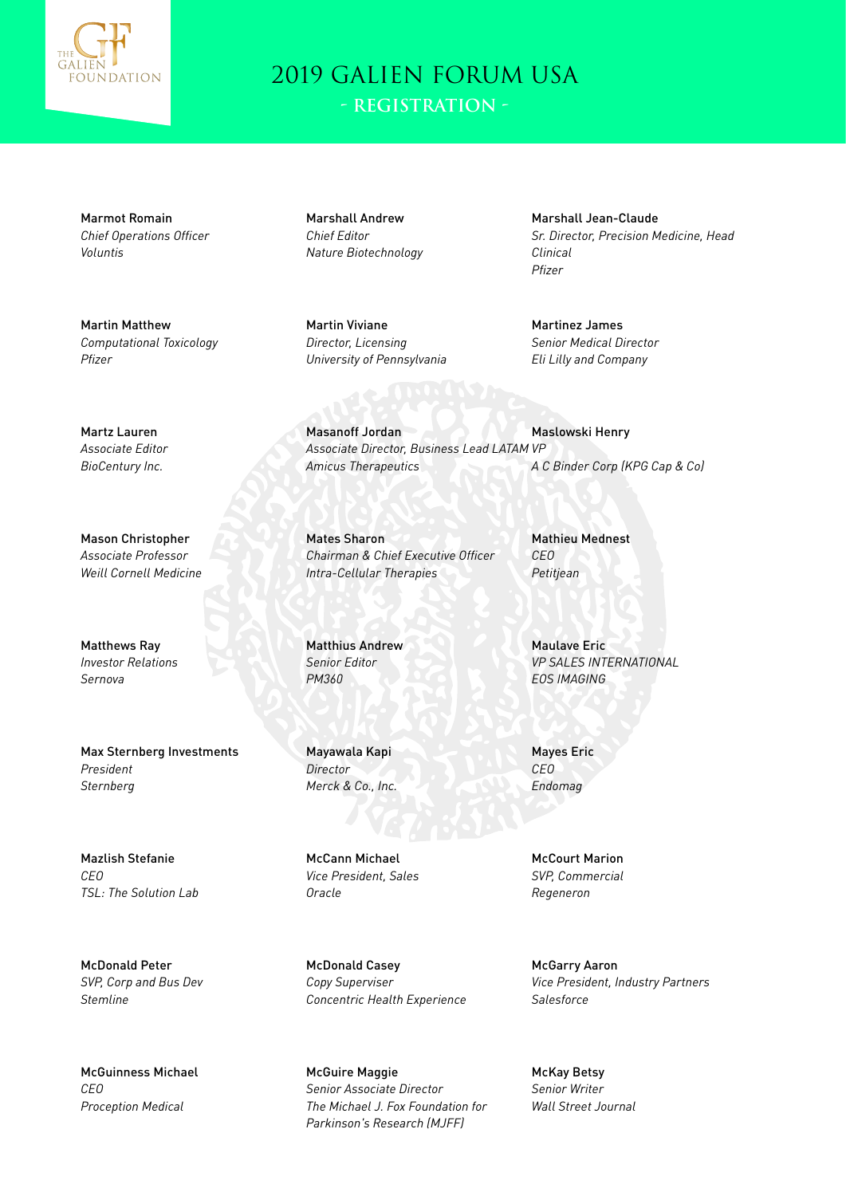# 2019 GALIEN FORUM USA

## - REGISTRATION -

Marmot Romain
*Chief Operations Officer*
*Voluntis*

Marshall Andrew
*Chief Editor*
*Nature Biotechnology*

Marshall Jean-Claude
*Sr. Director, Precision Medicine, Head Clinical*
*Pfizer*

Martin Matthew
*Computational Toxicology*
*Pfizer*

Martin Viviane
*Director, Licensing*
*University of Pennsylvania*

Martinez James
*Senior Medical Director*
*Eli Lilly and Company*

Martz Lauren
*Associate Editor*
*BioCentury Inc.*

Masanoff Jordan
*Associate Director, Business Lead LATAM*
*Amicus Therapeutics*

Maslowski Henry
*VP*
*A C Binder Corp (KPG Cap & Co)*

Mason Christopher
*Associate Professor*
*Weill Cornell Medicine*

Mates Sharon
*Chairman & Chief Executive Officer*
*Intra-Cellular Therapies*

Mathieu Mednest
*CEO*
*Petitjean*

Matthews Ray
*Investor Relations*
*Sernova*

Matthius Andrew
*Senior Editor*
*PM360*

Maulave Eric
*VP SALES INTERNATIONAL*
*EOS IMAGING*

Max Sternberg Investments
*President*
*Sternberg*

Mayawala Kapi
*Director*
*Merck & Co., Inc.*

Mayes Eric
*CEO*
*Endomag*

Mazlish Stefanie
*CEO*
*TSL: The Solution Lab*

McCann Michael
*Vice President, Sales*
*Oracle*

McCourt Marion
*SVP, Commercial*
*Regeneron*

McDonald Peter
*SVP, Corp and Bus Dev*
*Stemline*

McDonald Casey
*Copy Superviser*
*Concentric Health Experience*

McGarry Aaron
*Vice President, Industry Partners*
*Salesforce*

McGuinness Michael
*CEO*
*Proception Medical*

McGuire Maggie
*Senior Associate Director*
*The Michael J. Fox Foundation for Parkinson's Research (MJFF)*

McKay Betsy
*Senior Writer*
*Wall Street Journal*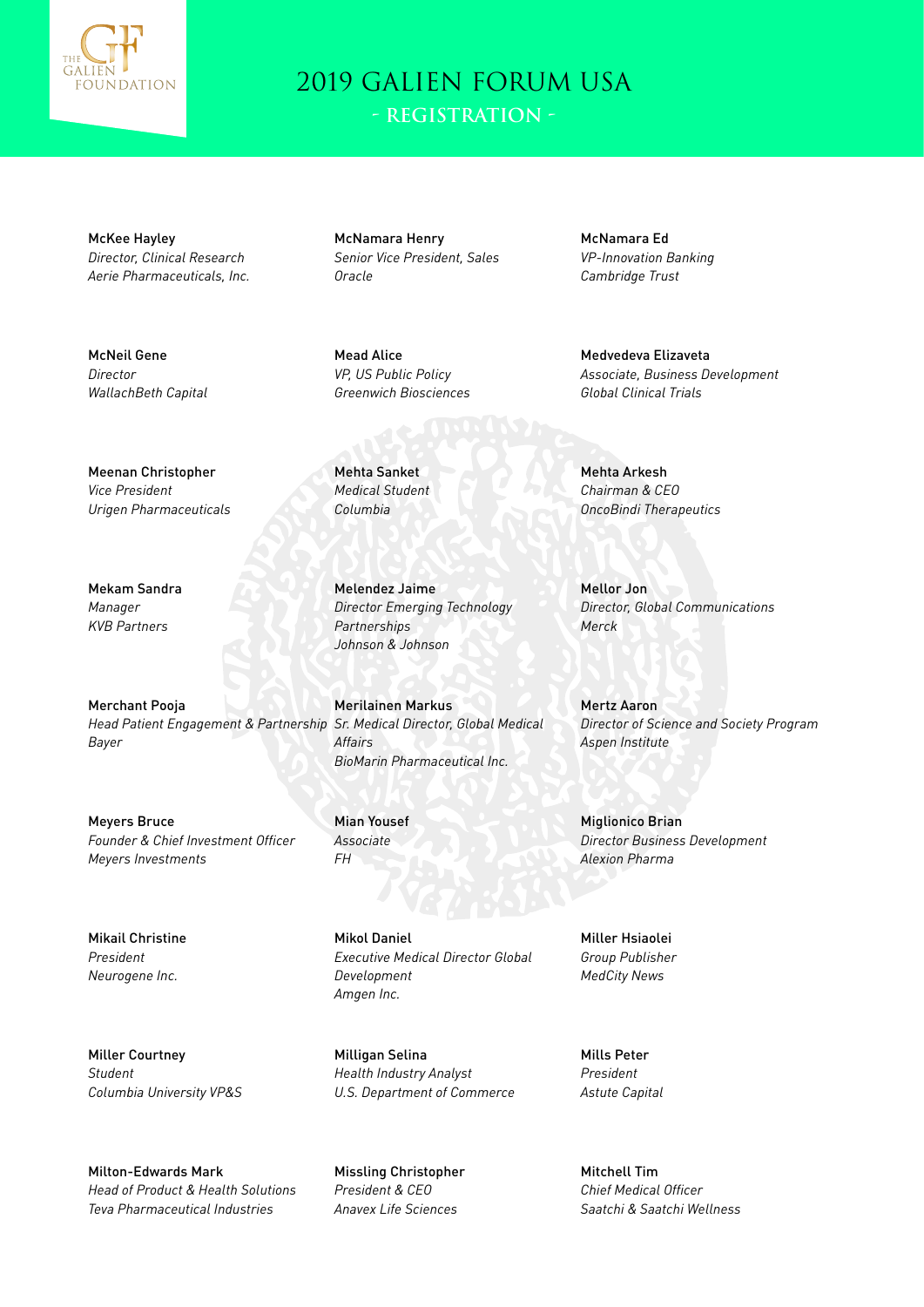# 2019 GALIEN FORUM USA

## - REGISTRATION -

McKee Hayley
*Director, Clinical Research*
*Aerie Pharmaceuticals, Inc.*

McNamara Henry
*Senior Vice President, Sales*
*Oracle*

McNamara Ed
*VP-Innovation Banking*
*Cambridge Trust*

McNeil Gene
*Director*
*WallachBeth Capital*

Mead Alice
*VP, US Public Policy*
*Greenwich Biosciences*

Medvedeva Elizaveta
*Associate, Business Development*
*Global Clinical Trials*

Meenan Christopher
*Vice President*
*Urigen Pharmaceuticals*

Mehta Sanket
*Medical Student*
*Columbia*

Mehta Arkesh
*Chairman & CEO*
*OncoBindi Therapeutics*

Mekam Sandra
*Manager*
*KVB Partners*

Melendez Jaime
*Director Emerging Technology Partnerships*
*Johnson & Johnson*

Mellor Jon
*Director, Global Communications*
*Merck*

Merchant Pooja
*Head Patient Engagement & Partnership*
*Bayer*

Merilainen Markus
*Sr. Medical Director, Global Medical Affairs*
*BioMarin Pharmaceutical Inc.*

Mertz Aaron
*Director of Science and Society Program*
*Aspen Institute*

Meyers Bruce
*Founder & Chief Investment Officer*
*Meyers Investments*

Mian Yousef
*Associate*
*FH*

Miglionico Brian
*Director Business Development*
*Alexion Pharma*

Mikail Christine
*President*
*Neurogene Inc.*

Mikol Daniel
*Executive Medical Director Global Development*
*Amgen Inc.*

Miller Hsiaolei
*Group Publisher*
*MedCity News*

Miller Courtney
*Student*
*Columbia University VP&S*

Milligan Selina
*Health Industry Analyst*
*U.S. Department of Commerce*

Mills Peter
*President*
*Astute Capital*

Milton-Edwards Mark
*Head of Product & Health Solutions*
*Teva Pharmaceutical Industries*

Missling Christopher
*President & CEO*
*Anavex Life Sciences*

Mitchell Tim
*Chief Medical Officer*
*Saatchi & Saatchi Wellness*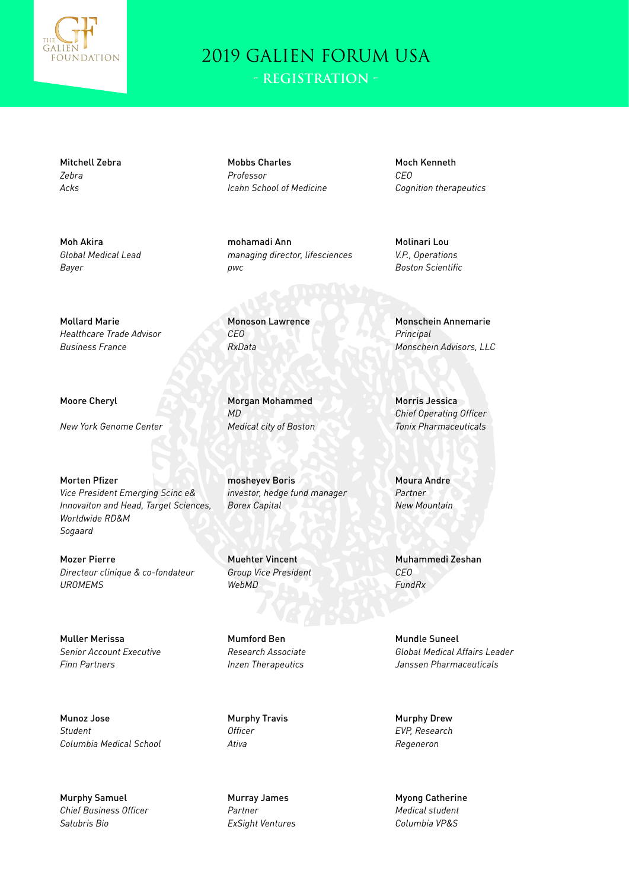# 2019 GALIEN FORUM USA

## - REGISTRATION -

Mitchell Zebra
*Zebra*
*Acks*

Mobbs Charles
*Professor*
*Icahn School of Medicine*

Moch Kenneth
*CEO*
*Cognition therapeutics*

Moh Akira
*Global Medical Lead*
*Bayer*

mohamadi Ann
*managing director, lifesciences*
*pwc*

Molinari Lou
*V.P., Operations*
*Boston Scientific*

Mollard Marie
*Healthcare Trade Advisor*
*Business France*

Monoson Lawrence
*CEO*
*RxData*

Monschein Annemarie
*Principal*
*Monschein Advisors, LLC*

Moore Cheryl

*New York Genome Center*

Morgan Mohammed
*MD*
*Medical city of Boston*

Morris Jessica
*Chief Operating Officer*
*Tonix Pharmaceuticals*

Morten Pfizer
*Vice President Emerging Scinc e& Innovaiton and Head, Target Sciences, Worldwide RD&M*
*Sogaard*

mosheyev Boris
*investor, hedge fund manager*
*Borex Capital*

Moura Andre
*Partner*
*New Mountain*

Mozer Pierre
*Directeur clinique & co-fondateur*
*UROMEMS*

Muehter Vincent
*Group Vice President*
*WebMD*

Muhammedi Zeshan
*CEO*
*FundRx*

Muller Merissa
*Senior Account Executive*
*Finn Partners*

Mumford Ben
*Research Associate*
*Inzen Therapeutics*

Mundle Suneel
*Global Medical Affairs Leader*
*Janssen Pharmaceuticals*

Munoz Jose
*Student*
*Columbia Medical School*

Murphy Travis
*Officer*
*Ativa*

Murphy Drew
*EVP, Research*
*Regeneron*

Murphy Samuel
*Chief Business Officer*
*Salubris Bio*

Murray James
*Partner*
*ExSight Ventures*

Myong Catherine
*Medical student*
*Columbia VP&S*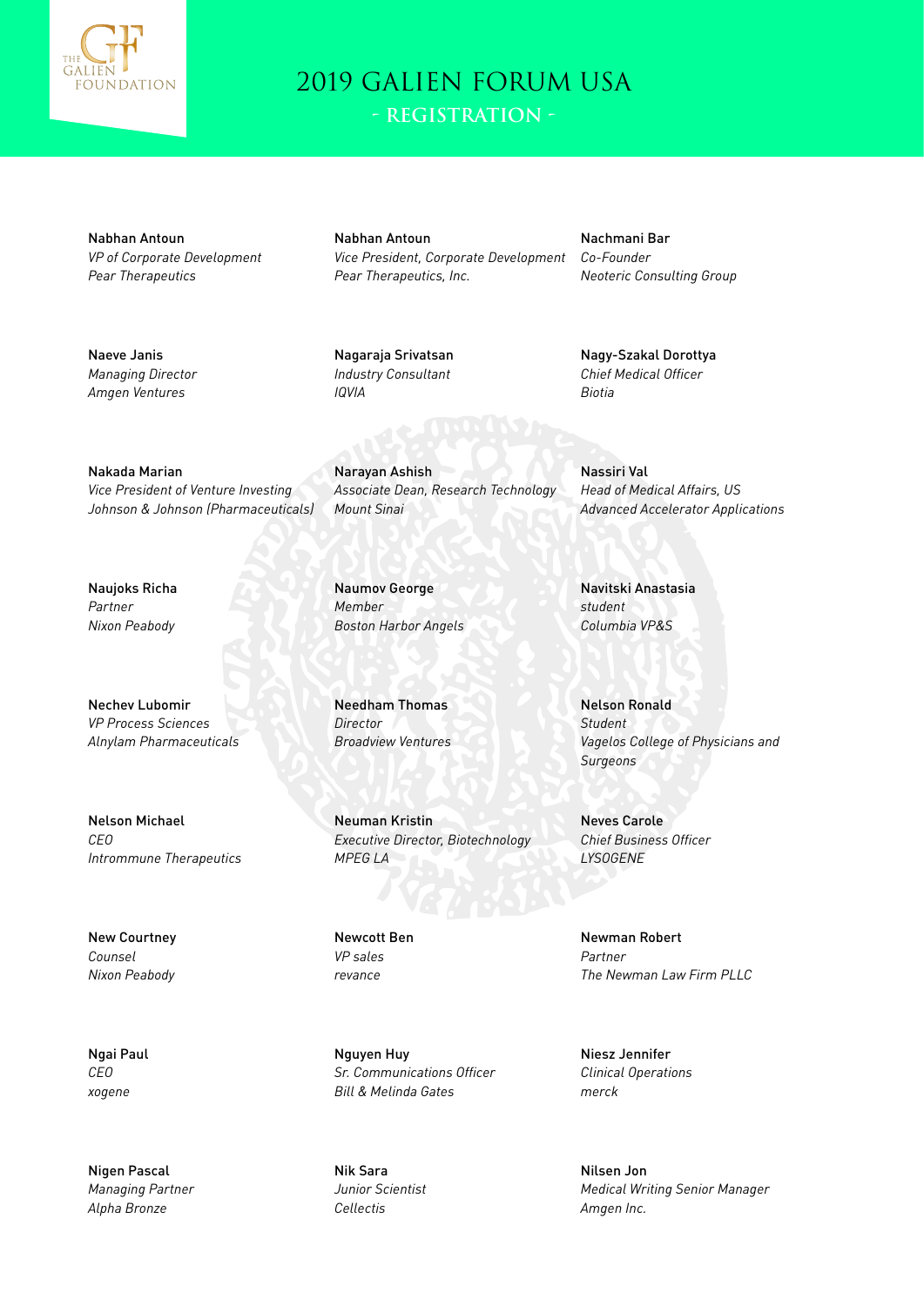# 2019 GALIEN FORUM USA

## - REGISTRATION -

Nabhan Antoun
*VP of Corporate Development*
*Pear Therapeutics*

Nabhan Antoun
*Vice President, Corporate Development*
*Pear Therapeutics, Inc.*

Nachmani Bar
*Co-Founder*
*Neoteric Consulting Group*

Naeve Janis
*Managing Director*
*Amgen Ventures*

Nagaraja Srivatsan
*Industry Consultant*
*IQVIA*

Nagy-Szakal Dorottya
*Chief Medical Officer*
*Biotia*

Nakada Marian
*Vice President of Venture Investing*
*Johnson & Johnson (Pharmaceuticals)*

Narayan Ashish
*Associate Dean, Research Technology*
*Mount Sinai*

Nassiri Val
*Head of Medical Affairs, US*
*Advanced Accelerator Applications*

Naujoks Richa
*Partner*
*Nixon Peabody*

Naumov George
*Member*
*Boston Harbor Angels*

Navitski Anastasia
*student*
*Columbia VP&S*

Nechev Lubomir
*VP Process Sciences*
*Alnylam Pharmaceuticals*

Needham Thomas
*Director*
*Broadview Ventures*

Nelson Ronald
*Student*
*Vagelos College of Physicians and Surgeons*

Nelson Michael
*CEO*
*Intrommune Therapeutics*

Neuman Kristin
*Executive Director, Biotechnology*
*MPEG LA*

Neves Carole
*Chief Business Officer*
*LYSOGENE*

New Courtney
*Counsel*
*Nixon Peabody*

Newcott Ben
*VP sales*
*revance*

Newman Robert
*Partner*
*The Newman Law Firm PLLC*

Ngai Paul
*CEO*
*xogene*

Nguyen Huy
*Sr. Communications Officer*
*Bill & Melinda Gates*

Niesz Jennifer
*Clinical Operations*
*merck*

Nigen Pascal
*Managing Partner*
*Alpha Bronze*

Nik Sara
*Junior Scientist*
*Cellectis*

Nilsen Jon
*Medical Writing Senior Manager*
*Amgen Inc.*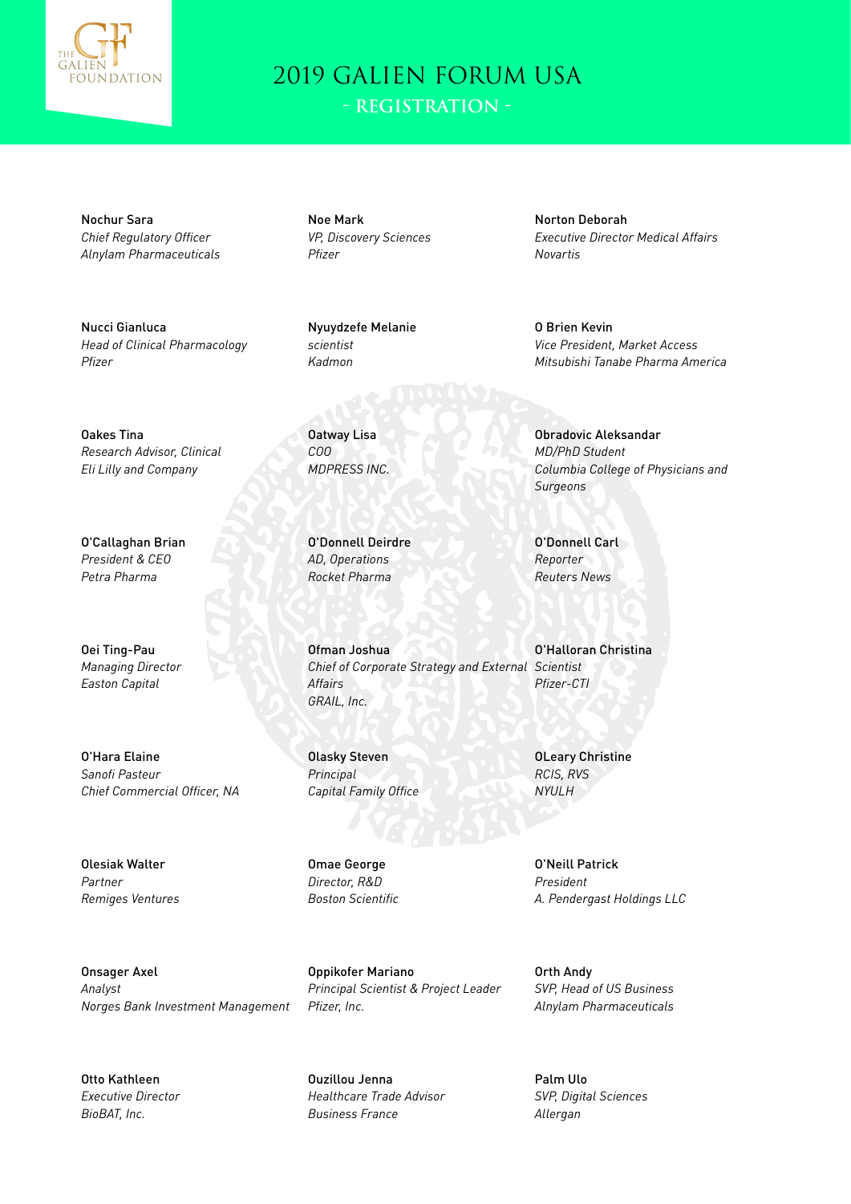# 2019 GALIEN FORUM USA

## - REGISTRATION -

Nochur Sara
*Chief Regulatory Officer*
*Alnylam Pharmaceuticals*

Noe Mark
*VP, Discovery Sciences*
*Pfizer*

Norton Deborah
*Executive Director Medical Affairs*
*Novartis*

Nucci Gianluca
*Head of Clinical Pharmacology*
*Pfizer*

Nyuydzefe Melanie
*scientist*
*Kadmon*

O Brien Kevin
*Vice President, Market Access*
*Mitsubishi Tanabe Pharma America*

Oakes Tina
*Research Advisor, Clinical*
*Eli Lilly and Company*

Oatway Lisa
*COO*
*MDPRESS INC.*

Obradovic Aleksandar
*MD/PhD Student*
*Columbia College of Physicians and Surgeons*

O'Callaghan Brian
*President & CEO*
*Petra Pharma*

O'Donnell Deirdre
*AD, Operations*
*Rocket Pharma*

O'Donnell Carl
*Reporter*
*Reuters News*

Oei Ting-Pau
*Managing Director*
*Easton Capital*

Ofman Joshua
*Chief of Corporate Strategy and External Affairs*
*GRAIL, Inc.*

O'Halloran Christina
*Scientist*
*Pfizer-CTI*

O'Hara Elaine
*Sanofi Pasteur*
*Chief Commercial Officer, NA*

Olasky Steven
*Principal*
*Capital Family Office*

OLeary Christine
*RCIS, RVS*
*NYULH*

Olesiak Walter
*Partner*
*Remiges Ventures*

Omae George
*Director, R&D*
*Boston Scientific*

O'Neill Patrick
*President*
*A. Pendergast Holdings LLC*

Onsager Axel
*Analyst*
*Norges Bank Investment Management*

Oppikofer Mariano
*Principal Scientist & Project Leader*
*Pfizer, Inc.*

Orth Andy
*SVP, Head of US Business*
*Alnylam Pharmaceuticals*

Otto Kathleen
*Executive Director*
*BioBAT, Inc.*

Ouzillou Jenna
*Healthcare Trade Advisor*
*Business France*

Palm Ulo
*SVP, Digital Sciences*
*Allergan*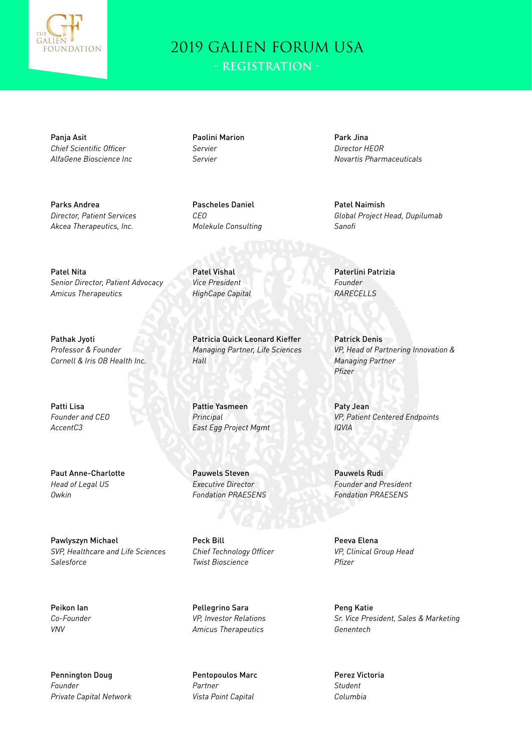# 2019 GALIEN FORUM USA

## - REGISTRATION -

Panja Asit
*Chief Scientific Officer*
*AlfaGene Bioscience Inc*

Paolini Marion
*Servier*
*Servier*

Park Jina
*Director HEOR*
*Novartis Pharmaceuticals*

Parks Andrea
*Director, Patient Services*
*Akcea Therapeutics, Inc.*

Pascheles Daniel
*CEO*
*Molekule Consulting*

Patel Naimish
*Global Project Head, Dupilumab*
*Sanofi*

Patel Nita
*Senior Director, Patient Advocacy*
*Amicus Therapeutics*

Patel Vishal
*Vice President*
*HighCape Capital*

Paterlini Patrizia
*Founder*
*RARECELLS*

Pathak Jyoti
*Professor & Founder*
*Cornell & Iris OB Health Inc.*

Patricia Quick Leonard Kieffer
*Managing Partner, Life Sciences*
*Hall*

Patrick Denis
*VP, Head of Partnering Innovation & Managing Partner*
*Pfizer*

Patti Lisa
*Founder and CEO*
*AccentC3*

Pattie Yasmeen
*Principal*
*East Egg Project Mgmt*

Paty Jean
*VP, Patient Centered Endpoints*
*IQVIA*

Paut Anne-Charlotte
*Head of Legal US*
*Owkin*

Pauwels Steven
*Executive Director*
*Fondation PRAESENS*

Pauwels Rudi
*Founder and President*
*Fondation PRAESENS*

Pawlyszyn Michael
*SVP, Healthcare and Life Sciences*
*Salesforce*

Peck Bill
*Chief Technology Officer*
*Twist Bioscience*

Peeva Elena
*VP, Clinical Group Head*
*Pfizer*

Peikon Ian
*Co-Founder*
*VNV*

Pellegrino Sara
*VP, Investor Relations*
*Amicus Therapeutics*

Peng Katie
*Sr. Vice President, Sales & Marketing*
*Genentech*

Pennington Doug
*Founder*
*Private Capital Network*

Pentopoulos Marc
*Partner*
*Vista Point Capital*

Perez Victoria
*Student*
*Columbia*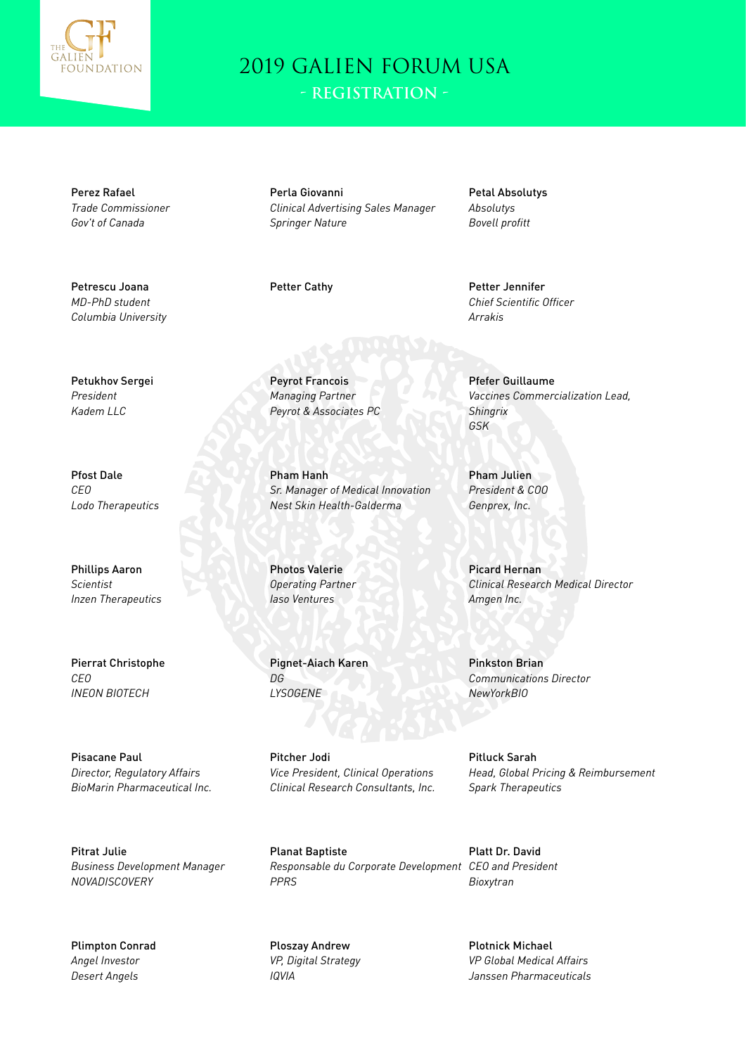# 2019 GALIEN FORUM USA

## - REGISTRATION -

Perez Rafael
*Trade Commissioner*
*Gov't of Canada*

Perla Giovanni
*Clinical Advertising Sales Manager*
*Springer Nature*

Petal Absolutys
*Absolutys*
*Bovell profitt*

Petrescu Joana
*MD-PhD student*
*Columbia University*

Petter Cathy

Petter Jennifer
*Chief Scientific Officer*
*Arrakis*

Petukhov Sergei
*President*
*Kadem LLC*

Peyrot Francois
*Managing Partner*
*Peyrot & Associates PC*

Pfefer Guillaume
*Vaccines Commercialization Lead, Shingrix*
*GSK*

Pfost Dale
*CEO*
*Lodo Therapeutics*

Pham Hanh
*Sr. Manager of Medical Innovation*
*Nest Skin Health-Galderma*

Pham Julien
*President & COO*
*Genprex, Inc.*

Phillips Aaron
*Scientist*
*Inzen Therapeutics*

Photos Valerie
*Operating Partner*
*Iaso Ventures*

Picard Hernan
*Clinical Research Medical Director*
*Amgen Inc.*

Pierrat Christophe
*CEO*
*INEON BIOTECH*

Pignet-Aiach Karen
*DG*
*LYSOGENE*

Pinkston Brian
*Communications Director*
*NewYorkBIO*

Pisacane Paul
*Director, Regulatory Affairs*
*BioMarin Pharmaceutical Inc.*

Pitcher Jodi
*Vice President, Clinical Operations*
*Clinical Research Consultants, Inc.*

Pitluck Sarah
*Head, Global Pricing & Reimbursement*
*Spark Therapeutics*

Pitrat Julie
*Business Development Manager*
*NOVADISCOVERY*

Planat Baptiste
*Responsable du Corporate Development*
*PPRS*

Platt Dr. David
*CEO and President*
*Bioxytran*

Plimpton Conrad
*Angel Investor*
*Desert Angels*

Ploszay Andrew
*VP, Digital Strategy*
*IQVIA*

Plotnick Michael
*VP Global Medical Affairs*
*Janssen Pharmaceuticals*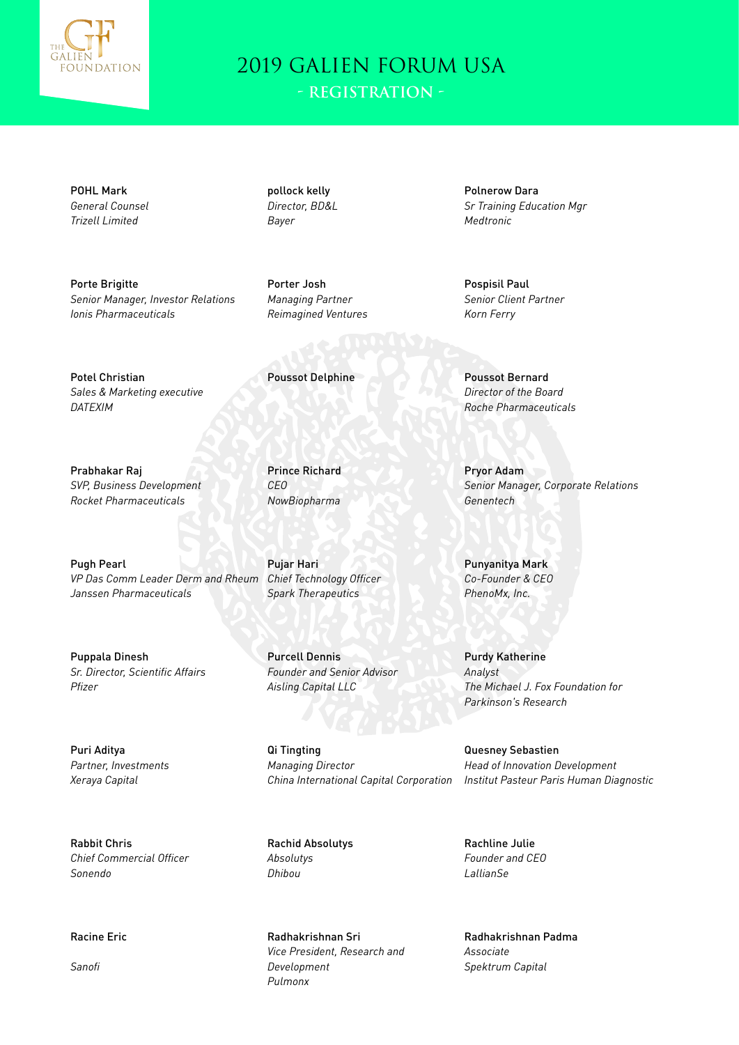# 2019 GALIEN FORUM USA

## - REGISTRATION -

POHL Mark
*General Counsel*
*Trizell Limited*

pollock kelly
*Director, BD&L*
*Bayer*

Polnerow Dara
*Sr Training Education Mgr*
*Medtronic*

Porte Brigitte
*Senior Manager, Investor Relations*
*Ionis Pharmaceuticals*

Porter Josh
*Managing Partner*
*Reimagined Ventures*

Pospisil Paul
*Senior Client Partner*
*Korn Ferry*

Potel Christian
*Sales & Marketing executive*
*DATEXIM*

Poussot Delphine

Poussot Bernard
*Director of the Board*
*Roche Pharmaceuticals*

Prabhakar Raj
*SVP, Business Development*
*Rocket Pharmaceuticals*

Prince Richard
*CEO*
*NowBiopharma*

Pryor Adam
*Senior Manager, Corporate Relations*
*Genentech*

Pugh Pearl
*VP Das Comm Leader Derm and Rheum*
*Janssen Pharmaceuticals*

Pujar Hari
*Chief Technology Officer*
*Spark Therapeutics*

Punyanitya Mark
*Co-Founder & CEO*
*PhenoMx, Inc.*

Puppala Dinesh
*Sr. Director, Scientific Affairs*
*Pfizer*

Purcell Dennis
*Founder and Senior Advisor*
*Aisling Capital LLC*

Purdy Katherine
*Analyst*
*The Michael J. Fox Foundation for Parkinson's Research*

Puri Aditya
*Partner, Investments*
*Xeraya Capital*

Qi Tingting
*Managing Director*
*China International Capital Corporation*

Quesney Sebastien
*Head of Innovation Development*
*Institut Pasteur Paris Human Diagnostic*

Rabbit Chris
*Chief Commercial Officer*
*Sonendo*

Rachid Absolutys
*Absolutys*
*Dhibou*

Rachline Julie
*Founder and CEO*
*LallianSe*

Racine Eric

*Sanofi*

Radhakrishnan Sri
*Vice President, Research and Development*
*Pulmonx*

Radhakrishnan Padma
*Associate*
*Spektrum Capital*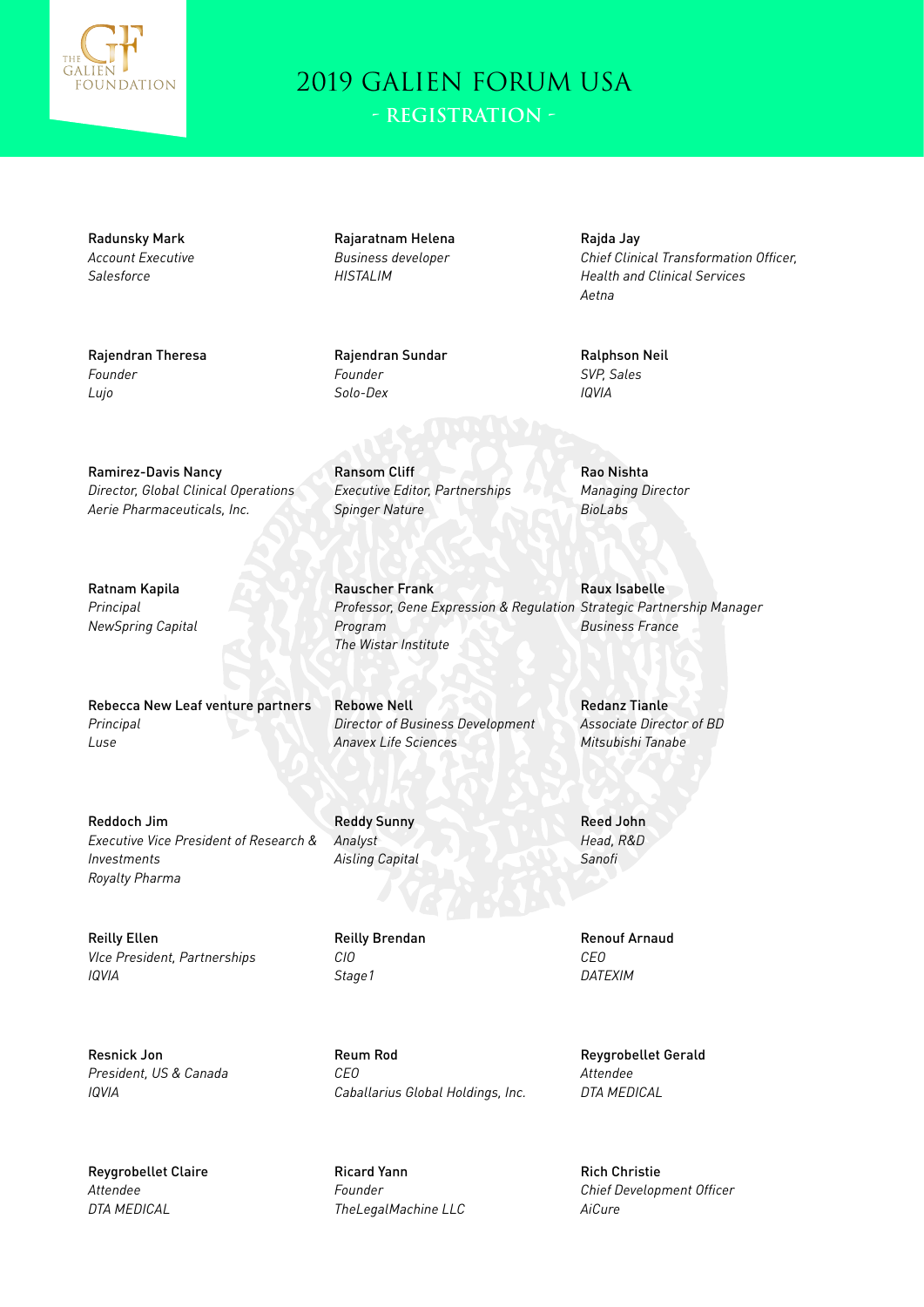# 2019 GALIEN FORUM USA

## - REGISTRATION -

Radunsky Mark
*Account Executive*
*Salesforce*

Rajaratnam Helena
*Business developer*
*HISTALIM*

Rajda Jay
*Chief Clinical Transformation Officer, Health and Clinical Services*
*Aetna*

Rajendran Theresa
*Founder*
*Lujo*

Rajendran Sundar
*Founder*
*Solo-Dex*

Ralphson Neil
*SVP, Sales*
*IQVIA*

Ramirez-Davis Nancy
*Director, Global Clinical Operations*
*Aerie Pharmaceuticals, Inc.*

Ransom Cliff
*Executive Editor, Partnerships*
*Spinger Nature*

Rao Nishta
*Managing Director*
*BioLabs*

Ratnam Kapila
*Principal*
*NewSpring Capital*

Rauscher Frank
*Professor, Gene Expression & Regulation Program*
*The Wistar Institute*

Raux Isabelle
*Strategic Partnership Manager*
*Business France*

Rebecca New Leaf venture partners
*Principal*
*Luse*

Rebowe Nell
*Director of Business Development*
*Anavex Life Sciences*

Redanz Tianle
*Associate Director of BD*
*Mitsubishi Tanabe*

Reddoch Jim
*Executive Vice President of Research & Investments*
*Royalty Pharma*

Reddy Sunny
*Analyst*
*Aisling Capital*

Reed John
*Head, R&D*
*Sanofi*

Reilly Ellen
*VIce President, Partnerships*
*IQVIA*

Reilly Brendan
*CIO*
*Stage1*

Renouf Arnaud
*CEO*
*DATEXIM*

Resnick Jon
*President, US & Canada*
*IQVIA*

Reum Rod
*CEO*
*Caballarius Global Holdings, Inc.*

Reygrobellet Gerald
*Attendee*
*DTA MEDICAL*

Reygrobellet Claire
*Attendee*
*DTA MEDICAL*

Ricard Yann
*Founder*
*TheLegalMachine LLC*

Rich Christie
*Chief Development Officer*
*AiCure*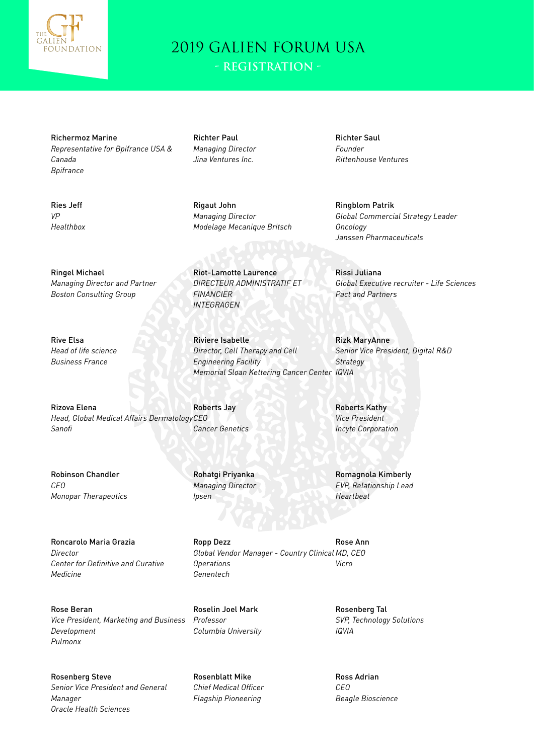# 2019 GALIEN FORUM USA

## - REGISTRATION -

**Richermoz Marine**
*Representative for Bpifrance USA & Canada*
*Bpifrance*

**Richter Paul**
*Managing Director*
*Jina Ventures Inc.*

**Richter Saul**
*Founder*
*Rittenhouse Ventures*

**Ries Jeff**
*VP*
*Healthbox*

**Rigaut John**
*Managing Director*
*Modelage Mecanique Britsch*

**Ringblom Patrik**
*Global Commercial Strategy Leader Oncology*
*Janssen Pharmaceuticals*

**Ringel Michael**
*Managing Director and Partner*
*Boston Consulting Group*

**Riot-Lamotte Laurence**
*DIRECTEUR ADMINISTRATIF ET FINANCIER*
*INTEGRAGEN*

**Rissi Juliana**
*Global Executive recruiter - Life Sciences*
*Pact and Partners*

**Rive Elsa**
*Head of life science*
*Business France*

**Riviere Isabelle**
*Director, Cell Therapy and Cell Engineering Facility*
*Memorial Sloan Kettering Cancer Center*

**Rizk MaryAnne**
*Senior Vice President, Digital R&D Strategy*
*IQVIA*

**Rizova Elena**
*Head, Global Medical Affairs Dermatology*
*Sanofi*

**Roberts Jay**
*CEO*
*Cancer Genetics*

**Roberts Kathy**
*Vice President*
*Incyte Corporation*

**Robinson Chandler**
*CEO*
*Monopar Therapeutics*

**Rohatgi Priyanka**
*Managing Director*
*Ipsen*

**Romagnola Kimberly**
*EVP, Relationship Lead*
*Heartbeat*

**Roncarolo Maria Grazia**
*Director*
*Center for Definitive and Curative Medicine*

**Ropp Dezz**
*Global Vendor Manager - Country Clinical Operations*
*Genentech*

**Rose Ann**
*MD, CEO*
*Vicro*

**Rose Beran**
*Vice President, Marketing and Business Development*
*Pulmonx*

**Roselin Joel Mark**
*Professor*
*Columbia University*

**Rosenberg Tal**
*SVP, Technology Solutions*
*IQVIA*

**Rosenberg Steve**
*Senior Vice President and General Manager*
*Oracle Health Sciences*

**Rosenblatt Mike**
*Chief Medical Officer*
*Flagship Pioneering*

**Ross Adrian**
*CEO*
*Beagle Bioscience*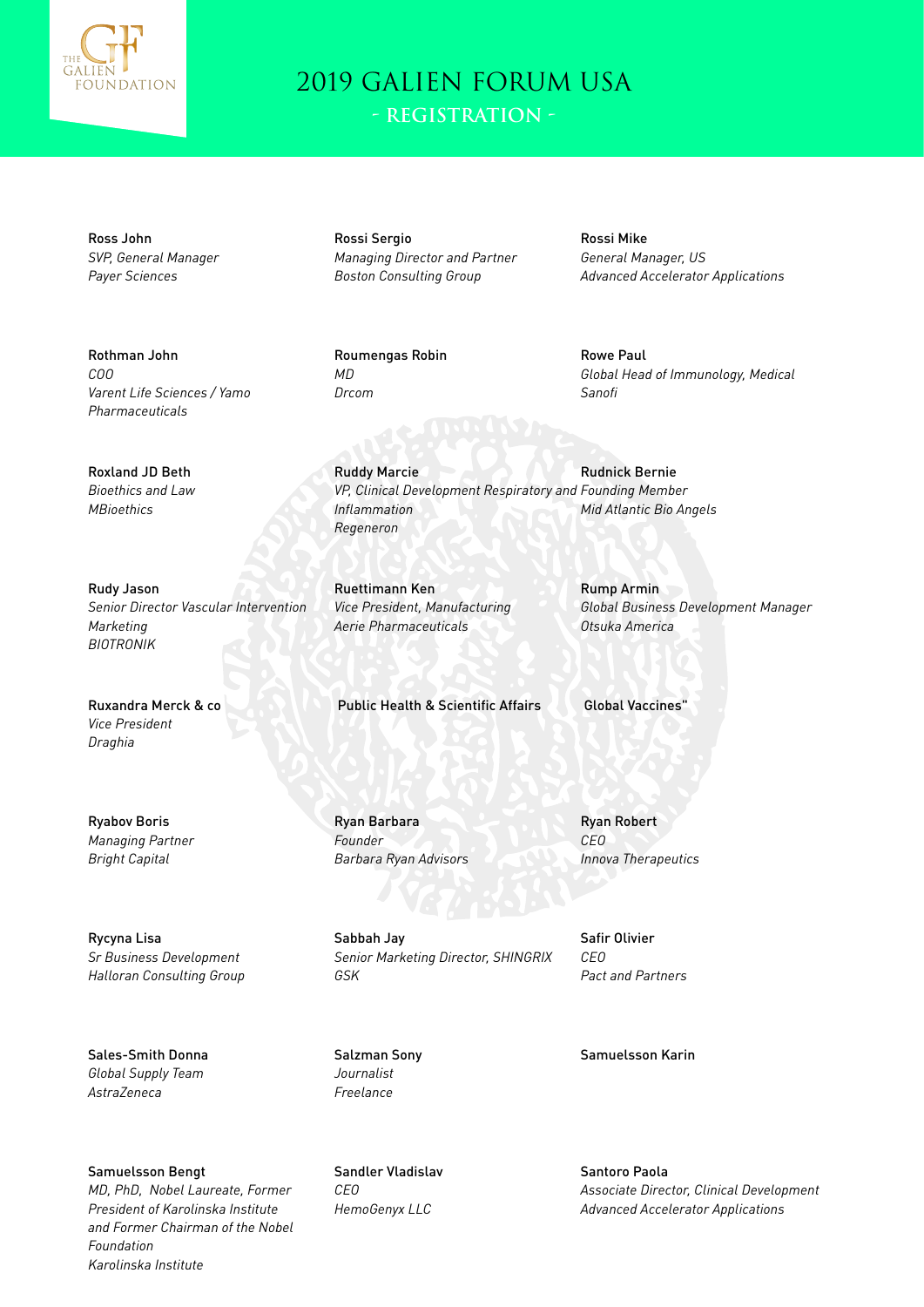# 2019 GALIEN FORUM USA

## - REGISTRATION -

Ross John
*SVP, General Manager*
*Payer Sciences*

Rossi Sergio
*Managing Director and Partner*
*Boston Consulting Group*

Rossi Mike
*General Manager, US*
*Advanced Accelerator Applications*

Rothman John
*COO*
*Varent Life Sciences / Yamo Pharmaceuticals*

Roumengas Robin
*MD*
*Drcom*

Rowe Paul
*Global Head of Immunology, Medical*
*Sanofi*

Roxland JD Beth
*Bioethics and Law*
*MBioethics*

Ruddy Marcie
*VP, Clinical Development Respiratory and Inflammation*
*Regeneron*

Rudnick Bernie
*Founding Member*
*Mid Atlantic Bio Angels*

Rudy Jason
*Senior Director Vascular Intervention Marketing*
*BIOTRONIK*

Ruettimann Ken
*Vice President, Manufacturing*
*Aerie Pharmaceuticals*

Rump Armin
*Global Business Development Manager*
*Otsuka America*

Ruxandra Merck & co
*Vice President*
*Draghia*

Public Health & Scientific Affairs

Global Vaccines"

Ryabov Boris
*Managing Partner*
*Bright Capital*

Ryan Barbara
*Founder*
*Barbara Ryan Advisors*

Ryan Robert
*CEO*
*Innova Therapeutics*

Rycyna Lisa
*Sr Business Development*
*Halloran Consulting Group*

Sabbah Jay
*Senior Marketing Director, SHINGRIX*
*GSK*

Safir Olivier
*CEO*
*Pact and Partners*

Sales-Smith Donna
*Global Supply Team*
*AstraZeneca*

Salzman Sony
*Journalist*
*Freelance*

Samuelsson Karin

Samuelsson Bengt
*MD, PhD, Nobel Laureate, Former President of Karolinska Institute and Former Chairman of the Nobel Foundation*
*Karolinska Institute*

Sandler Vladislav
*CEO*
*HemoGenyx LLC*

Santoro Paola
*Associate Director, Clinical Development*
*Advanced Accelerator Applications*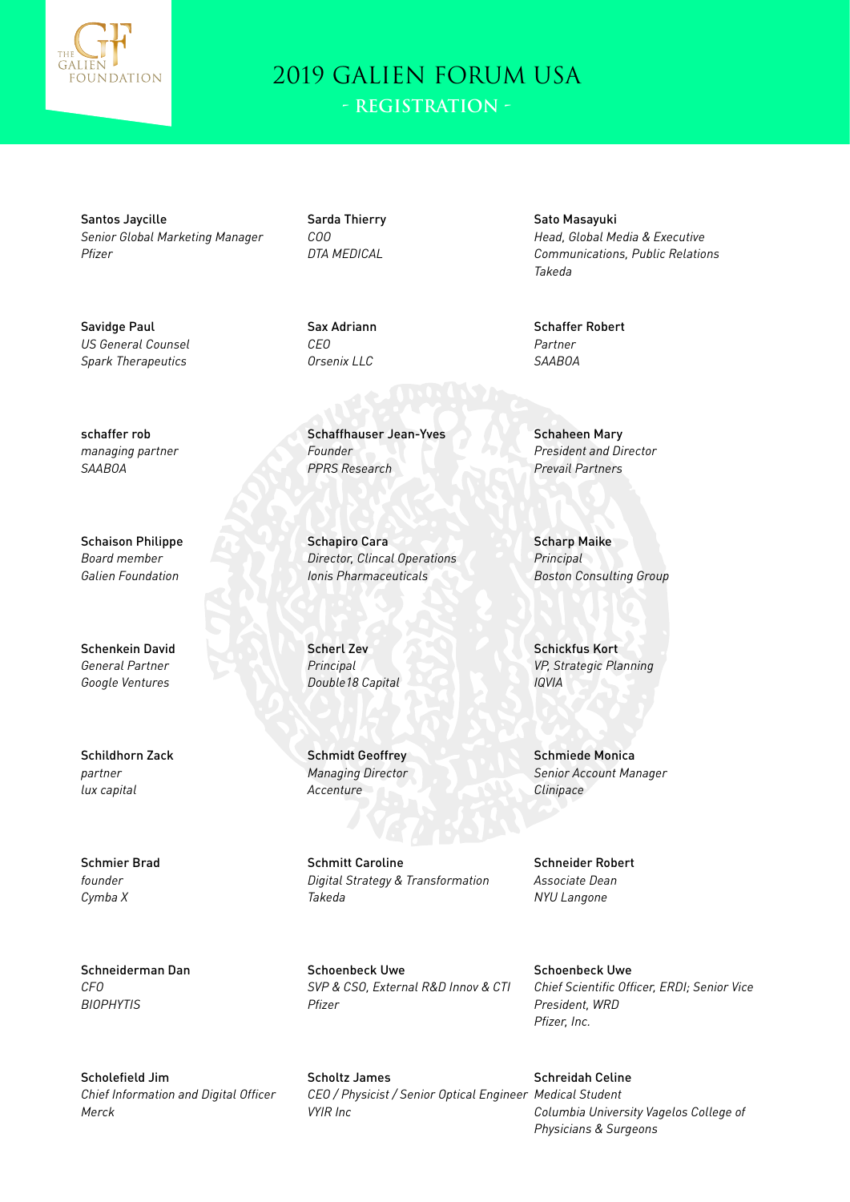# 2019 GALIEN FORUM USA

## - REGISTRATION -

Santos Jaycille
*Senior Global Marketing Manager*
*Pfizer*

Sarda Thierry
*COO*
*DTA MEDICAL*

Sato Masayuki
*Head, Global Media & Executive Communications, Public Relations*
*Takeda*

Savidge Paul
*US General Counsel*
*Spark Therapeutics*

Sax Adriann
*CEO*
*Orsenix LLC*

Schaffer Robert
*Partner*
*SAABOA*

schaffer rob
*managing partner*
*SAABOA*

Schaffhauser Jean-Yves
*Founder*
*PPRS Research*

Schaheen Mary
*President and Director*
*Prevail Partners*

Schaison Philippe
*Board member*
*Galien Foundation*

Schapiro Cara
*Director, Clincal Operations*
*Ionis Pharmaceuticals*

Scharp Maike
*Principal*
*Boston Consulting Group*

Schenkein David
*General Partner*
*Google Ventures*

Scherl Zev
*Principal*
*Double18 Capital*

Schickfus Kort
*VP, Strategic Planning*
*IQVIA*

Schildhorn Zack
*partner*
*lux capital*

Schmidt Geoffrey
*Managing Director*
*Accenture*

Schmiede Monica
*Senior Account Manager*
*Clinipace*

Schmier Brad
*founder*
*Cymba X*

Schmitt Caroline
*Digital Strategy & Transformation*
*Takeda*

Schneider Robert
*Associate Dean*
*NYU Langone*

Schneiderman Dan
*CFO*
*BIOPHYTIS*

Schoenbeck Uwe
*SVP & CSO, External R&D Innov & CTI*
*Pfizer*

Schoenbeck Uwe
*Chief Scientific Officer, ERDI; Senior Vice President, WRD*
*Pfizer, Inc.*

Scholefield Jim
*Chief Information and Digital Officer*
*Merck*

Scholtz James
*CEO / Physicist / Senior Optical Engineer*
*VYIR Inc*

Schreidah Celine
*Medical Student*
*Columbia University Vagelos College of Physicians & Surgeons*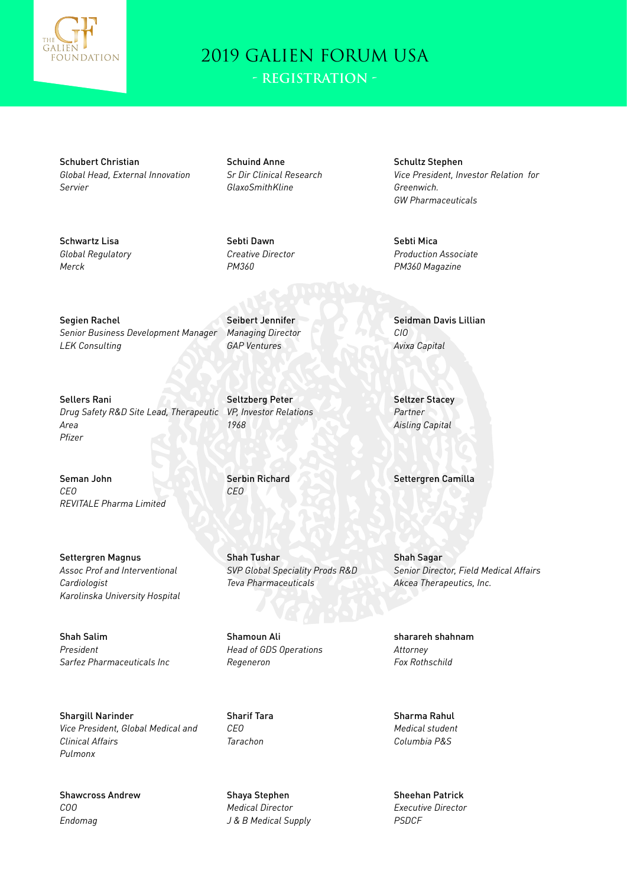# 2019 GALIEN FORUM USA

## - REGISTRATION -

Schubert Christian
*Global Head, External Innovation*
*Servier*

Schuind Anne
*Sr Dir Clinical Research*
*GlaxoSmithKline*

Schultz Stephen
*Vice President, Investor Relation for Greenwich.*
*GW Pharmaceuticals*

Schwartz Lisa
*Global Regulatory*
*Merck*

Sebti Dawn
*Creative Director*
*PM360*

Sebti Mica
*Production Associate*
*PM360 Magazine*

Segien Rachel
*Senior Business Development Manager*
*LEK Consulting*

Seibert Jennifer
*Managing Director*
*GAP Ventures*

Seidman Davis Lillian
*CIO*
*Avixa Capital*

Sellers Rani
*Drug Safety R&D Site Lead, Therapeutic Area*
*Pfizer*

Seltzberg Peter
*VP, Investor Relations*
*1968*

Seltzer Stacey
*Partner*
*Aisling Capital*

Seman John
*CEO*
*REVITALE Pharma Limited*

Serbin Richard
*CEO*

Settergren Camilla

Settergren Magnus
*Assoc Prof and Interventional Cardiologist*
*Karolinska University Hospital*

Shah Tushar
*SVP Global Speciality Prods R&D*
*Teva Pharmaceuticals*

Shah Sagar
*Senior Director, Field Medical Affairs*
*Akcea Therapeutics, Inc.*

Shah Salim
*President*
*Sarfez Pharmaceuticals Inc*

Shamoun Ali
*Head of GDS Operations*
*Regeneron*

sharareh shahnam
*Attorney*
*Fox Rothschild*

Shargill Narinder
*Vice President, Global Medical and Clinical Affairs*
*Pulmonx*

Sharif Tara
*CEO*
*Tarachon*

Sharma Rahul
*Medical student*
*Columbia P&S*

Shawcross Andrew
*COO*
*Endomag*

Shaya Stephen
*Medical Director*
*J & B Medical Supply*

Sheehan Patrick
*Executive Director*
*PSDCF*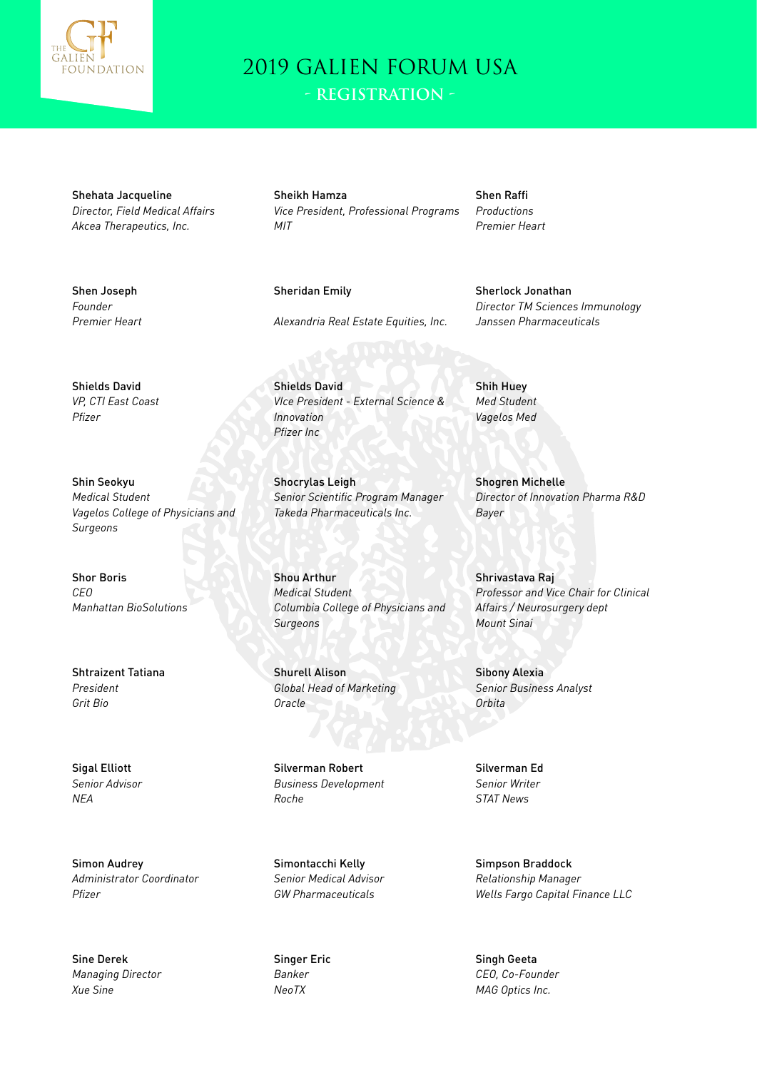# 2019 GALIEN FORUM USA

## - REGISTRATION -

**Shehata Jacqueline**
*Director, Field Medical Affairs*
*Akcea Therapeutics, Inc.*

**Sheikh Hamza**
*Vice President, Professional Programs*
*MIT*

**Shen Raffi**
*Productions*
*Premier Heart*

**Shen Joseph**
*Founder*
*Premier Heart*

**Sheridan Emily**
*Alexandria Real Estate Equities, Inc.*

**Sherlock Jonathan**
*Director TM Sciences Immunology*
*Janssen Pharmaceuticals*

**Shields David**
*VP, CTI East Coast*
*Pfizer*

**Shields David**
*VIce President - External Science & Innovation*
*Pfizer Inc*

**Shih Huey**
*Med Student*
*Vagelos Med*

**Shin Seokyu**
*Medical Student*
*Vagelos College of Physicians and Surgeons*

**Shocrylas Leigh**
*Senior Scientific Program Manager*
*Takeda Pharmaceuticals Inc.*

**Shogren Michelle**
*Director of Innovation Pharma R&D*
*Bayer*

**Shor Boris**
*CEO*
*Manhattan BioSolutions*

**Shou Arthur**
*Medical Student*
*Columbia College of Physicians and Surgeons*

**Shrivastava Raj**
*Professor and Vice Chair for Clinical Affairs / Neurosurgery dept*
*Mount Sinai*

**Shtraizent Tatiana**
*President*
*Grit Bio*

**Shurell Alison**
*Global Head of Marketing*
*Oracle*

**Sibony Alexia**
*Senior Business Analyst*
*Orbita*

**Sigal Elliott**
*Senior Advisor*
*NEA*

**Silverman Robert**
*Business Development*
*Roche*

**Silverman Ed**
*Senior Writer*
*STAT News*

**Simon Audrey**
*Administrator Coordinator*
*Pfizer*

**Simontacchi Kelly**
*Senior Medical Advisor*
*GW Pharmaceuticals*

**Simpson Braddock**
*Relationship Manager*
*Wells Fargo Capital Finance LLC*

**Sine Derek**
*Managing Director*
*Xue Sine*

**Singer Eric**
*Banker*
*NeoTX*

**Singh Geeta**
*CEO, Co-Founder*
*MAG Optics Inc.*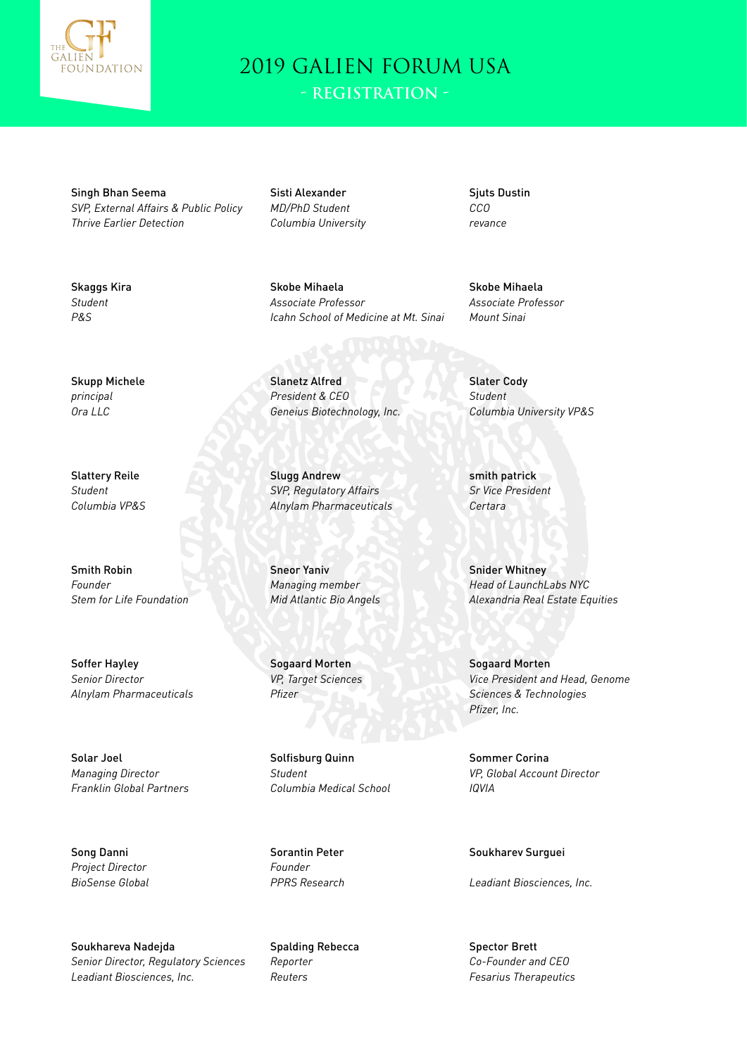# 2019 GALIEN FORUM USA

## - REGISTRATION -

Singh Bhan Seema
*SVP, External Affairs & Public Policy*
*Thrive Earlier Detection*

Sisti Alexander
*MD/PhD Student*
*Columbia University*

Sjuts Dustin
*CCO*
*revance*

Skaggs Kira
*Student*
*P&S*

Skobe Mihaela
*Associate Professor*
*Icahn School of Medicine at Mt. Sinai*

Skobe Mihaela
*Associate Professor*
*Mount Sinai*

Skupp Michele
*principal*
*Ora LLC*

Slanetz Alfred
*President & CEO*
*Geneius Biotechnology, Inc.*

Slater Cody
*Student*
*Columbia University VP&S*

Slattery Reile
*Student*
*Columbia VP&S*

Slugg Andrew
*SVP, Regulatory Affairs*
*Alnylam Pharmaceuticals*

smith patrick
*Sr Vice President*
*Certara*

Smith Robin
*Founder*
*Stem for Life Foundation*

Sneor Yaniv
*Managing member*
*Mid Atlantic Bio Angels*

Snider Whitney
*Head of LaunchLabs NYC*
*Alexandria Real Estate Equities*

Soffer Hayley
*Senior Director*
*Alnylam Pharmaceuticals*

Sogaard Morten
*VP, Target Sciences*
*Pfizer*

Sogaard Morten
*Vice President and Head, Genome Sciences & Technologies*
*Pfizer, Inc.*

Solar Joel
*Managing Director*
*Franklin Global Partners*

Solfisburg Quinn
*Student*
*Columbia Medical School*

Sommer Corina
*VP, Global Account Director*
*IQVIA*

Song Danni
*Project Director*
*BioSense Global*

Sorantin Peter
*Founder*
*PPRS Research*

Soukharev Surguei
*Leadiant Biosciences, Inc.*

Soukhareva Nadejda
*Senior Director, Regulatory Sciences*
*Leadiant Biosciences, Inc.*

Spalding Rebecca
*Reporter*
*Reuters*

Spector Brett
*Co-Founder and CEO*
*Fesarius Therapeutics*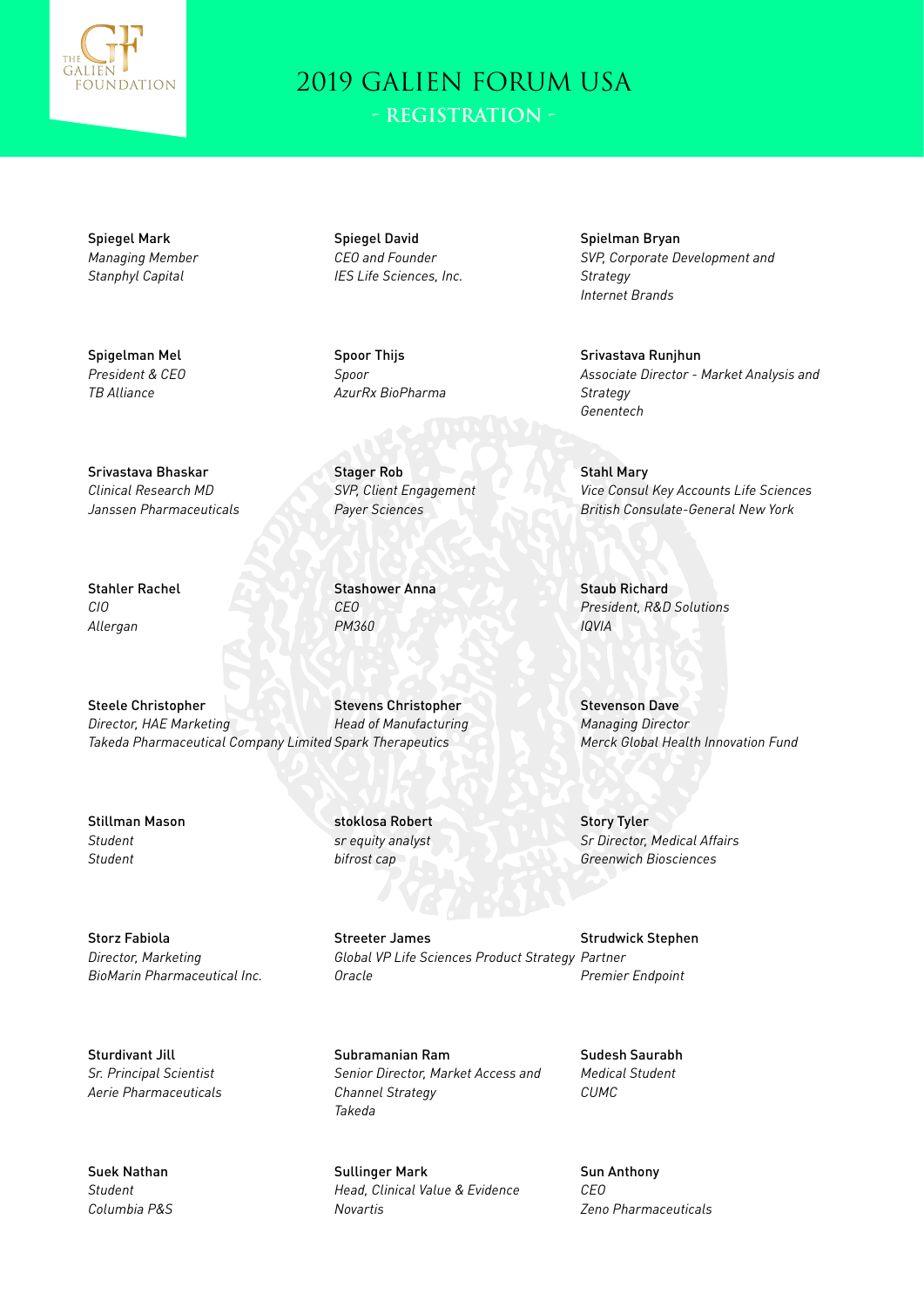# 2019 GALIEN FORUM USA

## - REGISTRATION -

**Spiegel Mark**
*Managing Member*
*Stanphyl Capital*

**Spiegel David**
*CEO and Founder*
*IES Life Sciences, Inc.*

**Spielman Bryan**
*SVP, Corporate Development and Strategy*
*Internet Brands*

**Spigelman Mel**
*President & CEO*
*TB Alliance*

**Spoor Thijs**
*Spoor*
*AzurRx BioPharma*

**Srivastava Runjhun**
*Associate Director - Market Analysis and Strategy*
*Genentech*

**Srivastava Bhaskar**
*Clinical Research MD*
*Janssen Pharmaceuticals*

**Stager Rob**
*SVP, Client Engagement*
*Payer Sciences*

**Stahl Mary**
*Vice Consul Key Accounts Life Sciences*
*British Consulate-General New York*

**Stahler Rachel**
*CIO*
*Allergan*

**Stashower Anna**
*CEO*
*PM360*

**Staub Richard**
*President, R&D Solutions*
*IQVIA*

**Steele Christopher**
*Director, HAE Marketing*
*Takeda Pharmaceutical Company Limited*

**Stevens Christopher**
*Head of Manufacturing*
*Spark Therapeutics*

**Stevenson Dave**
*Managing Director*
*Merck Global Health Innovation Fund*

**Stillman Mason**
*Student*
*Student*

**stoklosa Robert**
*sr equity analyst*
*bifrost cap*

**Story Tyler**
*Sr Director, Medical Affairs*
*Greenwich Biosciences*

**Storz Fabiola**
*Director, Marketing*
*BioMarin Pharmaceutical Inc.*

**Streeter James**
*Global VP Life Sciences Product Strategy*
*Oracle*

**Strudwick Stephen**
*Partner*
*Premier Endpoint*

**Sturdivant Jill**
*Sr. Principal Scientist*
*Aerie Pharmaceuticals*

**Subramanian Ram**
*Senior Director, Market Access and Channel Strategy*
*Takeda*

**Sudesh Saurabh**
*Medical Student*
*CUMC*

**Suek Nathan**
*Student*
*Columbia P&S*

**Sullinger Mark**
*Head, Clinical Value & Evidence*
*Novartis*

**Sun Anthony**
*CEO*
*Zeno Pharmaceuticals*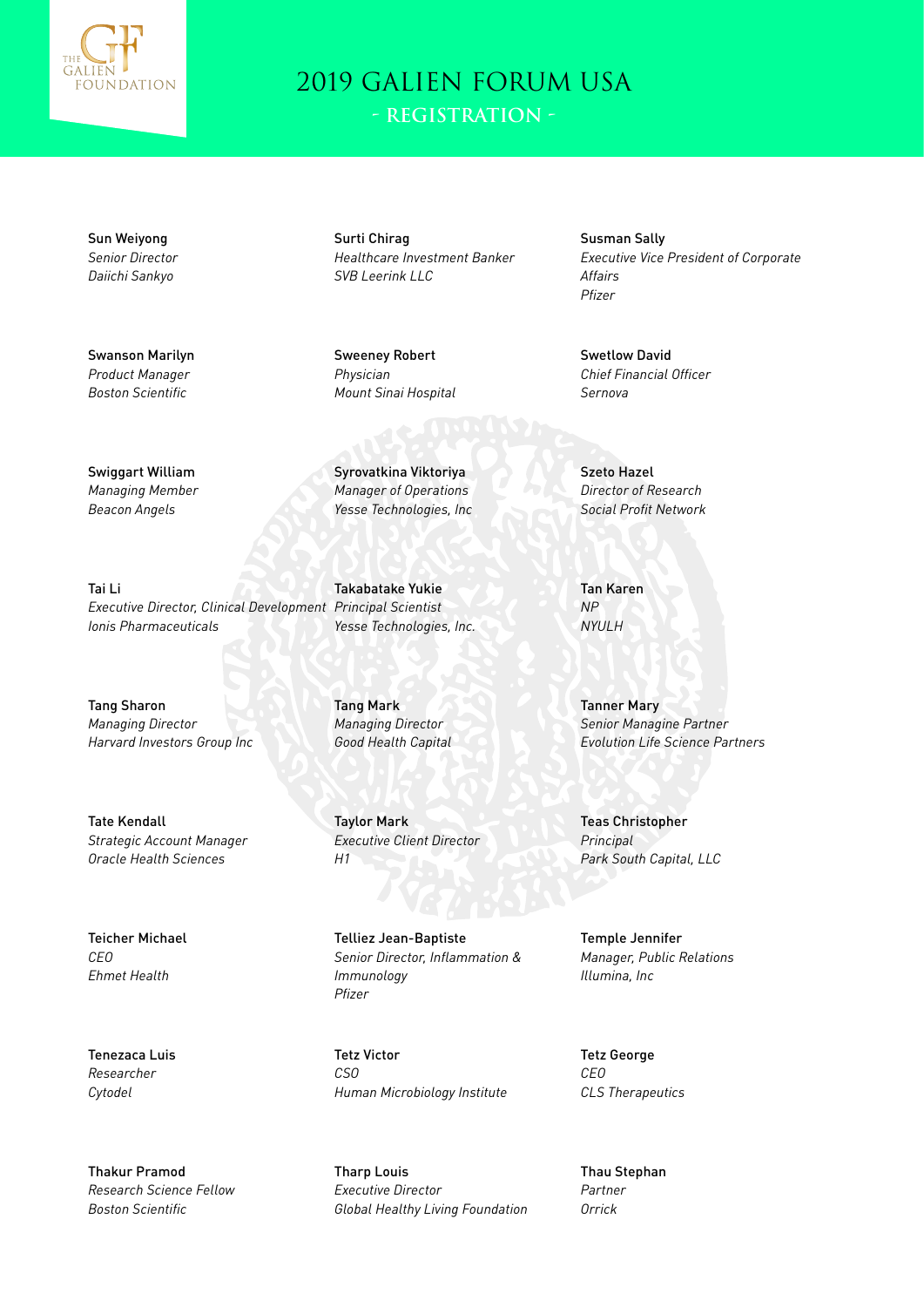# 2019 GALIEN FORUM USA

## - REGISTRATION -

Sun Weiyong
*Senior Director*
*Daiichi Sankyo*

Surti Chirag
*Healthcare Investment Banker*
*SVB Leerink LLC*

Susman Sally
*Executive Vice President of Corporate Affairs*
*Pfizer*

Swanson Marilyn
*Product Manager*
*Boston Scientific*

Sweeney Robert
*Physician*
*Mount Sinai Hospital*

Swetlow David
*Chief Financial Officer*
*Sernova*

Swiggart William
*Managing Member*
*Beacon Angels*

Syrovatkina Viktoriya
*Manager of Operations*
*Yesse Technologies, Inc*

Szeto Hazel
*Director of Research*
*Social Profit Network*

Tai Li
*Executive Director, Clinical Development*
*Ionis Pharmaceuticals*

Takabatake Yukie
*Principal Scientist*
*Yesse Technologies, Inc.*

Tan Karen
*NP*
*NYULH*

Tang Sharon
*Managing Director*
*Harvard Investors Group Inc*

Tang Mark
*Managing Director*
*Good Health Capital*

Tanner Mary
*Senior Managine Partner*
*Evolution Life Science Partners*

Tate Kendall
*Strategic Account Manager*
*Oracle Health Sciences*

Taylor Mark
*Executive Client Director*
*H1*

Teas Christopher
*Principal*
*Park South Capital, LLC*

Teicher Michael
*CEO*
*Ehmet Health*

Telliez Jean-Baptiste
*Senior Director, Inflammation & Immunology*
*Pfizer*

Temple Jennifer
*Manager, Public Relations*
*Illumina, Inc*

Tenezaca Luis
*Researcher*
*Cytodel*

Tetz Victor
*CSO*
*Human Microbiology Institute*

Tetz George
*CEO*
*CLS Therapeutics*

Thakur Pramod
*Research Science Fellow*
*Boston Scientific*

Tharp Louis
*Executive Director*
*Global Healthy Living Foundation*

Thau Stephan
*Partner*
*Orrick*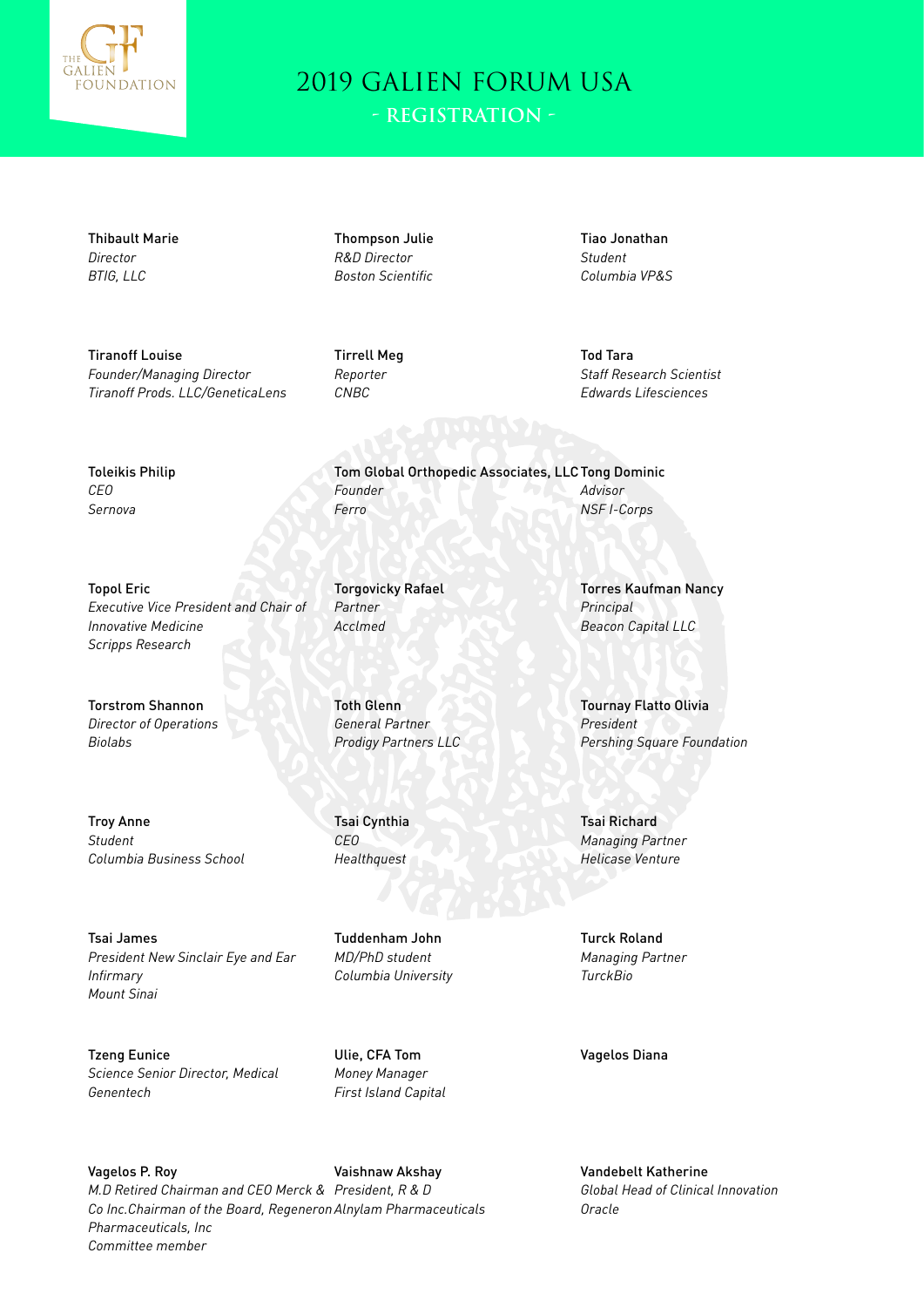# 2019 GALIEN FORUM USA

## - REGISTRATION -

Thibault Marie
*Director*
*BTIG, LLC*

Thompson Julie
*R&D Director*
*Boston Scientific*

Tiao Jonathan
*Student*
*Columbia VP&S*

Tiranoff Louise
*Founder/Managing Director*
*Tiranoff Prods. LLC/GeneticaLens*

Tirrell Meg
*Reporter*
*CNBC*

Tod Tara
*Staff Research Scientist*
*Edwards Lifesciences*

Toleikis Philip
*CEO*
*Sernova*

Tom Global Orthopedic Associates, LLC
*Founder*
*Ferro*

Tong Dominic
*Advisor*
*NSF I-Corps*

Topol Eric
*Executive Vice President and Chair of Innovative Medicine*
*Scripps Research*

Torgovicky Rafael
*Partner*
*Acclmed*

Torres Kaufman Nancy
*Principal*
*Beacon Capital LLC*

Torstrom Shannon
*Director of Operations*
*Biolabs*

Toth Glenn
*General Partner*
*Prodigy Partners LLC*

Tournay Flatto Olivia
*President*
*Pershing Square Foundation*

Troy Anne
*Student*
*Columbia Business School*

Tsai Cynthia
*CEO*
*Healthquest*

Tsai Richard
*Managing Partner*
*Helicase Venture*

Tsai James
*President New Sinclair Eye and Ear Infirmary*
*Mount Sinai*

Tuddenham John
*MD/PhD student*
*Columbia University*

Turck Roland
*Managing Partner*
*TurckBio*

Tzeng Eunice
*Science Senior Director, Medical*
*Genentech*

Ulie, CFA Tom
*Money Manager*
*First Island Capital*

Vagelos Diana

Vagelos P. Roy
*M.D Retired Chairman and CEO Merck & Co Inc.Chairman of the Board, Regeneron Pharmaceuticals, Inc*
*Committee member*

Vaishnaw Akshay
*President, R & D*
*Alnylam Pharmaceuticals*

Vandebelt Katherine
*Global Head of Clinical Innovation*
*Oracle*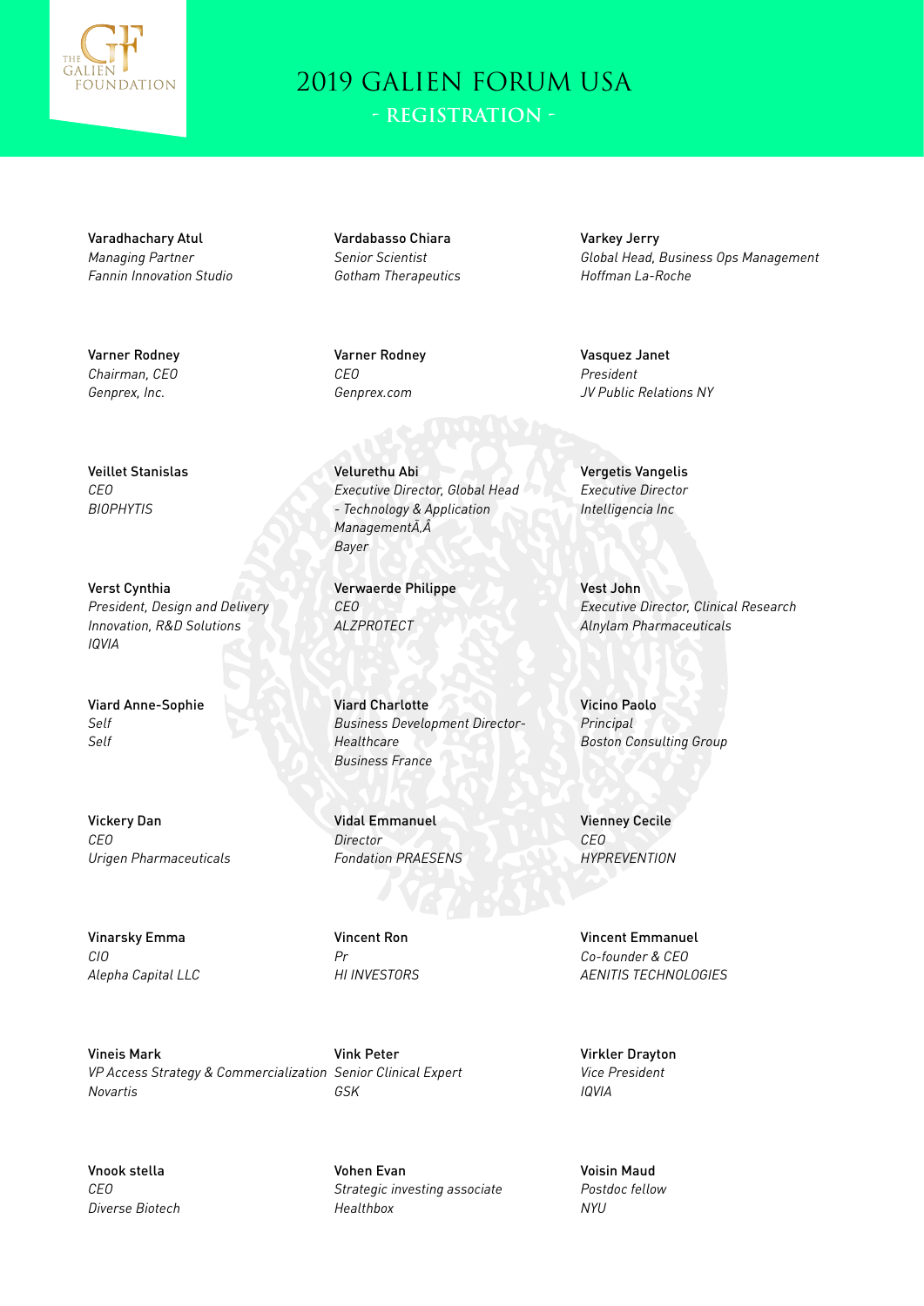# 2019 GALIEN FORUM USA

## - REGISTRATION -

Varadhachary Atul
*Managing Partner*
*Fannin Innovation Studio*

Vardabasso Chiara
*Senior Scientist*
*Gotham Therapeutics*

Varkey Jerry
*Global Head, Business Ops Management*
*Hoffman La-Roche*

Varner Rodney
*Chairman, CEO*
*Genprex, Inc.*

Varner Rodney
*CEO*
*Genprex.com*

Vasquez Janet
*President*
*JV Public Relations NY*

Veillet Stanislas
*CEO*
*BIOPHYTIS*

Velurethu Abi
*Executive Director, Global Head - Technology & Application ManagementÃ‚Â*
*Bayer*

Vergetis Vangelis
*Executive Director*
*Intelligencia Inc*

Verst Cynthia
*President, Design and Delivery Innovation, R&D Solutions*
*IQVIA*

Verwaerde Philippe
*CEO*
*ALZPROTECT*

Vest John
*Executive Director, Clinical Research*
*Alnylam Pharmaceuticals*

Viard Anne-Sophie
*Self*
*Self*

Viard Charlotte
*Business Development Director-Healthcare*
*Business France*

Vicino Paolo
*Principal*
*Boston Consulting Group*

Vickery Dan
*CEO*
*Urigen Pharmaceuticals*

Vidal Emmanuel
*Director*
*Fondation PRAESENS*

Vienney Cecile
*CEO*
*HYPREVENTION*

Vinarsky Emma
*CIO*
*Alepha Capital LLC*

Vincent Ron
*Pr*
*HI INVESTORS*

Vincent Emmanuel
*Co-founder & CEO*
*AENITIS TECHNOLOGIES*

Vineis Mark
*VP Access Strategy & Commercialization*
*Novartis*

Vink Peter
*Senior Clinical Expert*
*GSK*

Virkler Drayton
*Vice President*
*IQVIA*

Vnook stella
*CEO*
*Diverse Biotech*

Vohen Evan
*Strategic investing associate*
*Healthbox*

Voisin Maud
*Postdoc fellow*
*NYU*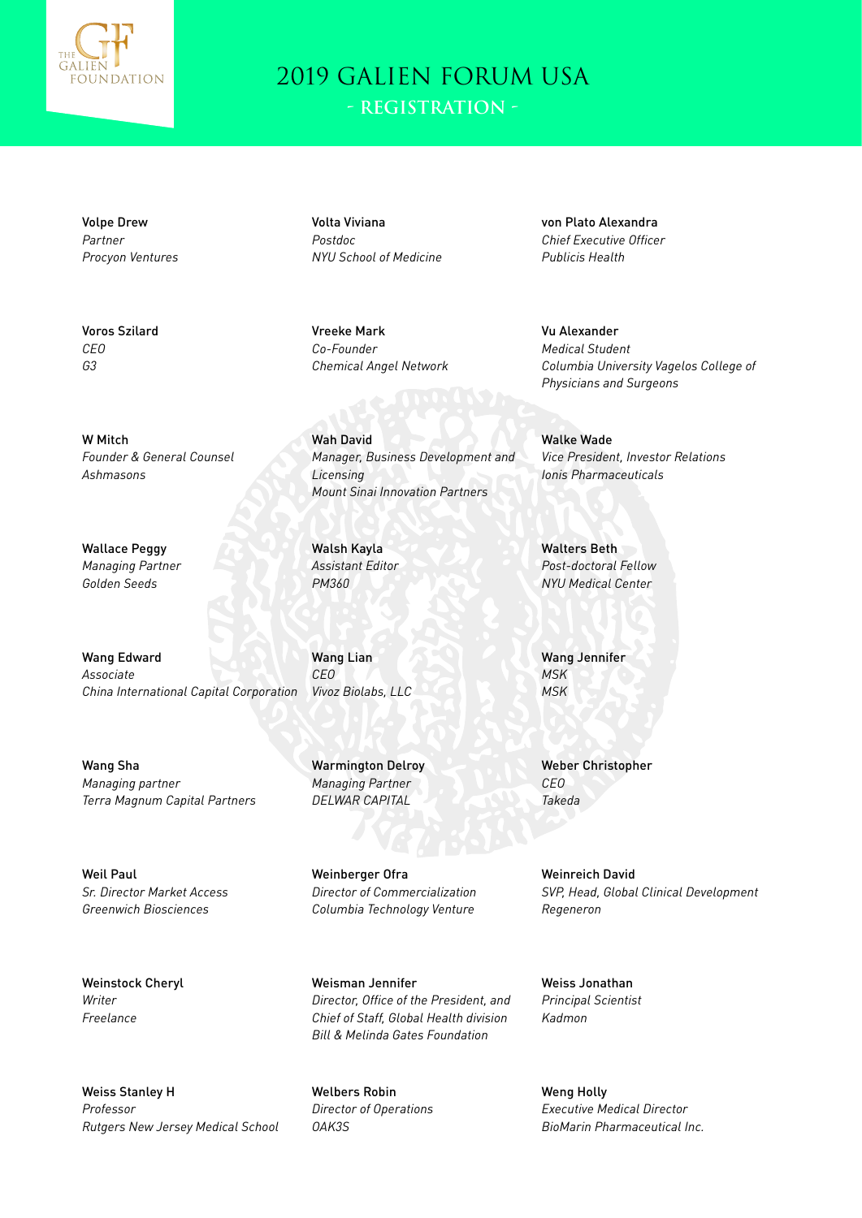# 2019 GALIEN FORUM USA

## - REGISTRATION -

Volpe Drew
*Partner*
*Procyon Ventures*

Volta Viviana
*Postdoc*
*NYU School of Medicine*

von Plato Alexandra
*Chief Executive Officer*
*Publicis Health*

Voros Szilard
*CEO*
*G3*

Vreeke Mark
*Co-Founder*
*Chemical Angel Network*

Vu Alexander
*Medical Student*
*Columbia University Vagelos College of Physicians and Surgeons*

W Mitch
*Founder & General Counsel*
*Ashmasons*

Wah David
*Manager, Business Development and Licensing*
*Mount Sinai Innovation Partners*

Walke Wade
*Vice President, Investor Relations*
*Ionis Pharmaceuticals*

Wallace Peggy
*Managing Partner*
*Golden Seeds*

Walsh Kayla
*Assistant Editor*
*PM360*

Walters Beth
*Post-doctoral Fellow*
*NYU Medical Center*

Wang Edward
*Associate*
*China International Capital Corporation*

Wang Lian
*CEO*
*Vivoz Biolabs, LLC*

Wang Jennifer
*MSK*
*MSK*

Wang Sha
*Managing partner*
*Terra Magnum Capital Partners*

Warmington Delroy
*Managing Partner*
*DELWAR CAPITAL*

Weber Christopher
*CEO*
*Takeda*

Weil Paul
*Sr. Director Market Access*
*Greenwich Biosciences*

Weinberger Ofra
*Director of Commercialization*
*Columbia Technology Venture*

Weinreich David
*SVP, Head, Global Clinical Development*
*Regeneron*

Weinstock Cheryl
*Writer*
*Freelance*

Weisman Jennifer
*Director, Office of the President, and Chief of Staff, Global Health division*
*Bill & Melinda Gates Foundation*

Weiss Jonathan
*Principal Scientist*
*Kadmon*

Weiss Stanley H
*Professor*
*Rutgers New Jersey Medical School*

Welbers Robin
*Director of Operations*
*OAK3S*

Weng Holly
*Executive Medical Director*
*BioMarin Pharmaceutical Inc.*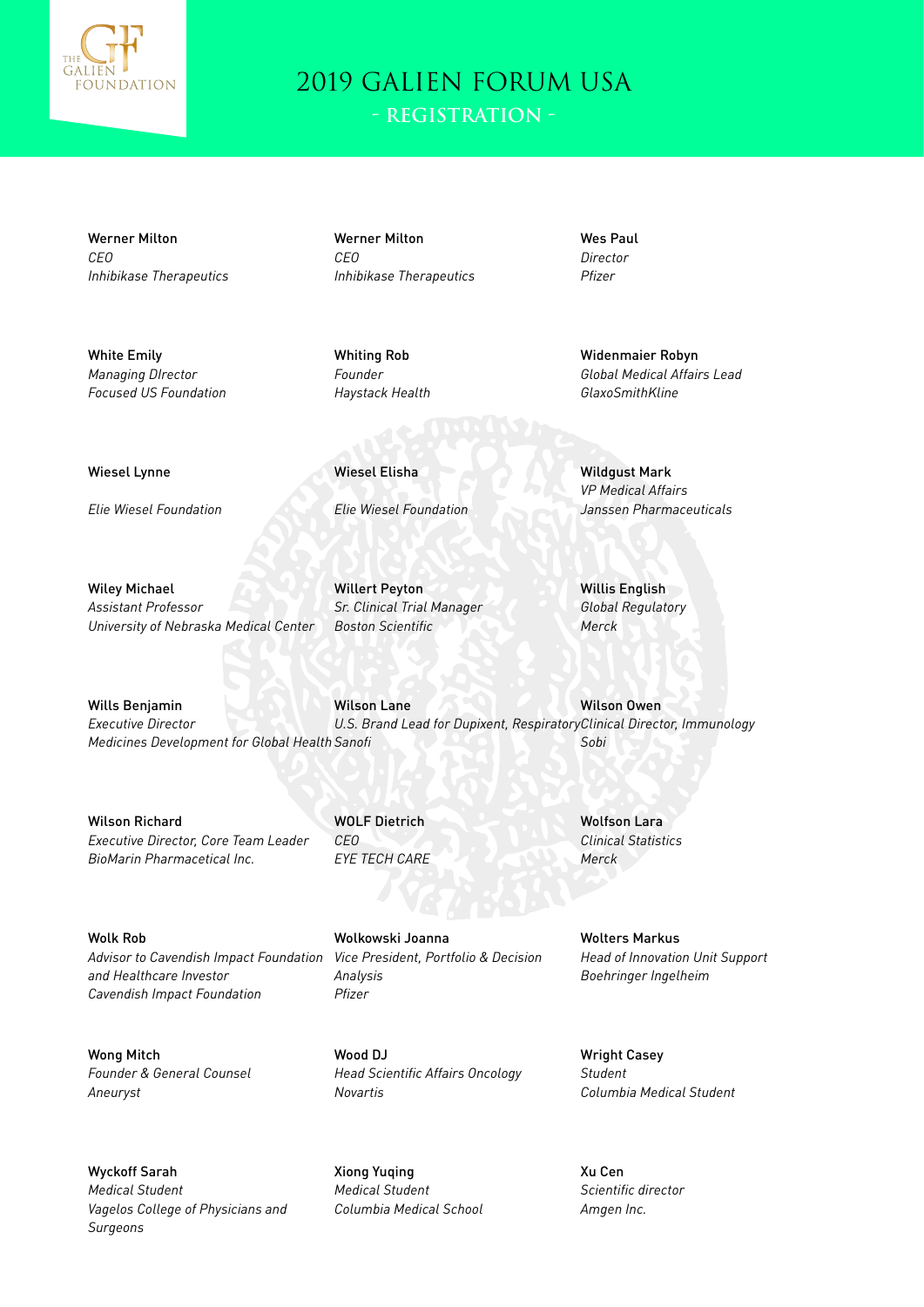# 2019 GALIEN FORUM USA

## - REGISTRATION -

Werner Milton
*CEO*
*Inhibikase Therapeutics*

Werner Milton
*CEO*
*Inhibikase Therapeutics*

Wes Paul
*Director*
*Pfizer*

White Emily
*Managing DIrector*
*Focused US Foundation*

Whiting Rob
*Founder*
*Haystack Health*

Widenmaier Robyn
*Global Medical Affairs Lead*
*GlaxoSmithKline*

Wiesel Lynne

*Elie Wiesel Foundation*

Wiesel Elisha

*Elie Wiesel Foundation*

Wildgust Mark
*VP Medical Affairs*
*Janssen Pharmaceuticals*

Wiley Michael
*Assistant Professor*
*University of Nebraska Medical Center*

Willert Peyton
*Sr. Clinical Trial Manager*
*Boston Scientific*

Willis English
*Global Regulatory*
*Merck*

Wills Benjamin
*Executive Director*
*Medicines Development for Global Health*

Wilson Lane
*U.S. Brand Lead for Dupixent, Respiratory*
*Sanofi*

Wilson Owen
*Clinical Director, Immunology*
*Sobi*

Wilson Richard
*Executive Director, Core Team Leader*
*BioMarin Pharmaceutical Inc.*

WOLF Dietrich
*CEO*
*EYE TECH CARE*

Wolfson Lara
*Clinical Statistics*
*Merck*

Wolk Rob
*Advisor to Cavendish Impact Foundation and Healthcare Investor*
*Cavendish Impact Foundation*

Wolkowski Joanna
*Vice President, Portfolio & Decision Analysis*
*Pfizer*

Wolters Markus
*Head of Innovation Unit Support*
*Boehringer Ingelheim*

Wong Mitch
*Founder & General Counsel*
*Aneuryst*

Wood DJ
*Head Scientific Affairs Oncology*
*Novartis*

Wright Casey
*Student*
*Columbia Medical Student*

Wyckoff Sarah
*Medical Student*
*Vagelos College of Physicians and Surgeons*

Xiong Yuqing
*Medical Student*
*Columbia Medical School*

Xu Cen
*Scientific director*
*Amgen Inc.*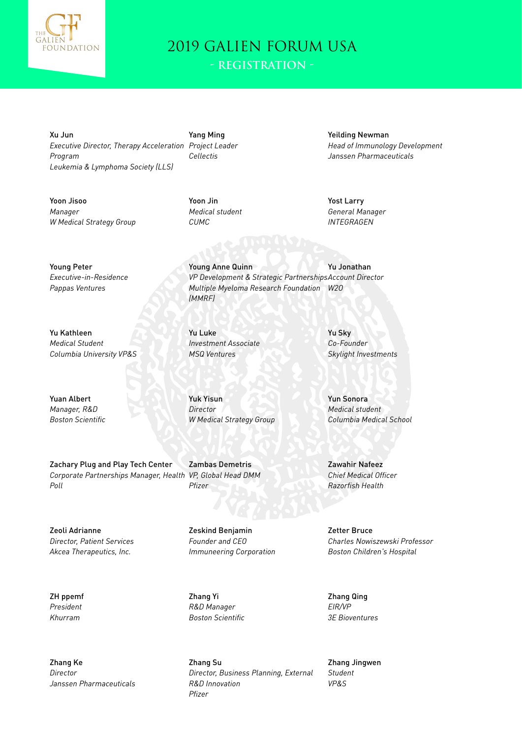# 2019 GALIEN FORUM USA

## - REGISTRATION -

Xu Jun
*Executive Director, Therapy Acceleration Program*
*Leukemia & Lymphoma Society (LLS)*

Yang Ming
*Project Leader*
*Cellectis*

Yeilding Newman
*Head of Immunology Development*
*Janssen Pharmaceuticals*

Yoon Jisoo
*Manager*
*W Medical Strategy Group*

Yoon Jin
*Medical student*
*CUMC*

Yost Larry
*General Manager*
*INTEGRAGEN*

Young Peter
*Executive-in-Residence*
*Pappas Ventures*

Young Anne Quinn
*VP Development & Strategic Partnerships*
*Multiple Myeloma Research Foundation (MMRF)*

Yu Jonathan
*Account Director*
*W2O*

Yu Kathleen
*Medical Student*
*Columbia University VP&S*

Yu Luke
*Investment Associate*
*MSQ Ventures*

Yu Sky
*Co-Founder*
*Skylight Investments*

Yuan Albert
*Manager, R&D*
*Boston Scientific*

Yuk Yisun
*Director*
*W Medical Strategy Group*

Yun Sonora
*Medical student*
*Columbia Medical School*

Zachary Plug and Play Tech Center
*Corporate Partnerships Manager, Health*
*Poll*

Zambas Demetris
*VP, Global Head DMM*
*Pfizer*

Zawahir Nafeez
*Chief Medical Officer*
*Razorfish Health*

Zeoli Adrianne
*Director, Patient Services*
*Akcea Therapeutics, Inc.*

Zeskind Benjamin
*Founder and CEO*
*Immuneering Corporation*

Zetter Bruce
*Charles Nowiszewski Professor*
*Boston Children's Hospital*

ZH ppemf
*President*
*Khurram*

Zhang Yi
*R&D Manager*
*Boston Scientific*

Zhang Qing
*EIR/VP*
*3E Bioventures*

Zhang Ke
*Director*
*Janssen Pharmaceuticals*

Zhang Su
*Director, Business Planning, External R&D Innovation*
*Pfizer*

Zhang Jingwen
*Student*
*VP&S*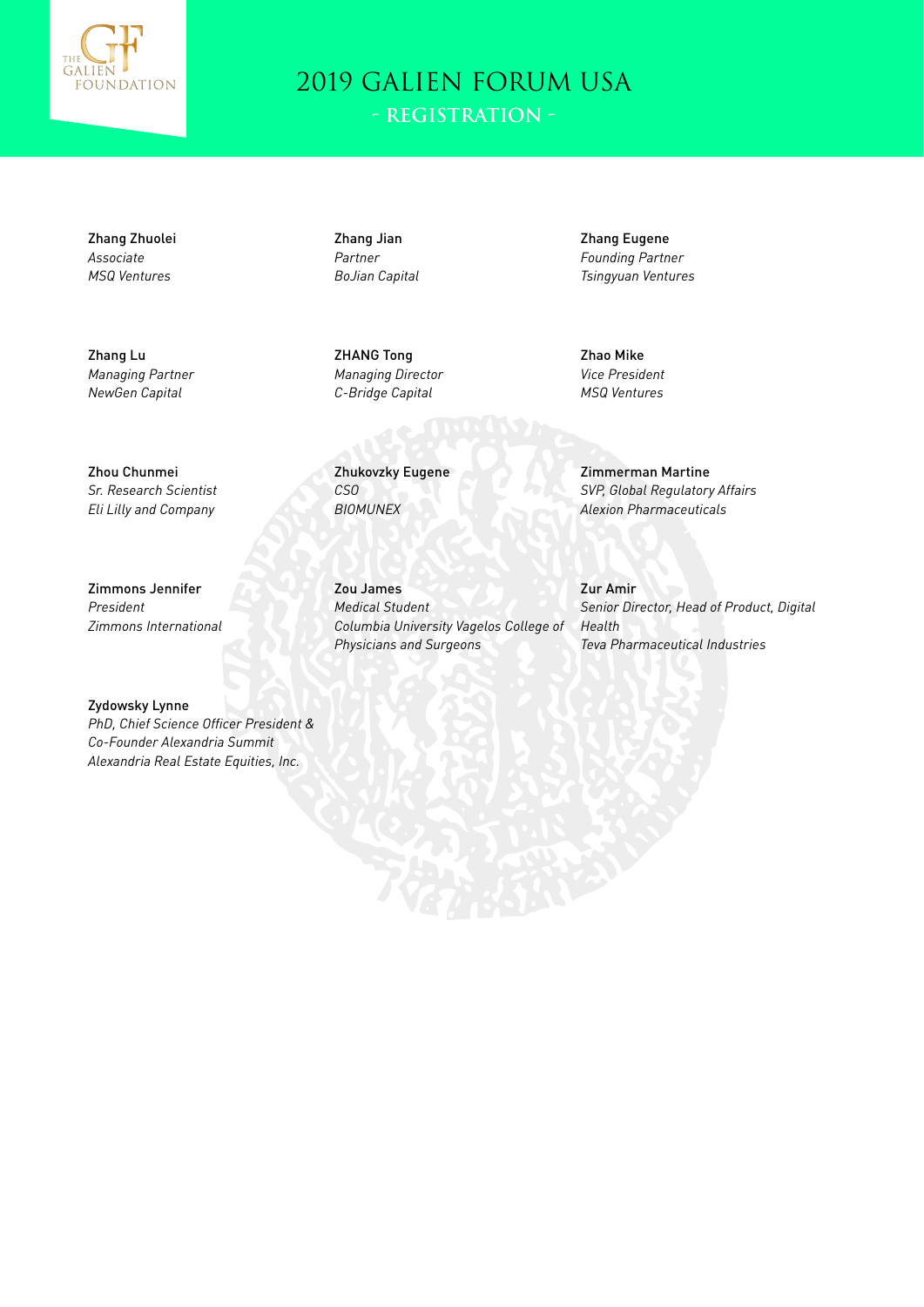# 2019 GALIEN FORUM USA

## - REGISTRATION -

Zhang Zhuolei
*Associate*
*MSQ Ventures*

Zhang Jian
*Partner*
*BoJian Capital*

Zhang Eugene
*Founding Partner*
*Tsingyuan Ventures*

Zhang Lu
*Managing Partner*
*NewGen Capital*

ZHANG Tong
*Managing Director*
*C-Bridge Capital*

Zhao Mike
*Vice President*
*MSQ Ventures*

Zhou Chunmei
*Sr. Research Scientist*
*Eli Lilly and Company*

Zhukovzky Eugene
*CSO*
*BIOMUNEX*

Zimmerman Martine
*SVP, Global Regulatory Affairs*
*Alexion Pharmaceuticals*

Zimmons Jennifer
*President*
*Zimmons International*

Zou James
*Medical Student*
*Columbia University Vagelos College of Physicians and Surgeons*

Zur Amir
*Senior Director, Head of Product, Digital Health*
*Teva Pharmaceutical Industries*

Zydowsky Lynne
*PhD, Chief Science Officer President & Co-Founder Alexandria Summit*
*Alexandria Real Estate Equities, Inc.*